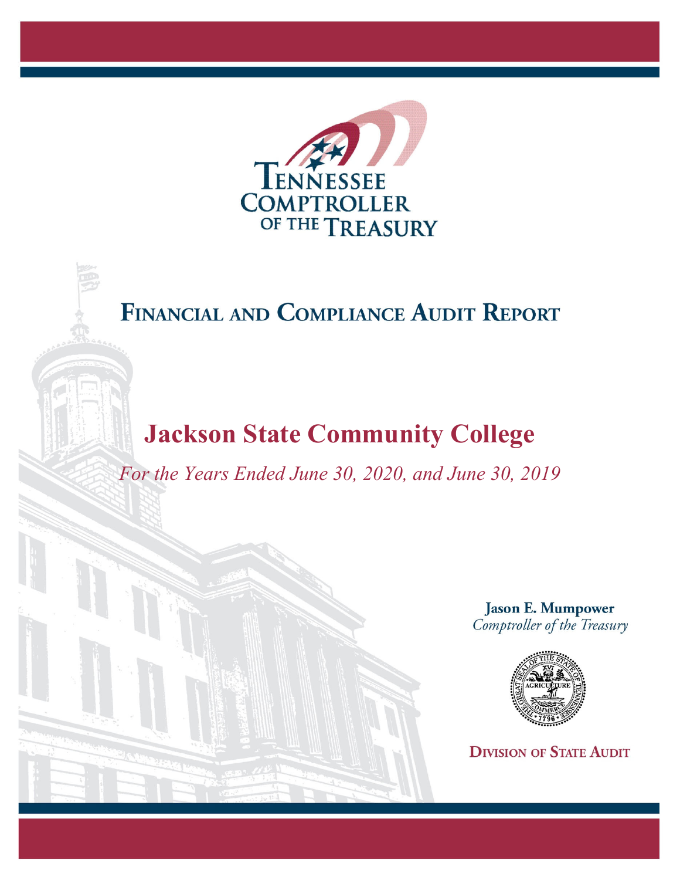Tennessee Comptroller of the Treasury

# Financial and Compliance Audit Report

# Jackson State Community College

*For the Years Ended June 30, 2020, and June 30, 2019*

**Jason E. Mumpower**
*Comptroller of the Treasury*

Division of State Audit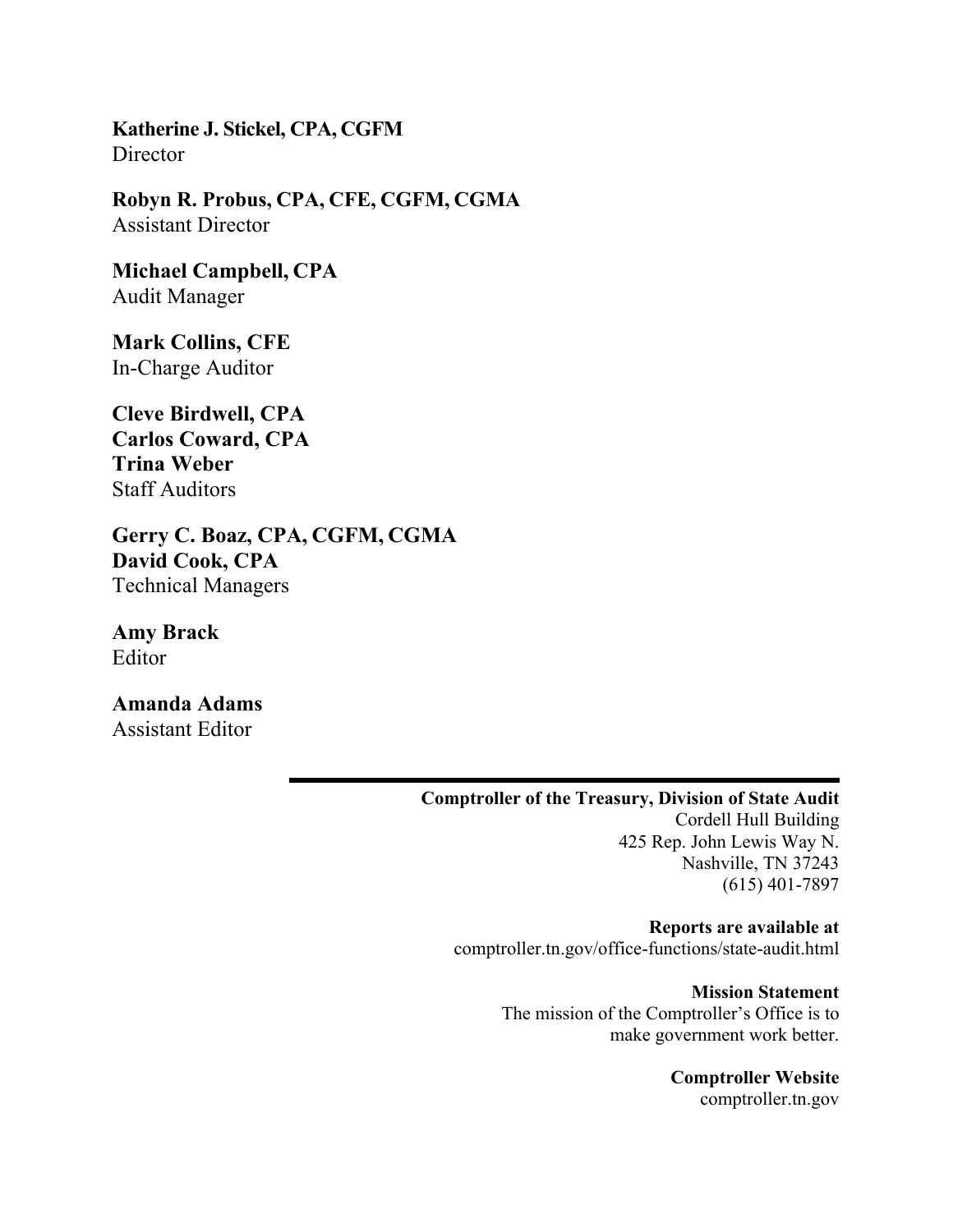**Katherine J. Stickel, CPA, CGFM**
Director

**Robyn R. Probus, CPA, CFE, CGFM, CGMA**
Assistant Director

**Michael Campbell, CPA**
Audit Manager

**Mark Collins, CFE**
In-Charge Auditor

**Cleve Birdwell, CPA**
**Carlos Coward, CPA**
**Trina Weber**
Staff Auditors

**Gerry C. Boaz, CPA, CGFM, CGMA**
**David Cook, CPA**
Technical Managers

**Amy Brack**
Editor

**Amanda Adams**
Assistant Editor

---

**Comptroller of the Treasury, Division of State Audit**
Cordell Hull Building
425 Rep. John Lewis Way N.
Nashville, TN 37243
(615) 401-7897

**Reports are available at**
comptroller.tn.gov/office-functions/state-audit.html

**Mission Statement**
The mission of the Comptroller's Office is to make government work better.

**Comptroller Website**
comptroller.tn.gov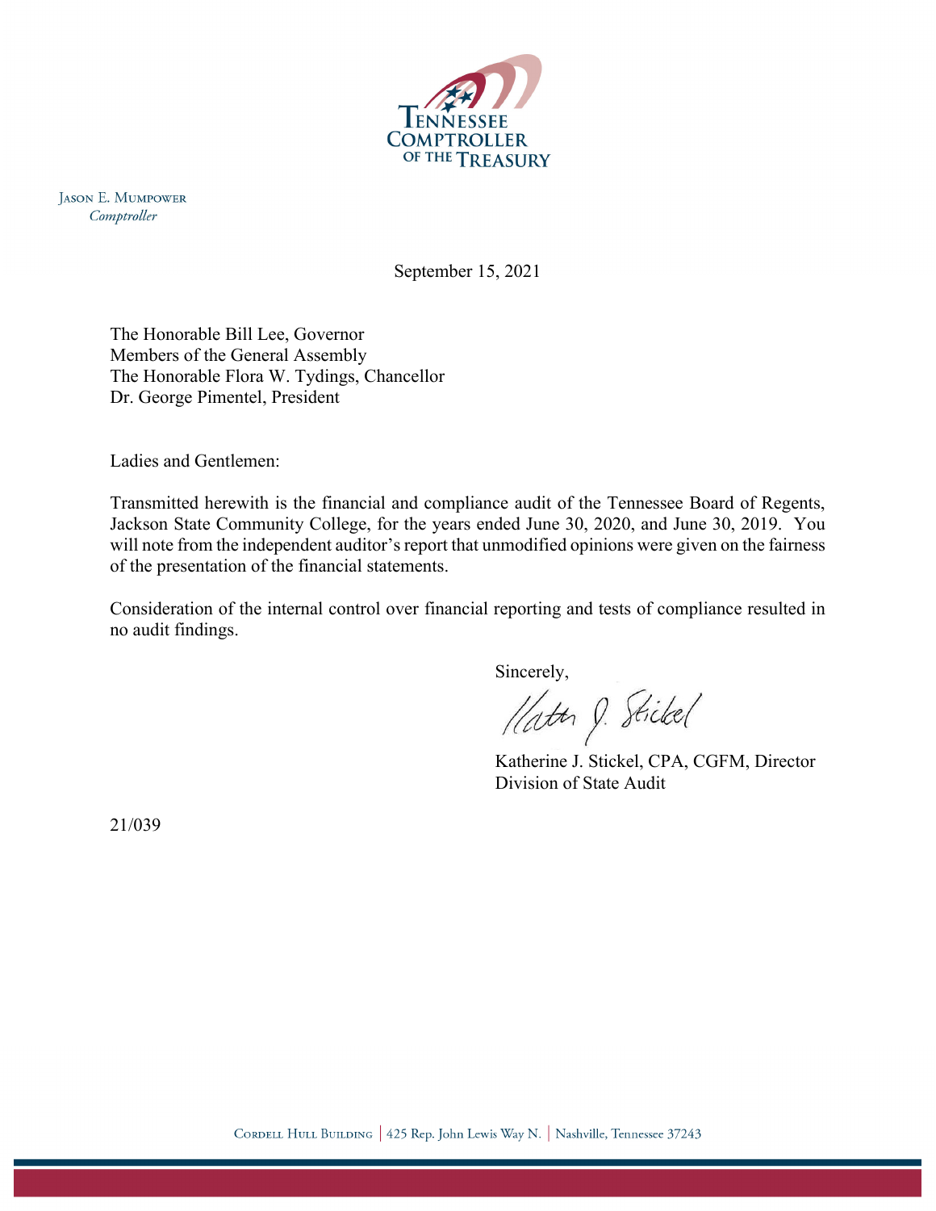Tennessee Comptroller of the Treasury

Jason E. Mumpower
*Comptroller*

September 15, 2021

The Honorable Bill Lee, Governor
Members of the General Assembly
The Honorable Flora W. Tydings, Chancellor
Dr. George Pimentel, President

Ladies and Gentlemen:

Transmitted herewith is the financial and compliance audit of the Tennessee Board of Regents, Jackson State Community College, for the years ended June 30, 2020, and June 30, 2019. You will note from the independent auditor's report that unmodified opinions were given on the fairness of the presentation of the financial statements.

Consideration of the internal control over financial reporting and tests of compliance resulted in no audit findings.

Sincerely,

Katherine J. Stickel, CPA, CGFM, Director
Division of State Audit

21/039

Cordell Hull Building | 425 Rep. John Lewis Way N. | Nashville, Tennessee 37243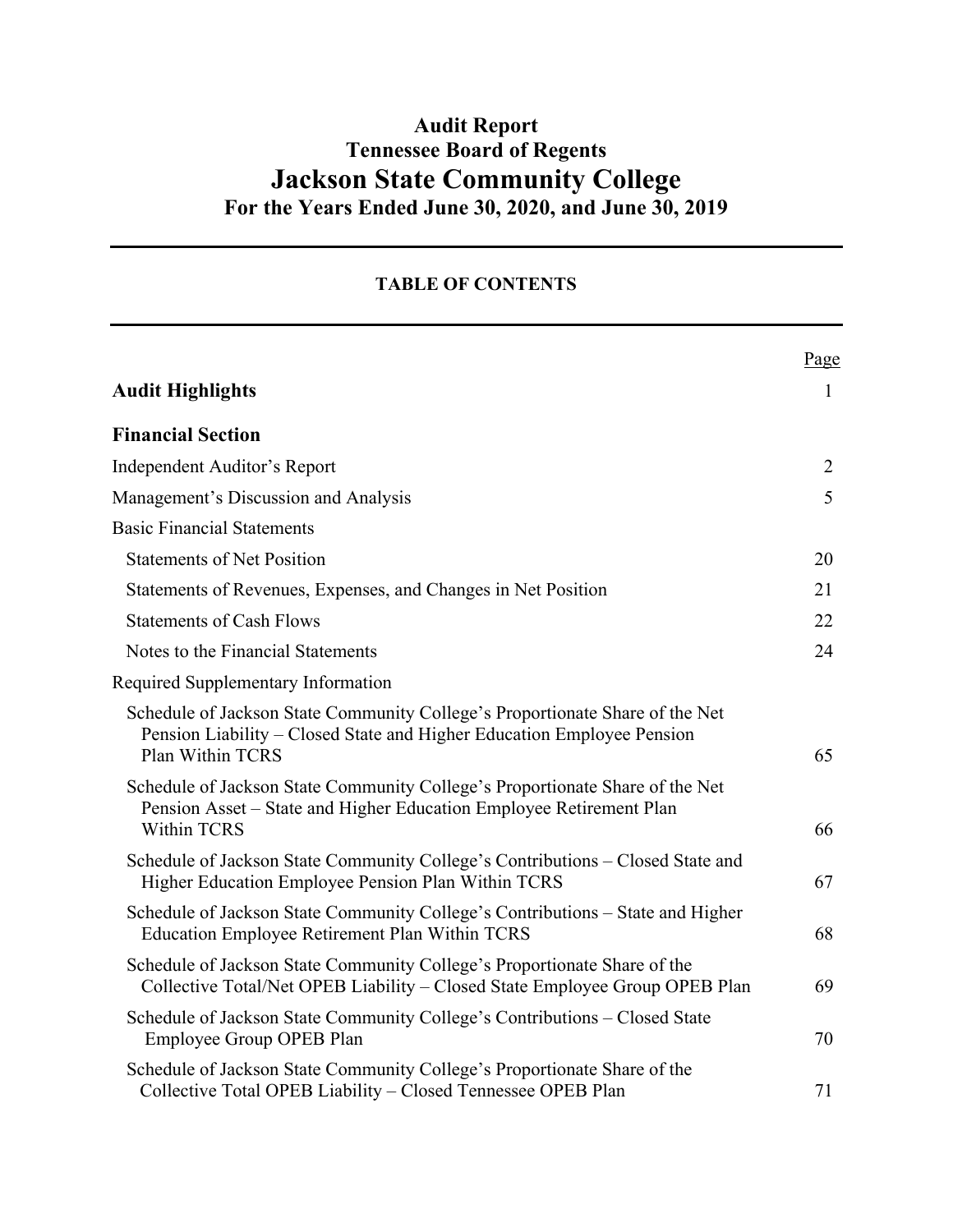# Audit Report
## Tennessee Board of Regents
# Jackson State Community College
## For the Years Ended June 30, 2020, and June 30, 2019

---

**TABLE OF CONTENTS**

---

| | Page |
|---|---|
| **Audit Highlights** | 1 |
| **Financial Section** | |
| Independent Auditor's Report | 2 |
| Management's Discussion and Analysis | 5 |
| Basic Financial Statements | |
| Statements of Net Position | 20 |
| Statements of Revenues, Expenses, and Changes in Net Position | 21 |
| Statements of Cash Flows | 22 |
| Notes to the Financial Statements | 24 |
| Required Supplementary Information | |
| Schedule of Jackson State Community College's Proportionate Share of the Net Pension Liability – Closed State and Higher Education Employee Pension Plan Within TCRS | 65 |
| Schedule of Jackson State Community College's Proportionate Share of the Net Pension Asset – State and Higher Education Employee Retirement Plan Within TCRS | 66 |
| Schedule of Jackson State Community College's Contributions – Closed State and Higher Education Employee Pension Plan Within TCRS | 67 |
| Schedule of Jackson State Community College's Contributions – State and Higher Education Employee Retirement Plan Within TCRS | 68 |
| Schedule of Jackson State Community College's Proportionate Share of the Collective Total/Net OPEB Liability – Closed State Employee Group OPEB Plan | 69 |
| Schedule of Jackson State Community College's Contributions – Closed State Employee Group OPEB Plan | 70 |
| Schedule of Jackson State Community College's Proportionate Share of the Collective Total OPEB Liability – Closed Tennessee OPEB Plan | 71 |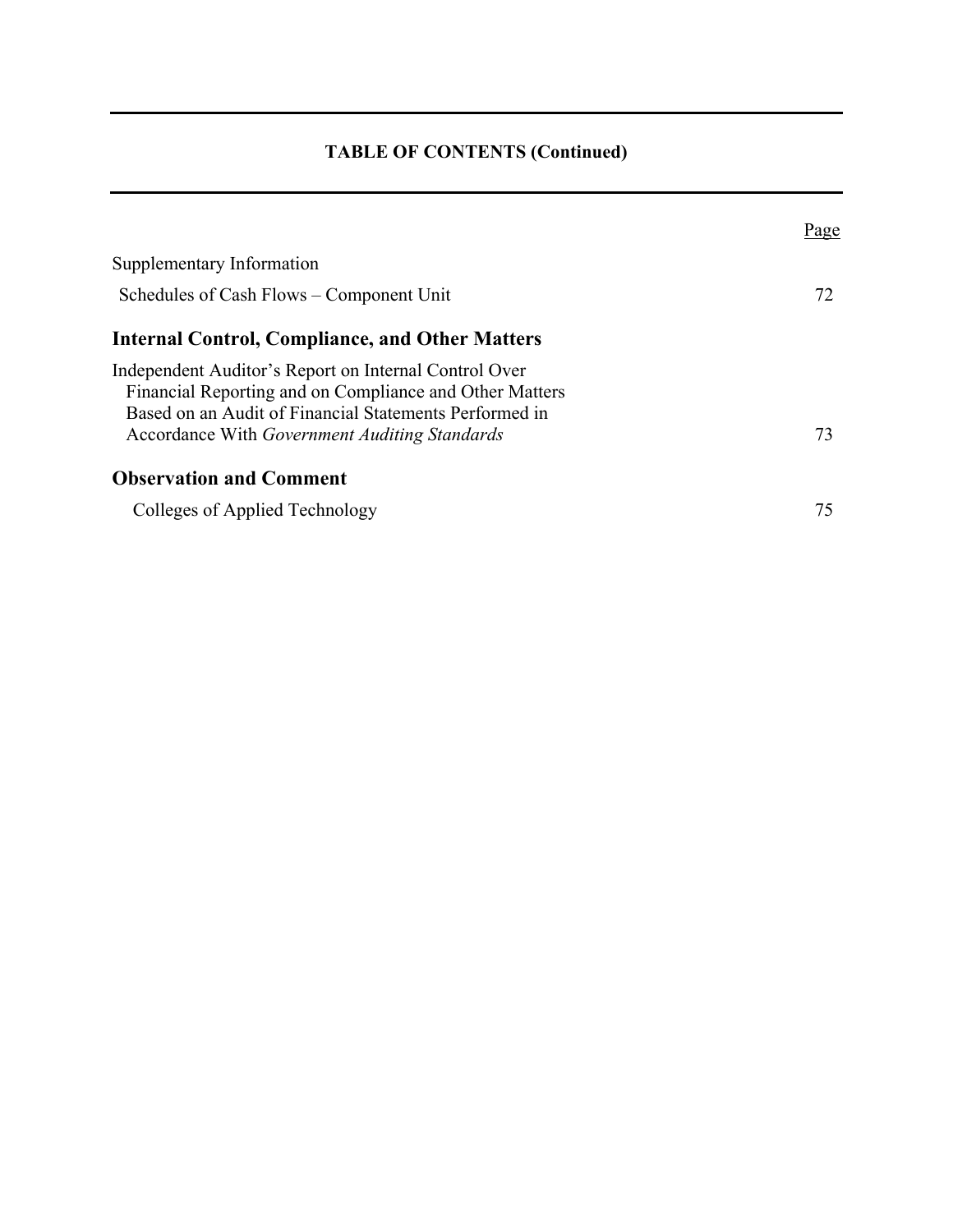## TABLE OF CONTENTS (Continued)

| | Page |
|---|---|
| Supplementary Information | |
| Schedules of Cash Flows – Component Unit | 72 |
| **Internal Control, Compliance, and Other Matters** | |
| Independent Auditor's Report on Internal Control Over Financial Reporting and on Compliance and Other Matters Based on an Audit of Financial Statements Performed in Accordance With *Government Auditing Standards* | 73 |
| **Observation and Comment** | |
| Colleges of Applied Technology | 75 |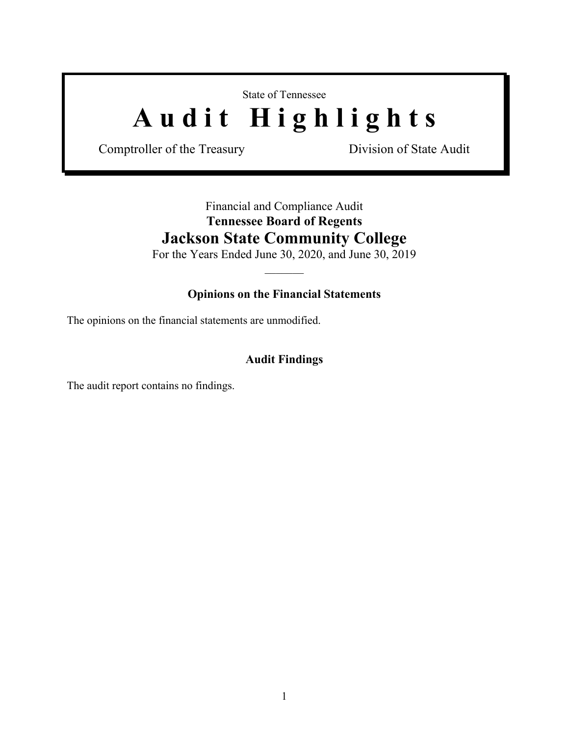State of Tennessee

# Audit Highlights

Comptroller of the Treasury — Division of State Audit

Financial and Compliance Audit

**Tennessee Board of Regents**

## Jackson State Community College

For the Years Ended June 30, 2020, and June 30, 2019

---

### Opinions on the Financial Statements

The opinions on the financial statements are unmodified.

### Audit Findings

The audit report contains no findings.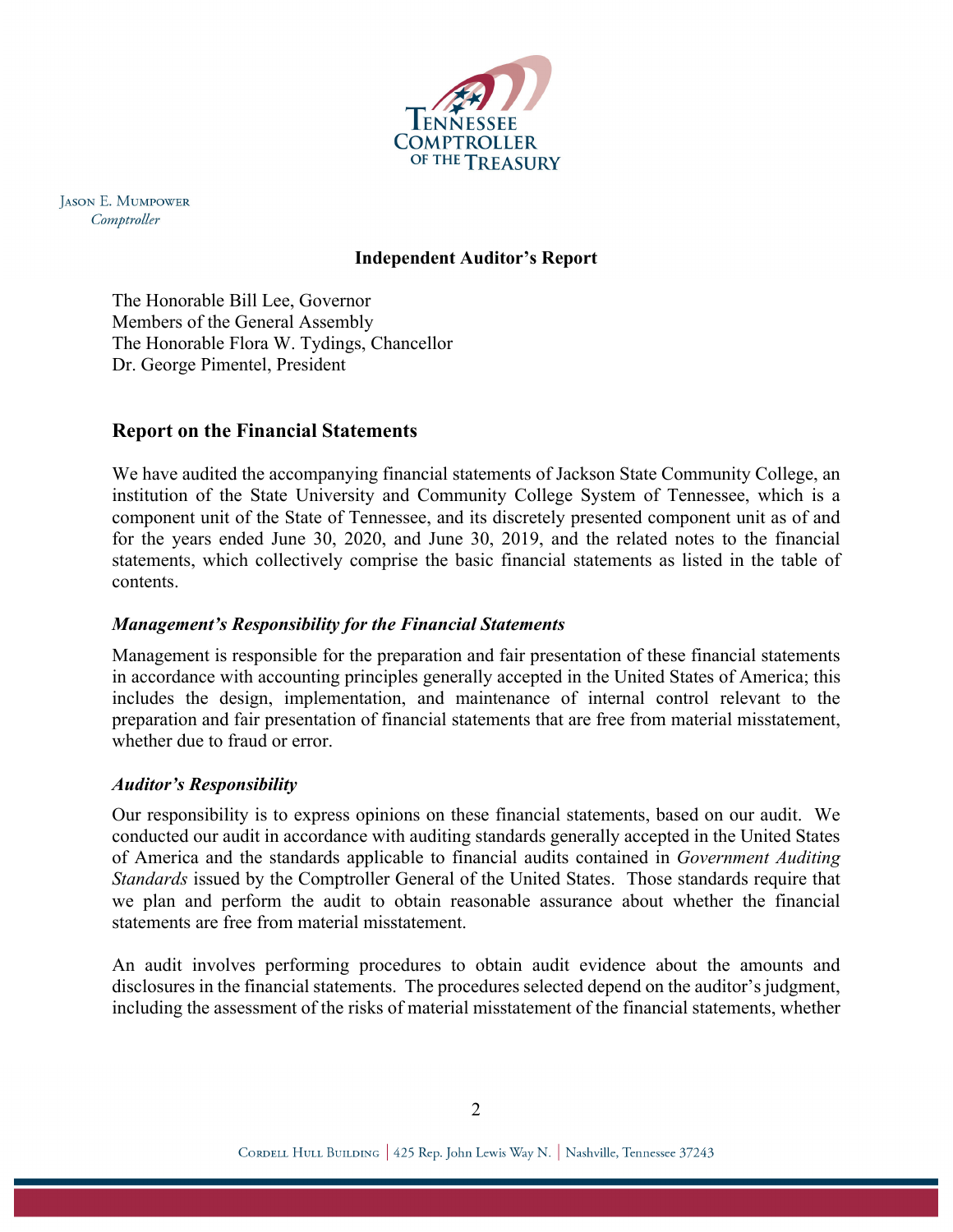Tennessee Comptroller of the Treasury

Jason E. Mumpower
*Comptroller*

**Independent Auditor's Report**

The Honorable Bill Lee, Governor
Members of the General Assembly
The Honorable Flora W. Tydings, Chancellor
Dr. George Pimentel, President

## Report on the Financial Statements

We have audited the accompanying financial statements of Jackson State Community College, an institution of the State University and Community College System of Tennessee, which is a component unit of the State of Tennessee, and its discretely presented component unit as of and for the years ended June 30, 2020, and June 30, 2019, and the related notes to the financial statements, which collectively comprise the basic financial statements as listed in the table of contents.

### *Management's Responsibility for the Financial Statements*

Management is responsible for the preparation and fair presentation of these financial statements in accordance with accounting principles generally accepted in the United States of America; this includes the design, implementation, and maintenance of internal control relevant to the preparation and fair presentation of financial statements that are free from material misstatement, whether due to fraud or error.

### *Auditor's Responsibility*

Our responsibility is to express opinions on these financial statements, based on our audit. We conducted our audit in accordance with auditing standards generally accepted in the United States of America and the standards applicable to financial audits contained in *Government Auditing Standards* issued by the Comptroller General of the United States. Those standards require that we plan and perform the audit to obtain reasonable assurance about whether the financial statements are free from material misstatement.

An audit involves performing procedures to obtain audit evidence about the amounts and disclosures in the financial statements. The procedures selected depend on the auditor's judgment, including the assessment of the risks of material misstatement of the financial statements, whether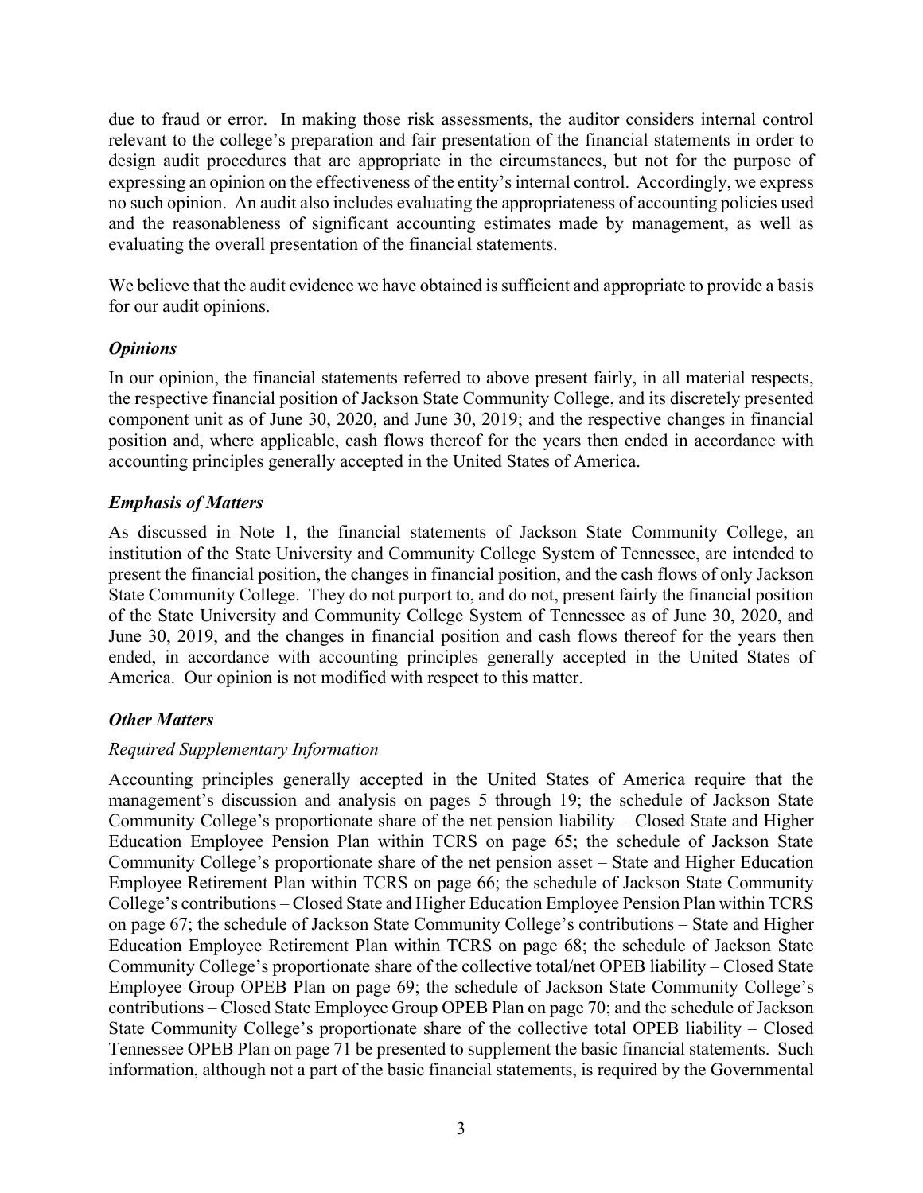due to fraud or error. In making those risk assessments, the auditor considers internal control relevant to the college's preparation and fair presentation of the financial statements in order to design audit procedures that are appropriate in the circumstances, but not for the purpose of expressing an opinion on the effectiveness of the entity's internal control. Accordingly, we express no such opinion. An audit also includes evaluating the appropriateness of accounting policies used and the reasonableness of significant accounting estimates made by management, as well as evaluating the overall presentation of the financial statements.

We believe that the audit evidence we have obtained is sufficient and appropriate to provide a basis for our audit opinions.

### *Opinions*

In our opinion, the financial statements referred to above present fairly, in all material respects, the respective financial position of Jackson State Community College, and its discretely presented component unit as of June 30, 2020, and June 30, 2019; and the respective changes in financial position and, where applicable, cash flows thereof for the years then ended in accordance with accounting principles generally accepted in the United States of America.

### *Emphasis of Matters*

As discussed in Note 1, the financial statements of Jackson State Community College, an institution of the State University and Community College System of Tennessee, are intended to present the financial position, the changes in financial position, and the cash flows of only Jackson State Community College. They do not purport to, and do not, present fairly the financial position of the State University and Community College System of Tennessee as of June 30, 2020, and June 30, 2019, and the changes in financial position and cash flows thereof for the years then ended, in accordance with accounting principles generally accepted in the United States of America. Our opinion is not modified with respect to this matter.

### *Other Matters*

#### *Required Supplementary Information*

Accounting principles generally accepted in the United States of America require that the management's discussion and analysis on pages 5 through 19; the schedule of Jackson State Community College's proportionate share of the net pension liability – Closed State and Higher Education Employee Pension Plan within TCRS on page 65; the schedule of Jackson State Community College's proportionate share of the net pension asset – State and Higher Education Employee Retirement Plan within TCRS on page 66; the schedule of Jackson State Community College's contributions – Closed State and Higher Education Employee Pension Plan within TCRS on page 67; the schedule of Jackson State Community College's contributions – State and Higher Education Employee Retirement Plan within TCRS on page 68; the schedule of Jackson State Community College's proportionate share of the collective total/net OPEB liability – Closed State Employee Group OPEB Plan on page 69; the schedule of Jackson State Community College's contributions – Closed State Employee Group OPEB Plan on page 70; and the schedule of Jackson State Community College's proportionate share of the collective total OPEB liability – Closed Tennessee OPEB Plan on page 71 be presented to supplement the basic financial statements. Such information, although not a part of the basic financial statements, is required by the Governmental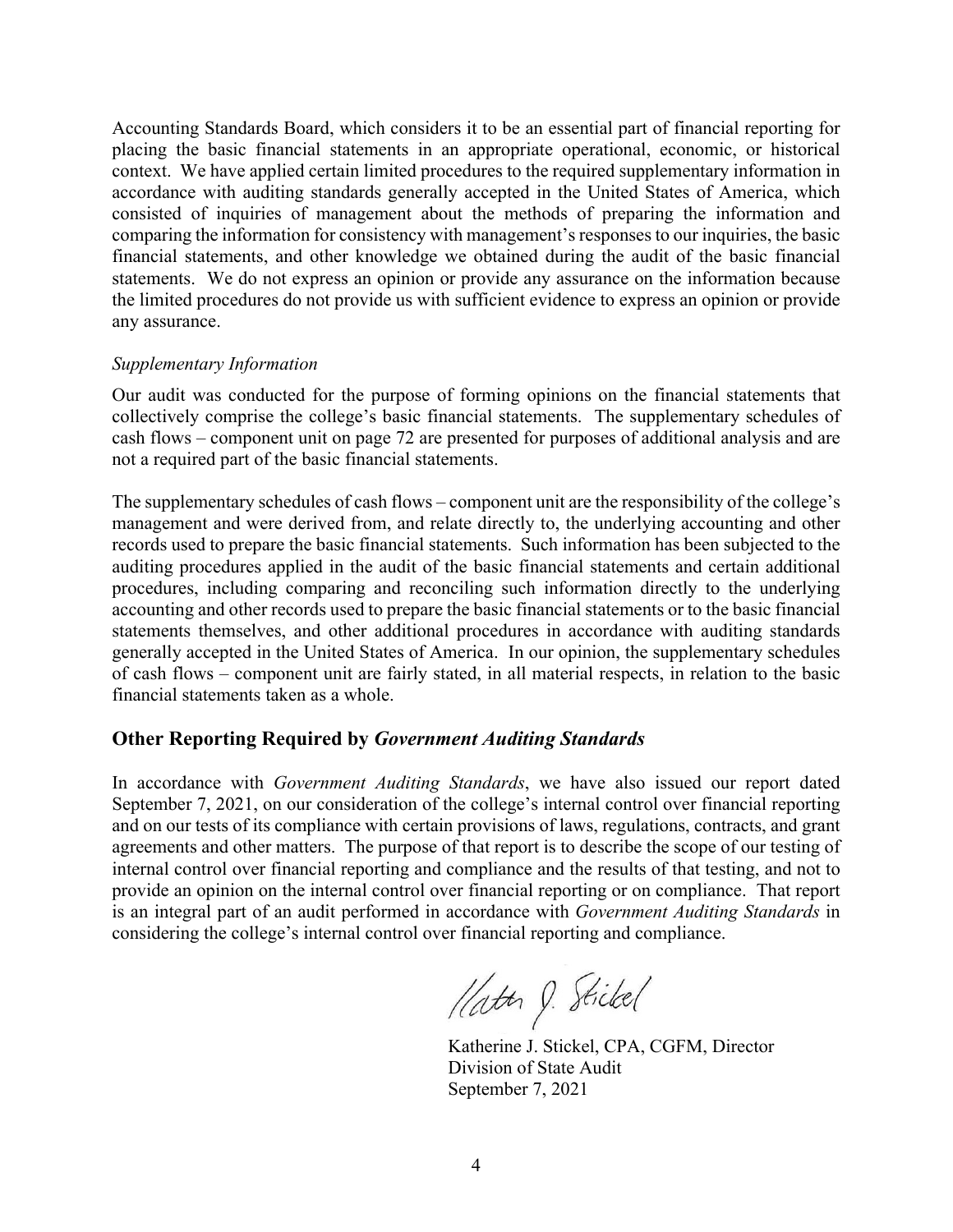Accounting Standards Board, which considers it to be an essential part of financial reporting for placing the basic financial statements in an appropriate operational, economic, or historical context. We have applied certain limited procedures to the required supplementary information in accordance with auditing standards generally accepted in the United States of America, which consisted of inquiries of management about the methods of preparing the information and comparing the information for consistency with management's responses to our inquiries, the basic financial statements, and other knowledge we obtained during the audit of the basic financial statements. We do not express an opinion or provide any assurance on the information because the limited procedures do not provide us with sufficient evidence to express an opinion or provide any assurance.

*Supplementary Information*

Our audit was conducted for the purpose of forming opinions on the financial statements that collectively comprise the college's basic financial statements. The supplementary schedules of cash flows – component unit on page 72 are presented for purposes of additional analysis and are not a required part of the basic financial statements.

The supplementary schedules of cash flows – component unit are the responsibility of the college's management and were derived from, and relate directly to, the underlying accounting and other records used to prepare the basic financial statements. Such information has been subjected to the auditing procedures applied in the audit of the basic financial statements and certain additional procedures, including comparing and reconciling such information directly to the underlying accounting and other records used to prepare the basic financial statements or to the basic financial statements themselves, and other additional procedures in accordance with auditing standards generally accepted in the United States of America. In our opinion, the supplementary schedules of cash flows – component unit are fairly stated, in all material respects, in relation to the basic financial statements taken as a whole.

## Other Reporting Required by *Government Auditing Standards*

In accordance with *Government Auditing Standards*, we have also issued our report dated September 7, 2021, on our consideration of the college's internal control over financial reporting and on our tests of its compliance with certain provisions of laws, regulations, contracts, and grant agreements and other matters. The purpose of that report is to describe the scope of our testing of internal control over financial reporting and compliance and the results of that testing, and not to provide an opinion on the internal control over financial reporting or on compliance. That report is an integral part of an audit performed in accordance with *Government Auditing Standards* in considering the college's internal control over financial reporting and compliance.

Katherine J. Stickel, CPA, CGFM, Director
Division of State Audit
September 7, 2021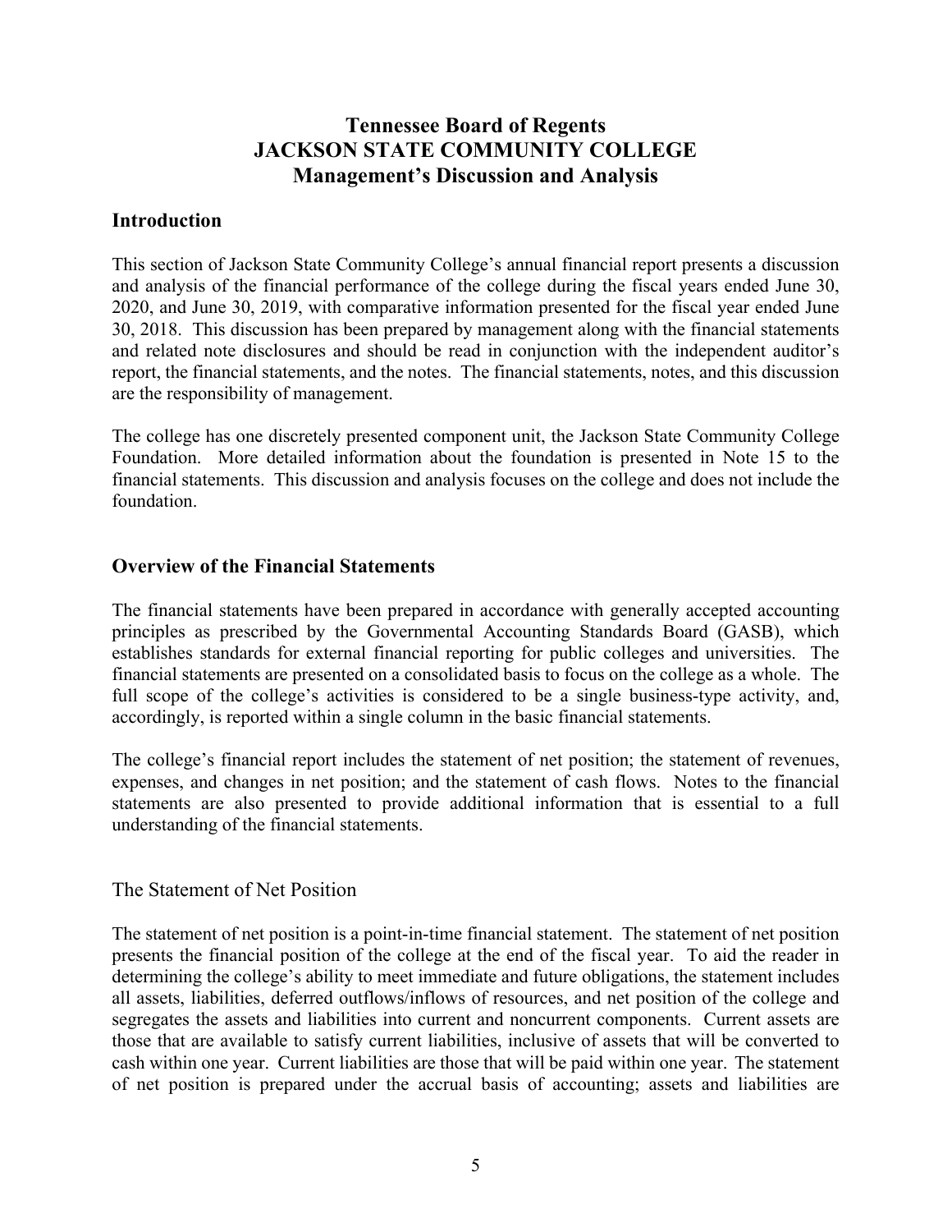# Tennessee Board of Regents
# JACKSON STATE COMMUNITY COLLEGE
# Management's Discussion and Analysis

## Introduction

This section of Jackson State Community College's annual financial report presents a discussion and analysis of the financial performance of the college during the fiscal years ended June 30, 2020, and June 30, 2019, with comparative information presented for the fiscal year ended June 30, 2018. This discussion has been prepared by management along with the financial statements and related note disclosures and should be read in conjunction with the independent auditor's report, the financial statements, and the notes. The financial statements, notes, and this discussion are the responsibility of management.

The college has one discretely presented component unit, the Jackson State Community College Foundation. More detailed information about the foundation is presented in Note 15 to the financial statements. This discussion and analysis focuses on the college and does not include the foundation.

## Overview of the Financial Statements

The financial statements have been prepared in accordance with generally accepted accounting principles as prescribed by the Governmental Accounting Standards Board (GASB), which establishes standards for external financial reporting for public colleges and universities. The financial statements are presented on a consolidated basis to focus on the college as a whole. The full scope of the college's activities is considered to be a single business-type activity, and, accordingly, is reported within a single column in the basic financial statements.

The college's financial report includes the statement of net position; the statement of revenues, expenses, and changes in net position; and the statement of cash flows. Notes to the financial statements are also presented to provide additional information that is essential to a full understanding of the financial statements.

### The Statement of Net Position

The statement of net position is a point-in-time financial statement. The statement of net position presents the financial position of the college at the end of the fiscal year. To aid the reader in determining the college's ability to meet immediate and future obligations, the statement includes all assets, liabilities, deferred outflows/inflows of resources, and net position of the college and segregates the assets and liabilities into current and noncurrent components. Current assets are those that are available to satisfy current liabilities, inclusive of assets that will be converted to cash within one year. Current liabilities are those that will be paid within one year. The statement of net position is prepared under the accrual basis of accounting; assets and liabilities are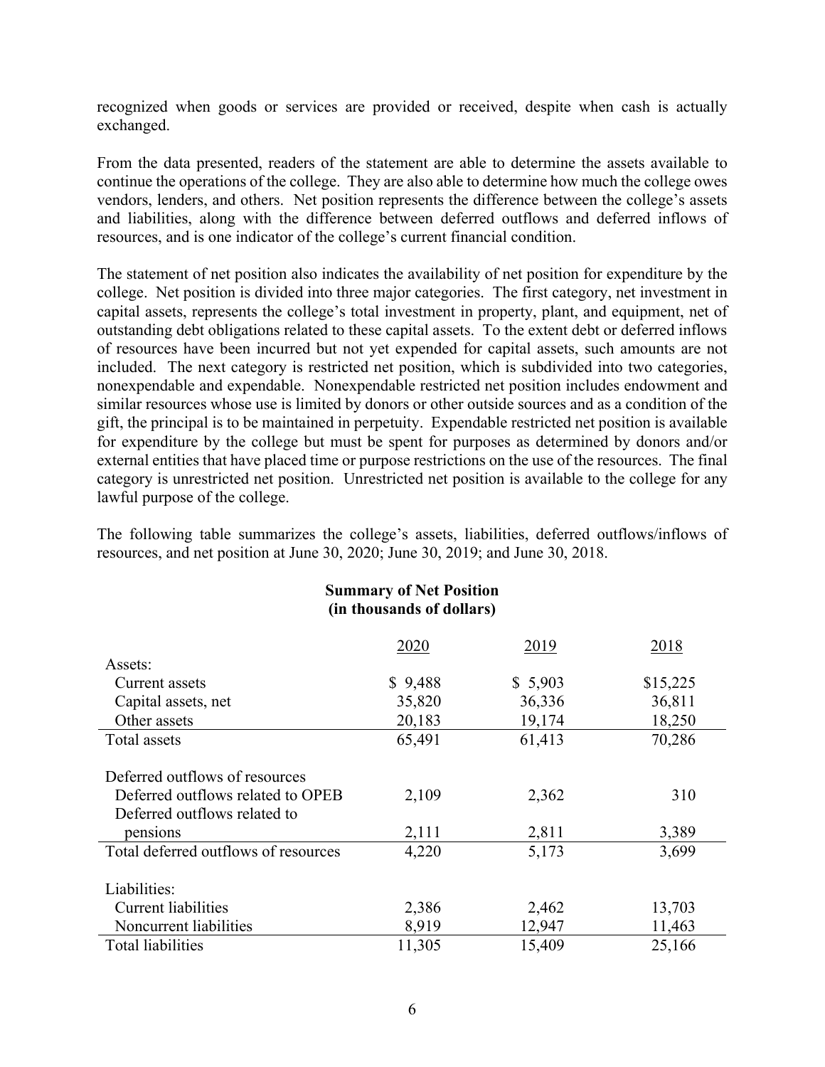recognized when goods or services are provided or received, despite when cash is actually exchanged.

From the data presented, readers of the statement are able to determine the assets available to continue the operations of the college. They are also able to determine how much the college owes vendors, lenders, and others. Net position represents the difference between the college's assets and liabilities, along with the difference between deferred outflows and deferred inflows of resources, and is one indicator of the college's current financial condition.

The statement of net position also indicates the availability of net position for expenditure by the college. Net position is divided into three major categories. The first category, net investment in capital assets, represents the college's total investment in property, plant, and equipment, net of outstanding debt obligations related to these capital assets. To the extent debt or deferred inflows of resources have been incurred but not yet expended for capital assets, such amounts are not included. The next category is restricted net position, which is subdivided into two categories, nonexpendable and expendable. Nonexpendable restricted net position includes endowment and similar resources whose use is limited by donors or other outside sources and as a condition of the gift, the principal is to be maintained in perpetuity. Expendable restricted net position is available for expenditure by the college but must be spent for purposes as determined by donors and/or external entities that have placed time or purpose restrictions on the use of the resources. The final category is unrestricted net position. Unrestricted net position is available to the college for any lawful purpose of the college.

The following table summarizes the college's assets, liabilities, deferred outflows/inflows of resources, and net position at June 30, 2020; June 30, 2019; and June 30, 2018.

**Summary of Net Position**
**(in thousands of dollars)**

| | 2020 | 2019 | 2018 |
|---|---|---|---|
| Assets: | | | |
| Current assets | $ 9,488 | $ 5,903 | $15,225 |
| Capital assets, net | 35,820 | 36,336 | 36,811 |
| Other assets | 20,183 | 19,174 | 18,250 |
| Total assets | 65,491 | 61,413 | 70,286 |
| Deferred outflows of resources | | | |
| Deferred outflows related to OPEB | 2,109 | 2,362 | 310 |
| Deferred outflows related to pensions | 2,111 | 2,811 | 3,389 |
| Total deferred outflows of resources | 4,220 | 5,173 | 3,699 |
| Liabilities: | | | |
| Current liabilities | 2,386 | 2,462 | 13,703 |
| Noncurrent liabilities | 8,919 | 12,947 | 11,463 |
| Total liabilities | 11,305 | 15,409 | 25,166 |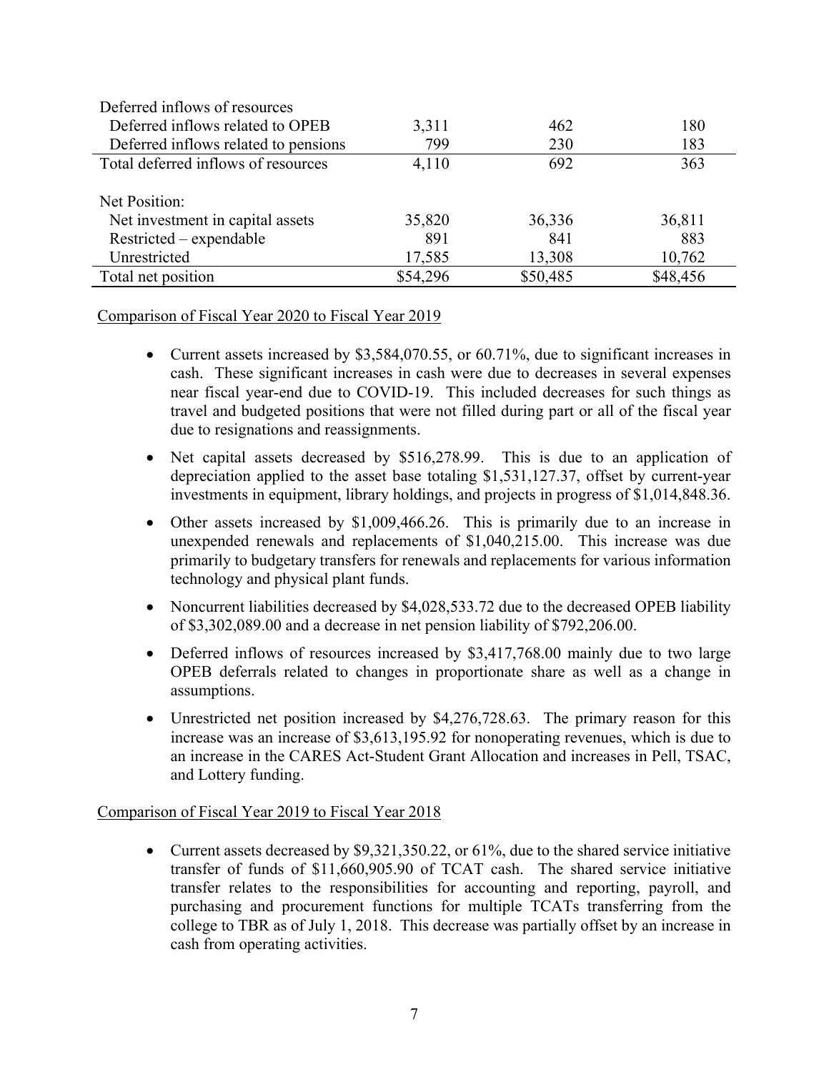| | | | |
|---|---|---|---|
| Deferred inflows of resources | | | |
| Deferred inflows related to OPEB | 3,311 | 462 | 180 |
| Deferred inflows related to pensions | 799 | 230 | 183 |
| Total deferred inflows of resources | 4,110 | 692 | 363 |
| | | | |
| Net Position: | | | |
| Net investment in capital assets | 35,820 | 36,336 | 36,811 |
| Restricted – expendable | 891 | 841 | 883 |
| Unrestricted | 17,585 | 13,308 | 10,762 |
| Total net position | $54,296 | $50,485 | $48,456 |

Comparison of Fiscal Year 2020 to Fiscal Year 2019

- Current assets increased by $3,584,070.55, or 60.71%, due to significant increases in cash. These significant increases in cash were due to decreases in several expenses near fiscal year-end due to COVID-19. This included decreases for such things as travel and budgeted positions that were not filled during part or all of the fiscal year due to resignations and reassignments.
- Net capital assets decreased by $516,278.99. This is due to an application of depreciation applied to the asset base totaling $1,531,127.37, offset by current-year investments in equipment, library holdings, and projects in progress of $1,014,848.36.
- Other assets increased by $1,009,466.26. This is primarily due to an increase in unexpended renewals and replacements of $1,040,215.00. This increase was due primarily to budgetary transfers for renewals and replacements for various information technology and physical plant funds.
- Noncurrent liabilities decreased by $4,028,533.72 due to the decreased OPEB liability of $3,302,089.00 and a decrease in net pension liability of $792,206.00.
- Deferred inflows of resources increased by $3,417,768.00 mainly due to two large OPEB deferrals related to changes in proportionate share as well as a change in assumptions.
- Unrestricted net position increased by $4,276,728.63. The primary reason for this increase was an increase of $3,613,195.92 for nonoperating revenues, which is due to an increase in the CARES Act-Student Grant Allocation and increases in Pell, TSAC, and Lottery funding.

Comparison of Fiscal Year 2019 to Fiscal Year 2018

- Current assets decreased by $9,321,350.22, or 61%, due to the shared service initiative transfer of funds of $11,660,905.90 of TCAT cash. The shared service initiative transfer relates to the responsibilities for accounting and reporting, payroll, and purchasing and procurement functions for multiple TCATs transferring from the college to TBR as of July 1, 2018. This decrease was partially offset by an increase in cash from operating activities.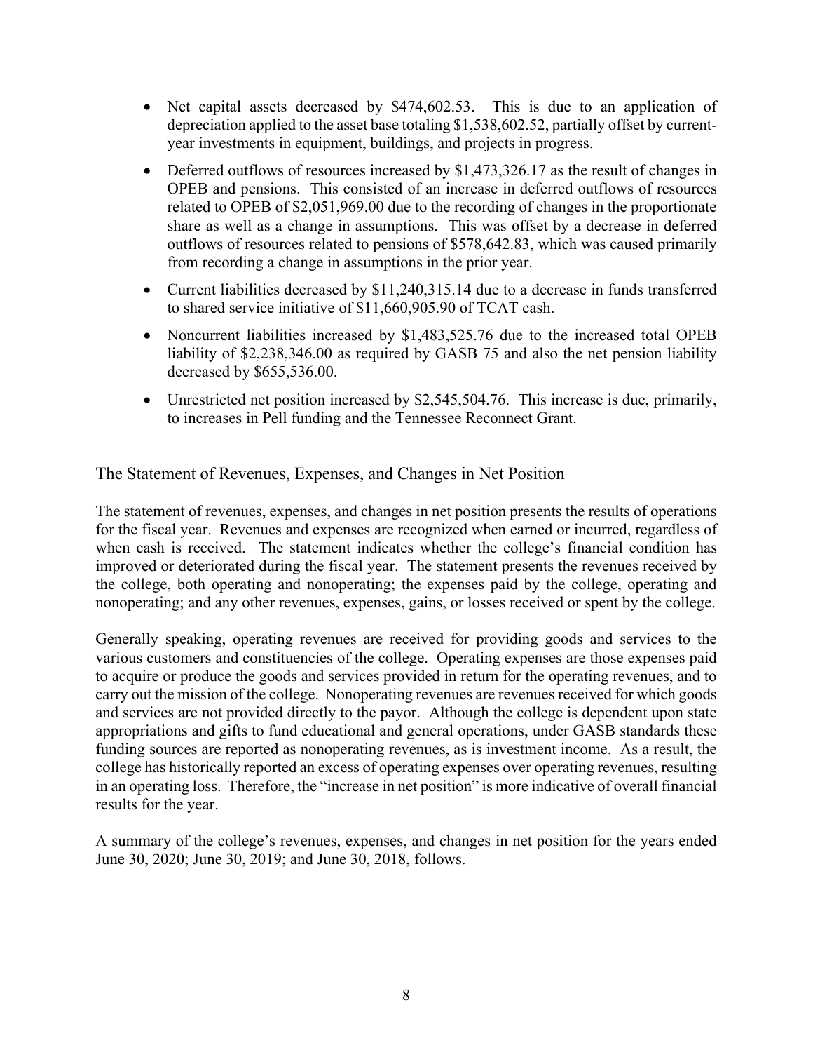- Net capital assets decreased by $474,602.53. This is due to an application of depreciation applied to the asset base totaling $1,538,602.52, partially offset by current-year investments in equipment, buildings, and projects in progress.
- Deferred outflows of resources increased by $1,473,326.17 as the result of changes in OPEB and pensions. This consisted of an increase in deferred outflows of resources related to OPEB of $2,051,969.00 due to the recording of changes in the proportionate share as well as a change in assumptions. This was offset by a decrease in deferred outflows of resources related to pensions of $578,642.83, which was caused primarily from recording a change in assumptions in the prior year.
- Current liabilities decreased by $11,240,315.14 due to a decrease in funds transferred to shared service initiative of $11,660,905.90 of TCAT cash.
- Noncurrent liabilities increased by $1,483,525.76 due to the increased total OPEB liability of $2,238,346.00 as required by GASB 75 and also the net pension liability decreased by $655,536.00.
- Unrestricted net position increased by $2,545,504.76. This increase is due, primarily, to increases in Pell funding and the Tennessee Reconnect Grant.

## The Statement of Revenues, Expenses, and Changes in Net Position

The statement of revenues, expenses, and changes in net position presents the results of operations for the fiscal year. Revenues and expenses are recognized when earned or incurred, regardless of when cash is received. The statement indicates whether the college's financial condition has improved or deteriorated during the fiscal year. The statement presents the revenues received by the college, both operating and nonoperating; the expenses paid by the college, operating and nonoperating; and any other revenues, expenses, gains, or losses received or spent by the college.

Generally speaking, operating revenues are received for providing goods and services to the various customers and constituencies of the college. Operating expenses are those expenses paid to acquire or produce the goods and services provided in return for the operating revenues, and to carry out the mission of the college. Nonoperating revenues are revenues received for which goods and services are not provided directly to the payor. Although the college is dependent upon state appropriations and gifts to fund educational and general operations, under GASB standards these funding sources are reported as nonoperating revenues, as is investment income. As a result, the college has historically reported an excess of operating expenses over operating revenues, resulting in an operating loss. Therefore, the "increase in net position" is more indicative of overall financial results for the year.

A summary of the college's revenues, expenses, and changes in net position for the years ended June 30, 2020; June 30, 2019; and June 30, 2018, follows.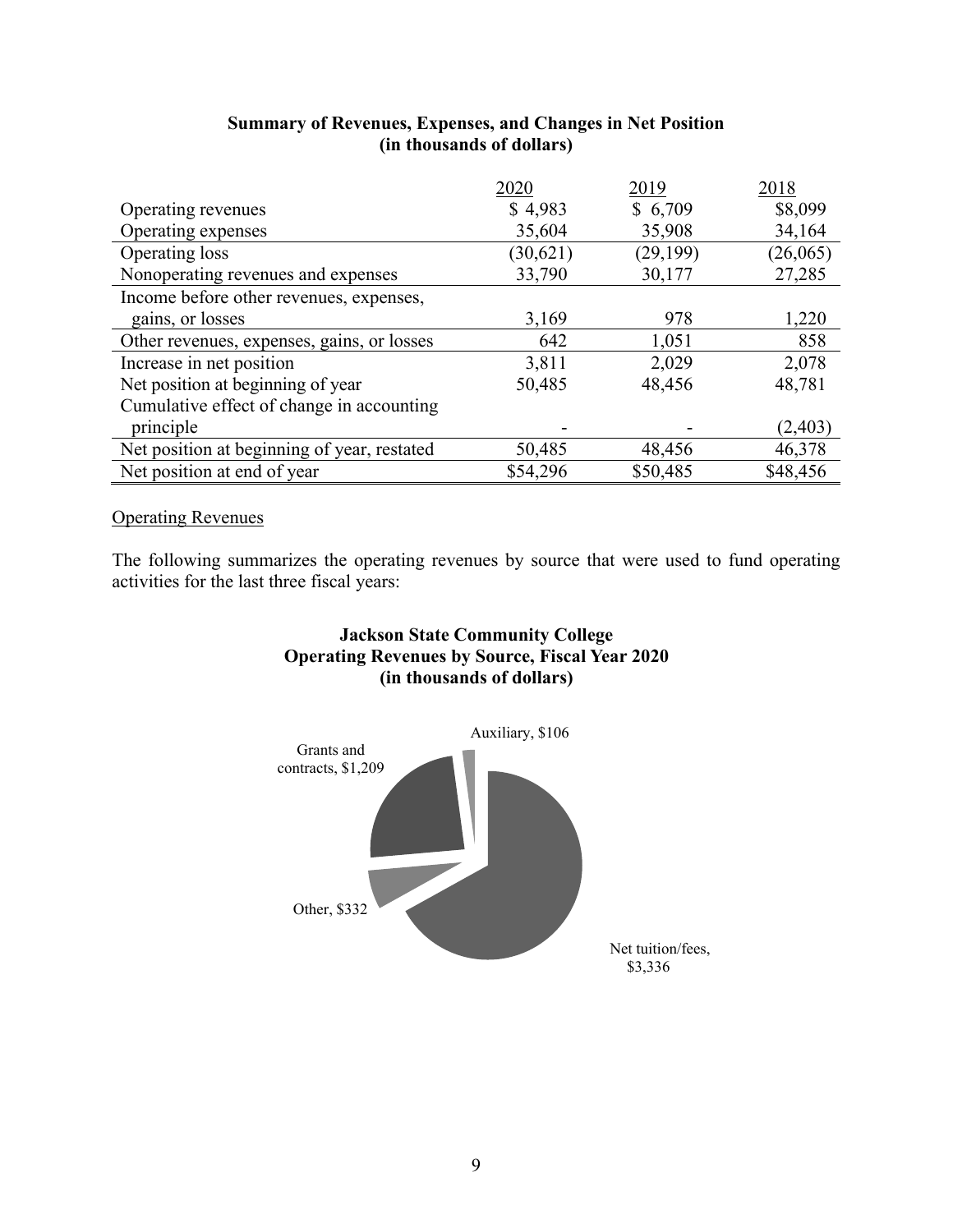**Summary of Revenues, Expenses, and Changes in Net Position**
**(in thousands of dollars)**

| | 2020 | 2019 | 2018 |
|---|---|---|---|
| Operating revenues | $ 4,983 | $ 6,709 | $8,099 |
| Operating expenses | 35,604 | 35,908 | 34,164 |
| Operating loss | (30,621) | (29,199) | (26,065) |
| Nonoperating revenues and expenses | 33,790 | 30,177 | 27,285 |
| Income before other revenues, expenses, gains, or losses | 3,169 | 978 | 1,220 |
| Other revenues, expenses, gains, or losses | 642 | 1,051 | 858 |
| Increase in net position | 3,811 | 2,029 | 2,078 |
| Net position at beginning of year | 50,485 | 48,456 | 48,781 |
| Cumulative effect of change in accounting principle | - | - | (2,403) |
| Net position at beginning of year, restated | 50,485 | 48,456 | 46,378 |
| Net position at end of year | $54,296 | $50,485 | $48,456 |

Operating Revenues

The following summarizes the operating revenues by source that were used to fund operating activities for the last three fiscal years:

**Jackson State Community College**
**Operating Revenues by Source, Fiscal Year 2020**
**(in thousands of dollars)**

Auxiliary, $106

Grants and contracts, $1,209

Other, $332

Net tuition/fees, $3,336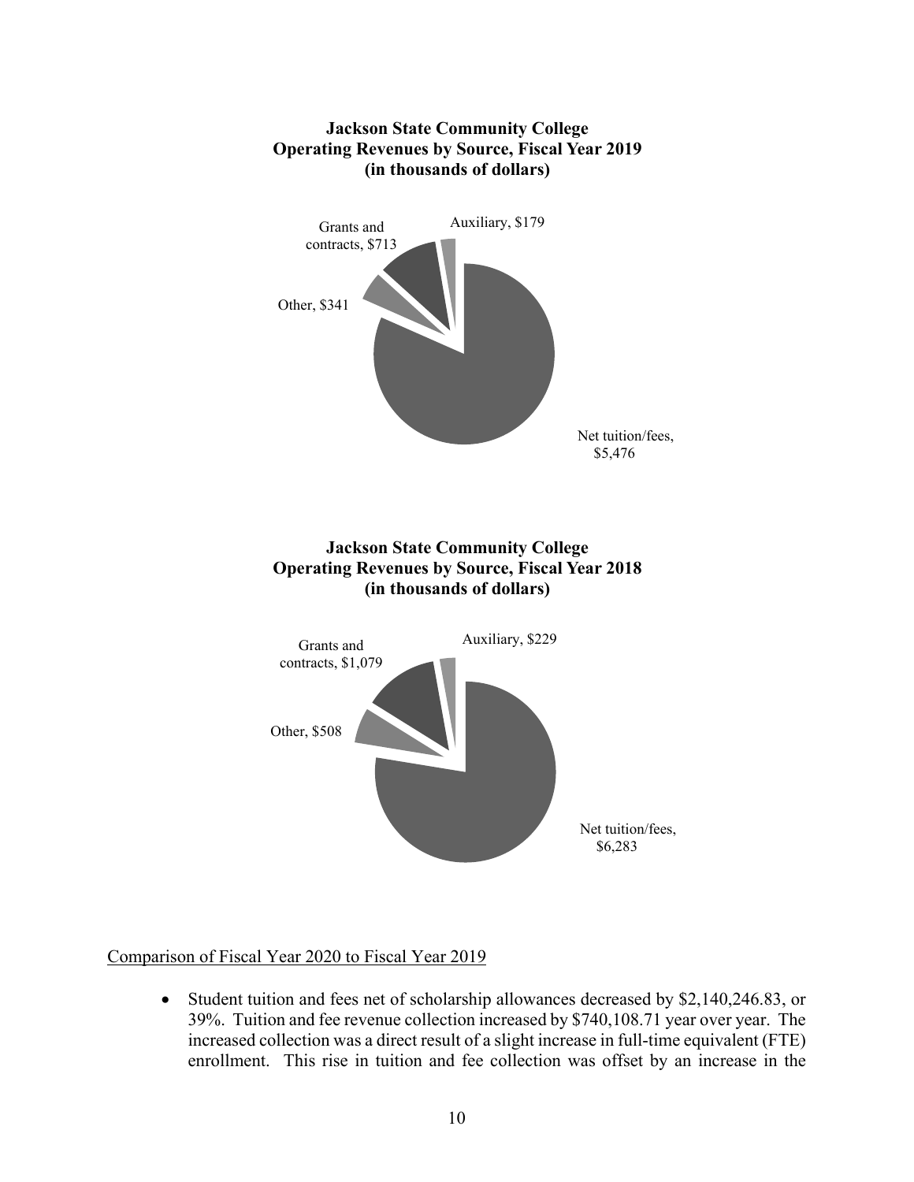**Jackson State Community College**
**Operating Revenues by Source, Fiscal Year 2019**
**(in thousands of dollars)**

Auxiliary, $179

Grants and contracts, $713

Other, $341

Net tuition/fees, $5,476

**Jackson State Community College**
**Operating Revenues by Source, Fiscal Year 2018**
**(in thousands of dollars)**

Auxiliary, $229

Grants and contracts, $1,079

Other, $508

Net tuition/fees, $6,283

<u>Comparison of Fiscal Year 2020 to Fiscal Year 2019</u>

- Student tuition and fees net of scholarship allowances decreased by $2,140,246.83, or 39%. Tuition and fee revenue collection increased by $740,108.71 year over year. The increased collection was a direct result of a slight increase in full-time equivalent (FTE) enrollment. This rise in tuition and fee collection was offset by an increase in the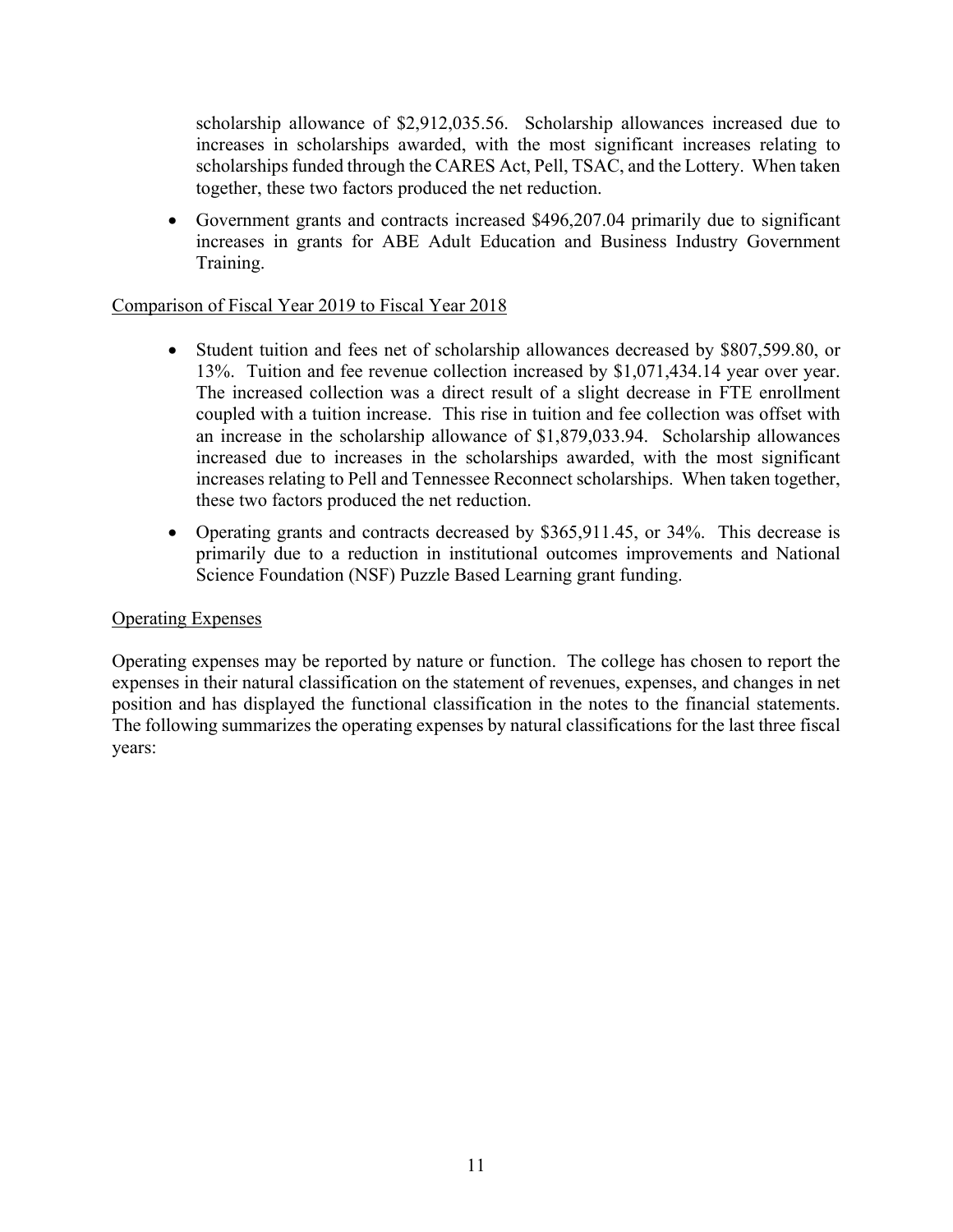scholarship allowance of $2,912,035.56. Scholarship allowances increased due to increases in scholarships awarded, with the most significant increases relating to scholarships funded through the CARES Act, Pell, TSAC, and the Lottery. When taken together, these two factors produced the net reduction.

- Government grants and contracts increased $496,207.04 primarily due to significant increases in grants for ABE Adult Education and Business Industry Government Training.

Comparison of Fiscal Year 2019 to Fiscal Year 2018

- Student tuition and fees net of scholarship allowances decreased by $807,599.80, or 13%. Tuition and fee revenue collection increased by $1,071,434.14 year over year. The increased collection was a direct result of a slight decrease in FTE enrollment coupled with a tuition increase. This rise in tuition and fee collection was offset with an increase in the scholarship allowance of $1,879,033.94. Scholarship allowances increased due to increases in the scholarships awarded, with the most significant increases relating to Pell and Tennessee Reconnect scholarships. When taken together, these two factors produced the net reduction.
- Operating grants and contracts decreased by $365,911.45, or 34%. This decrease is primarily due to a reduction in institutional outcomes improvements and National Science Foundation (NSF) Puzzle Based Learning grant funding.

Operating Expenses

Operating expenses may be reported by nature or function. The college has chosen to report the expenses in their natural classification on the statement of revenues, expenses, and changes in net position and has displayed the functional classification in the notes to the financial statements. The following summarizes the operating expenses by natural classifications for the last three fiscal years: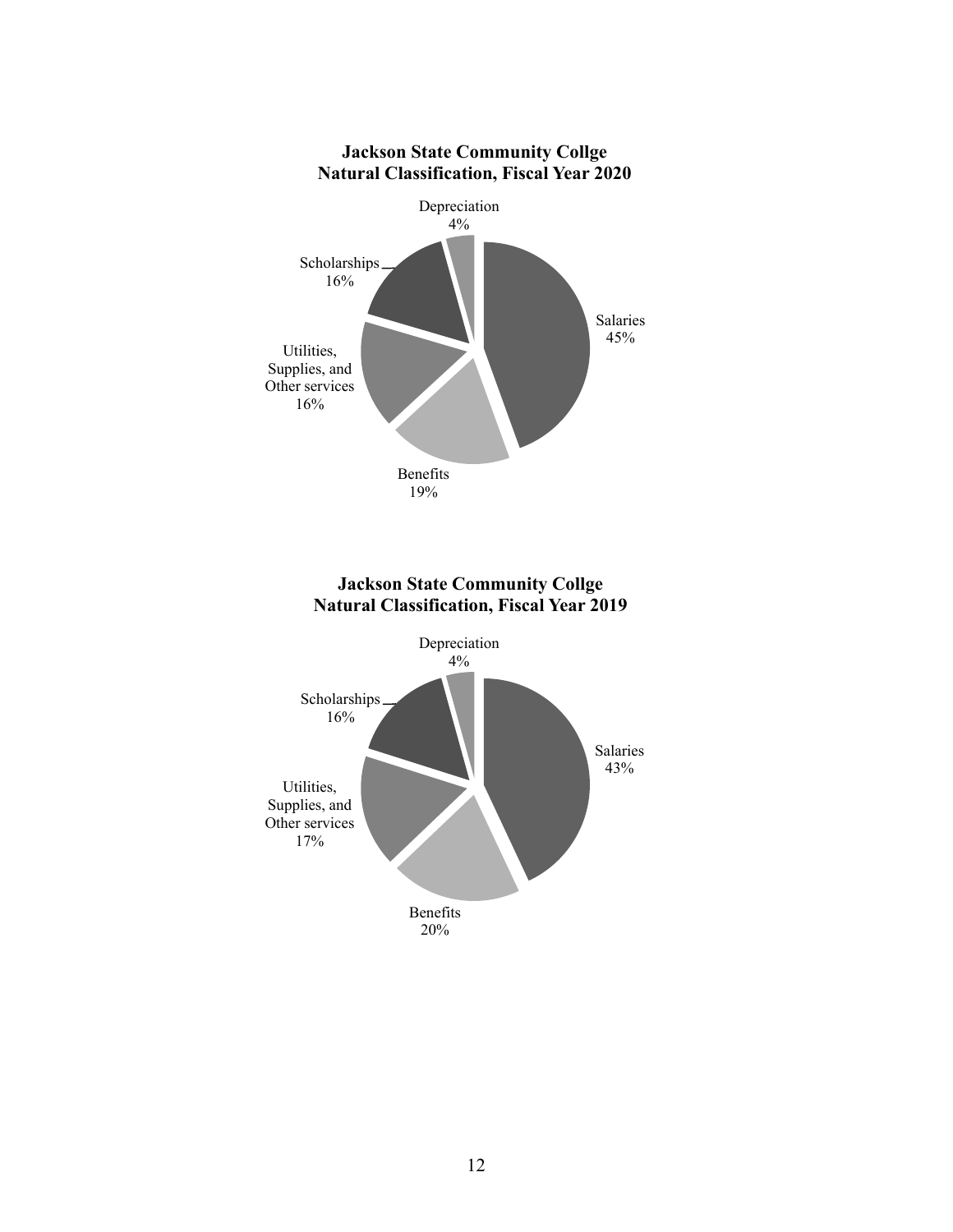**Jackson State Community Collge**
**Natural Classification, Fiscal Year 2020**

Depreciation
4%

Scholarships
16%

Salaries
45%

Utilities,
Supplies, and
Other services
16%

Benefits
19%

**Jackson State Community Collge**
**Natural Classification, Fiscal Year 2019**

Depreciation
4%

Scholarships
16%

Salaries
43%

Utilities,
Supplies, and
Other services
17%

Benefits
20%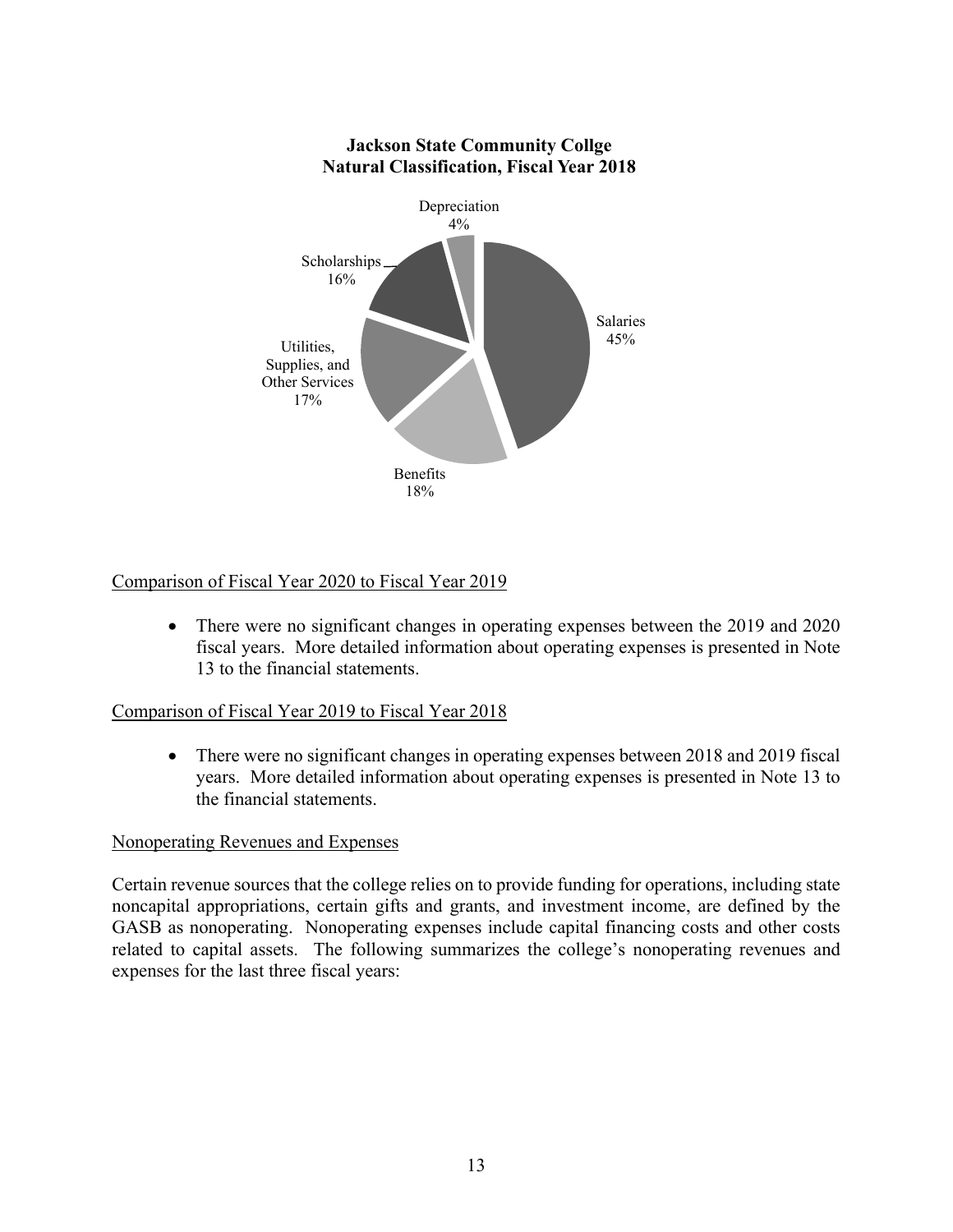**Jackson State Community Collge**
**Natural Classification, Fiscal Year 2018**

Depreciation
4%

Scholarships
16%

Salaries
45%

Utilities, Supplies, and Other Services
17%

Benefits
18%

Comparison of Fiscal Year 2020 to Fiscal Year 2019

- There were no significant changes in operating expenses between the 2019 and 2020 fiscal years. More detailed information about operating expenses is presented in Note 13 to the financial statements.

Comparison of Fiscal Year 2019 to Fiscal Year 2018

- There were no significant changes in operating expenses between 2018 and 2019 fiscal years. More detailed information about operating expenses is presented in Note 13 to the financial statements.

Nonoperating Revenues and Expenses

Certain revenue sources that the college relies on to provide funding for operations, including state noncapital appropriations, certain gifts and grants, and investment income, are defined by the GASB as nonoperating. Nonoperating expenses include capital financing costs and other costs related to capital assets. The following summarizes the college's nonoperating revenues and expenses for the last three fiscal years: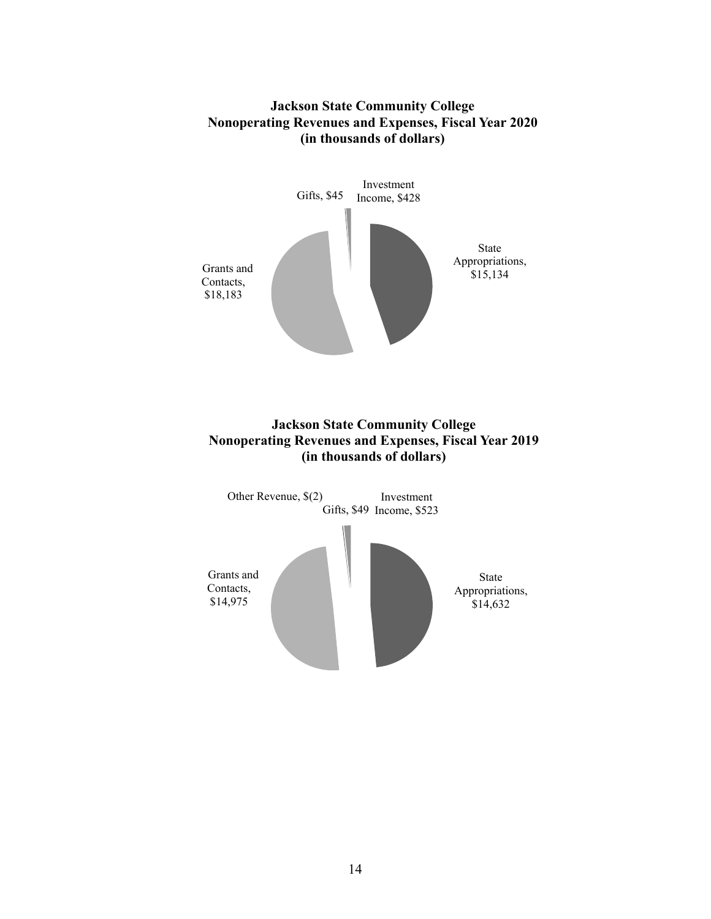**Jackson State Community College**
**Nonoperating Revenues and Expenses, Fiscal Year 2020**
**(in thousands of dollars)**

Gifts, $45

Investment Income, $428

State Appropriations, $15,134

Grants and Contacts, $18,183

**Jackson State Community College**
**Nonoperating Revenues and Expenses, Fiscal Year 2019**
**(in thousands of dollars)**

Other Revenue, $(2)

Gifts, $49

Investment Income, $523

Grants and Contacts, $14,975

State Appropriations, $14,632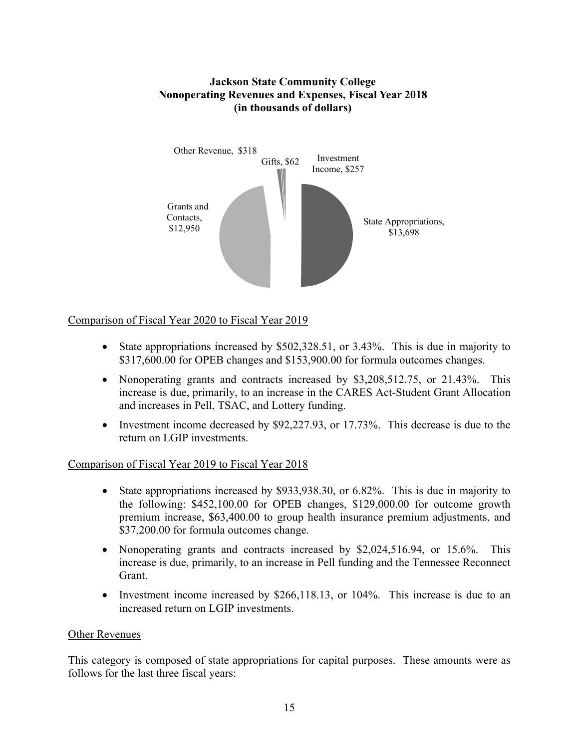**Jackson State Community College**
**Nonoperating Revenues and Expenses, Fiscal Year 2018**
**(in thousands of dollars)**

Other Revenue, $318
Gifts, $62
Investment Income, $257
Grants and Contacts, $12,950
State Appropriations, $13,698

Comparison of Fiscal Year 2020 to Fiscal Year 2019

- State appropriations increased by $502,328.51, or 3.43%. This is due in majority to $317,600.00 for OPEB changes and $153,900.00 for formula outcomes changes.
- Nonoperating grants and contracts increased by $3,208,512.75, or 21.43%. This increase is due, primarily, to an increase in the CARES Act-Student Grant Allocation and increases in Pell, TSAC, and Lottery funding.
- Investment income decreased by $92,227.93, or 17.73%. This decrease is due to the return on LGIP investments.

Comparison of Fiscal Year 2019 to Fiscal Year 2018

- State appropriations increased by $933,938.30, or 6.82%. This is due in majority to the following: $452,100.00 for OPEB changes, $129,000.00 for outcome growth premium increase, $63,400.00 to group health insurance premium adjustments, and $37,200.00 for formula outcomes change.
- Nonoperating grants and contracts increased by $2,024,516.94, or 15.6%. This increase is due, primarily, to an increase in Pell funding and the Tennessee Reconnect Grant.
- Investment income increased by $266,118.13, or 104%. This increase is due to an increased return on LGIP investments.

Other Revenues

This category is composed of state appropriations for capital purposes. These amounts were as follows for the last three fiscal years: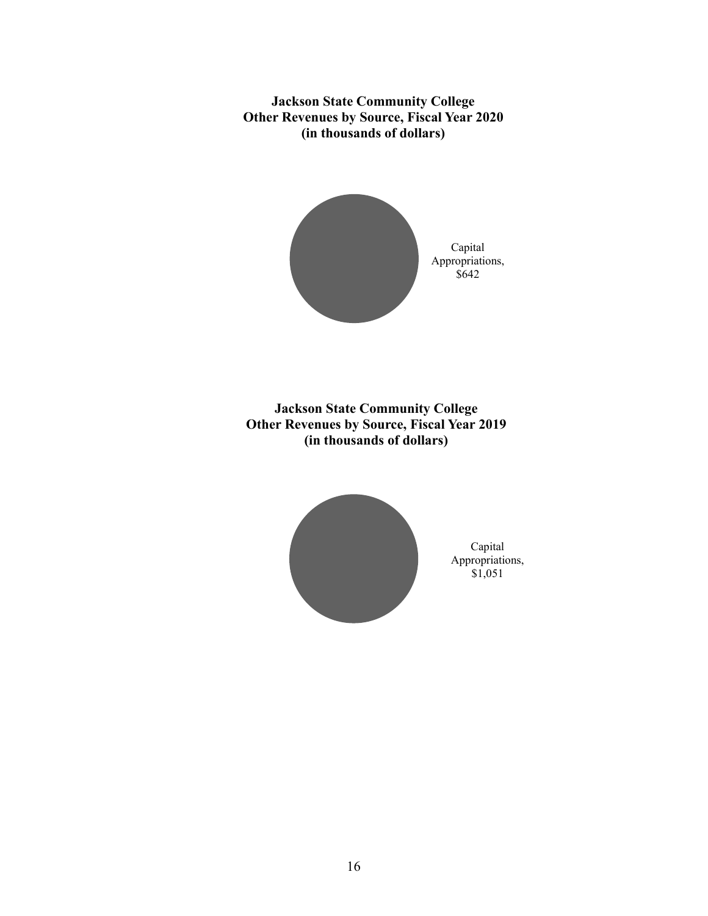**Jackson State Community College**
**Other Revenues by Source, Fiscal Year 2020**
**(in thousands of dollars)**

Capital Appropriations, $642

**Jackson State Community College**
**Other Revenues by Source, Fiscal Year 2019**
**(in thousands of dollars)**

Capital Appropriations, $1,051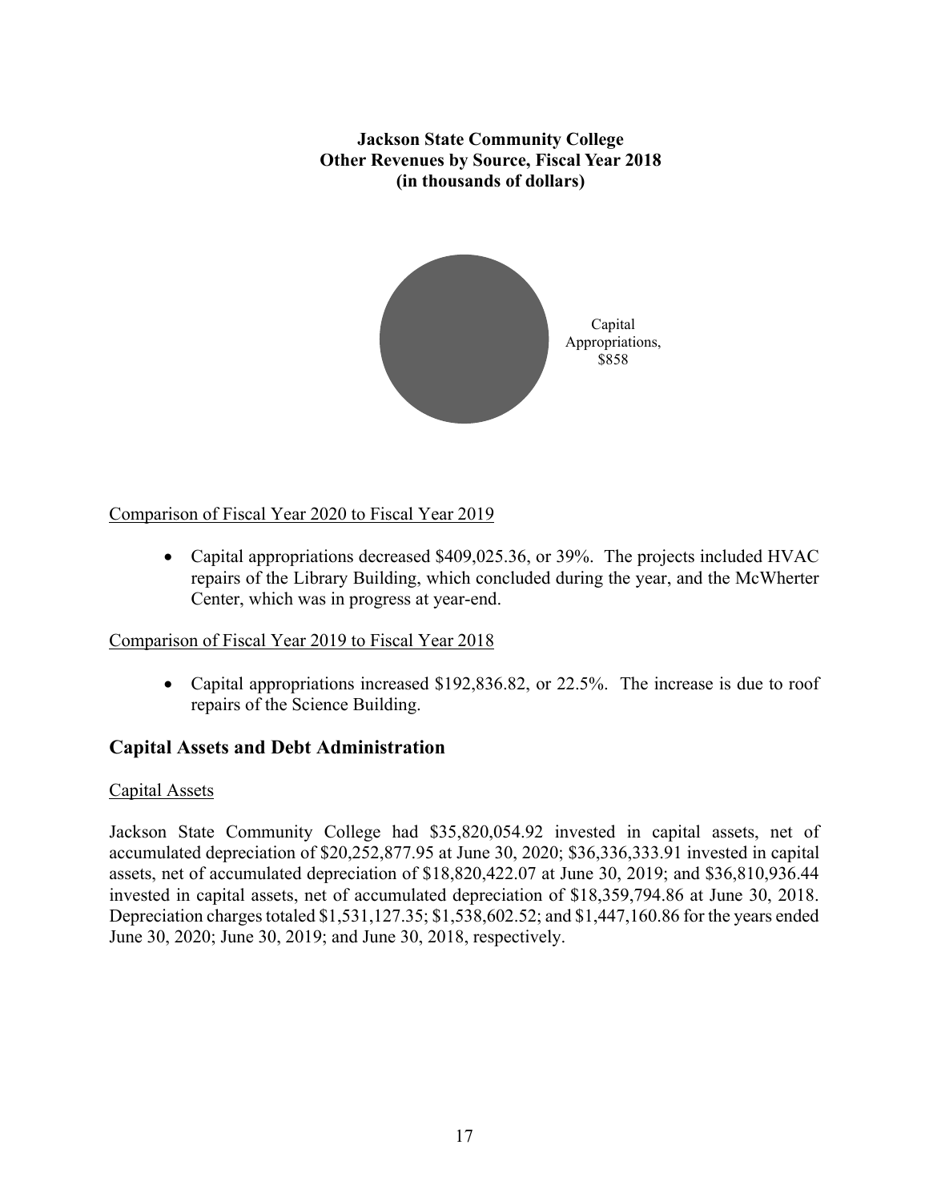**Jackson State Community College**
**Other Revenues by Source, Fiscal Year 2018**
**(in thousands of dollars)**

Capital Appropriations, $858

Comparison of Fiscal Year 2020 to Fiscal Year 2019

- Capital appropriations decreased $409,025.36, or 39%. The projects included HVAC repairs of the Library Building, which concluded during the year, and the McWherter Center, which was in progress at year-end.

Comparison of Fiscal Year 2019 to Fiscal Year 2018

- Capital appropriations increased $192,836.82, or 22.5%. The increase is due to roof repairs of the Science Building.

## Capital Assets and Debt Administration

Capital Assets

Jackson State Community College had $35,820,054.92 invested in capital assets, net of accumulated depreciation of $20,252,877.95 at June 30, 2020; $36,336,333.91 invested in capital assets, net of accumulated depreciation of $18,820,422.07 at June 30, 2019; and $36,810,936.44 invested in capital assets, net of accumulated depreciation of $18,359,794.86 at June 30, 2018. Depreciation charges totaled $1,531,127.35; $1,538,602.52; and $1,447,160.86 for the years ended June 30, 2020; June 30, 2019; and June 30, 2018, respectively.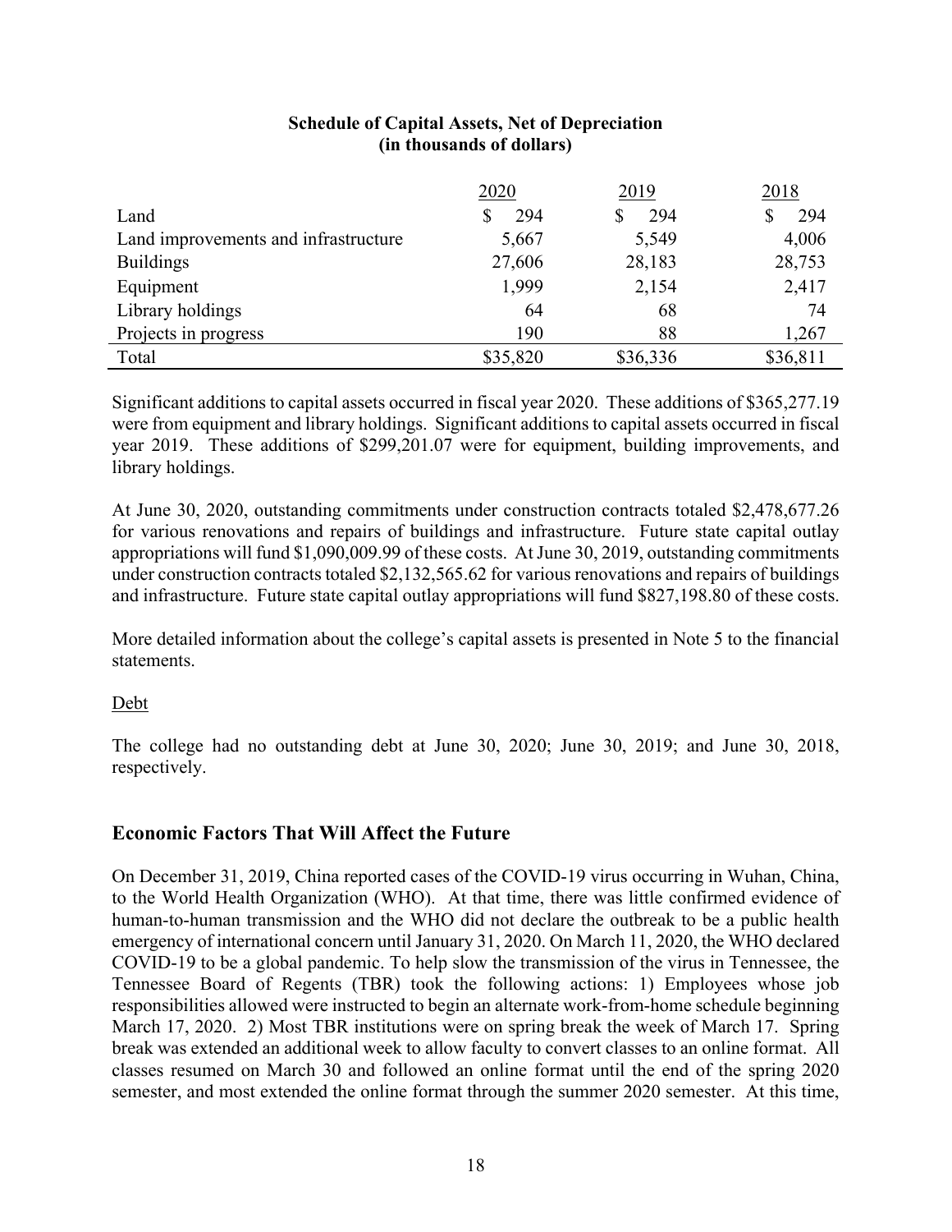**Schedule of Capital Assets, Net of Depreciation**
**(in thousands of dollars)**

| | 2020 | 2019 | 2018 |
|---|---|---|---|
| Land | $ 294 | $ 294 | $ 294 |
| Land improvements and infrastructure | 5,667 | 5,549 | 4,006 |
| Buildings | 27,606 | 28,183 | 28,753 |
| Equipment | 1,999 | 2,154 | 2,417 |
| Library holdings | 64 | 68 | 74 |
| Projects in progress | 190 | 88 | 1,267 |
| Total | $35,820 | $36,336 | $36,811 |

Significant additions to capital assets occurred in fiscal year 2020. These additions of $365,277.19 were from equipment and library holdings. Significant additions to capital assets occurred in fiscal year 2019. These additions of $299,201.07 were for equipment, building improvements, and library holdings.

At June 30, 2020, outstanding commitments under construction contracts totaled $2,478,677.26 for various renovations and repairs of buildings and infrastructure. Future state capital outlay appropriations will fund $1,090,009.99 of these costs. At June 30, 2019, outstanding commitments under construction contracts totaled $2,132,565.62 for various renovations and repairs of buildings and infrastructure. Future state capital outlay appropriations will fund $827,198.80 of these costs.

More detailed information about the college's capital assets is presented in Note 5 to the financial statements.

Debt

The college had no outstanding debt at June 30, 2020; June 30, 2019; and June 30, 2018, respectively.

## Economic Factors That Will Affect the Future

On December 31, 2019, China reported cases of the COVID-19 virus occurring in Wuhan, China, to the World Health Organization (WHO). At that time, there was little confirmed evidence of human-to-human transmission and the WHO did not declare the outbreak to be a public health emergency of international concern until January 31, 2020. On March 11, 2020, the WHO declared COVID-19 to be a global pandemic. To help slow the transmission of the virus in Tennessee, the Tennessee Board of Regents (TBR) took the following actions: 1) Employees whose job responsibilities allowed were instructed to begin an alternate work-from-home schedule beginning March 17, 2020. 2) Most TBR institutions were on spring break the week of March 17. Spring break was extended an additional week to allow faculty to convert classes to an online format. All classes resumed on March 30 and followed an online format until the end of the spring 2020 semester, and most extended the online format through the summer 2020 semester. At this time,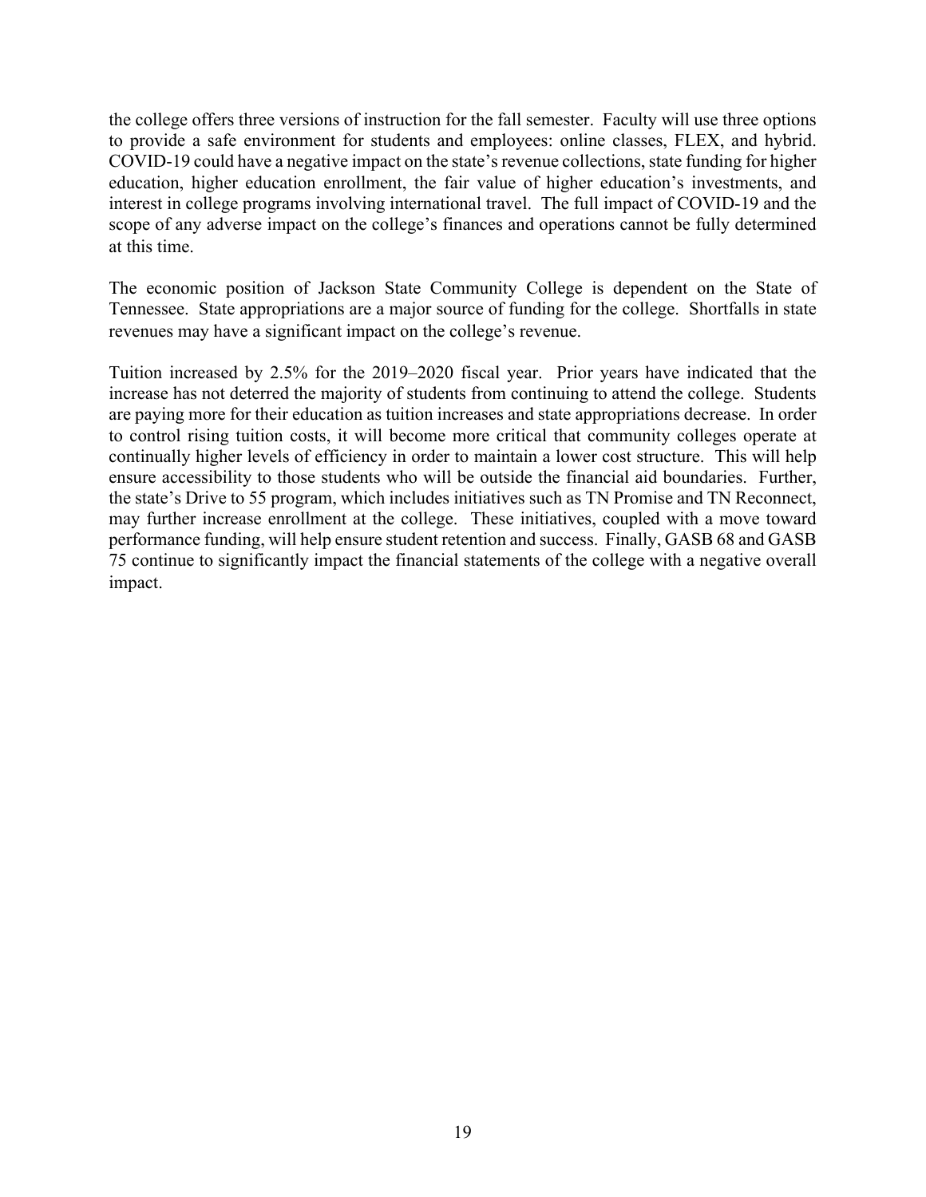the college offers three versions of instruction for the fall semester. Faculty will use three options to provide a safe environment for students and employees: online classes, FLEX, and hybrid. COVID-19 could have a negative impact on the state's revenue collections, state funding for higher education, higher education enrollment, the fair value of higher education's investments, and interest in college programs involving international travel. The full impact of COVID-19 and the scope of any adverse impact on the college's finances and operations cannot be fully determined at this time.

The economic position of Jackson State Community College is dependent on the State of Tennessee. State appropriations are a major source of funding for the college. Shortfalls in state revenues may have a significant impact on the college's revenue.

Tuition increased by 2.5% for the 2019–2020 fiscal year. Prior years have indicated that the increase has not deterred the majority of students from continuing to attend the college. Students are paying more for their education as tuition increases and state appropriations decrease. In order to control rising tuition costs, it will become more critical that community colleges operate at continually higher levels of efficiency in order to maintain a lower cost structure. This will help ensure accessibility to those students who will be outside the financial aid boundaries. Further, the state's Drive to 55 program, which includes initiatives such as TN Promise and TN Reconnect, may further increase enrollment at the college. These initiatives, coupled with a move toward performance funding, will help ensure student retention and success. Finally, GASB 68 and GASB 75 continue to significantly impact the financial statements of the college with a negative overall impact.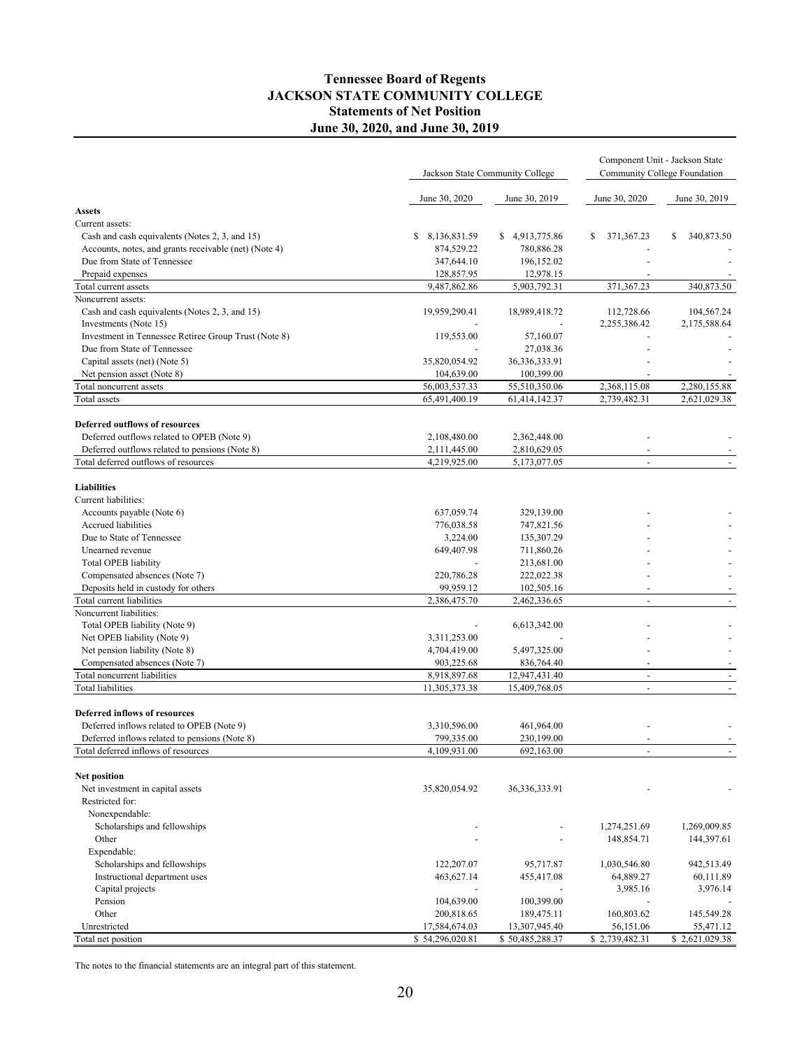# Tennessee Board of Regents
## JACKSON STATE COMMUNITY COLLEGE
## Statements of Net Position
## June 30, 2020, and June 30, 2019

| | Jackson State Community College | | Component Unit - Jackson State Community College Foundation | |
|---|---|---|---|---|
| | June 30, 2020 | June 30, 2019 | June 30, 2020 | June 30, 2019 |
| **Assets** | | | | |
| Current assets: | | | | |
| Cash and cash equivalents (Notes 2, 3, and 15) | $ 8,136,831.59 | $ 4,913,775.86 | $ 371,367.23 | $ 340,873.50 |
| Accounts, notes, and grants receivable (net) (Note 4) | 874,529.22 | 780,886.28 | - | - |
| Due from State of Tennessee | 347,644.10 | 196,152.02 | - | - |
| Prepaid expenses | 128,857.95 | 12,978.15 | - | - |
| Total current assets | 9,487,862.86 | 5,903,792.31 | 371,367.23 | 340,873.50 |
| Noncurrent assets: | | | | |
| Cash and cash equivalents (Notes 2, 3, and 15) | 19,959,290.41 | 18,989,418.72 | 112,728.66 | 104,567.24 |
| Investments (Note 15) | - | - | 2,255,386.42 | 2,175,588.64 |
| Investment in Tennessee Retiree Group Trust (Note 8) | 119,553.00 | 57,160.07 | - | - |
| Due from State of Tennessee | - | 27,038.36 | - | - |
| Capital assets (net) (Note 5) | 35,820,054.92 | 36,336,333.91 | - | - |
| Net pension asset (Note 8) | 104,639.00 | 100,399.00 | - | - |
| Total noncurrent assets | 56,003,537.33 | 55,510,350.06 | 2,368,115.08 | 2,280,155.88 |
| Total assets | 65,491,400.19 | 61,414,142.37 | 2,739,482.31 | 2,621,029.38 |
| **Deferred outflows of resources** | | | | |
| Deferred outflows related to OPEB (Note 9) | 2,108,480.00 | 2,362,448.00 | - | - |
| Deferred outflows related to pensions (Note 8) | 2,111,445.00 | 2,810,629.05 | - | - |
| Total deferred outflows of resources | 4,219,925.00 | 5,173,077.05 | - | - |
| **Liabilities** | | | | |
| Current liabilities: | | | | |
| Accounts payable (Note 6) | 637,059.74 | 329,139.00 | - | - |
| Accrued liabilities | 776,038.58 | 747,821.56 | - | - |
| Due to State of Tennessee | 3,224.00 | 135,307.29 | - | - |
| Unearned revenue | 649,407.98 | 711,860.26 | - | - |
| Total OPEB liability | - | 213,681.00 | - | - |
| Compensated absences (Note 7) | 220,786.28 | 222,022.38 | - | - |
| Deposits held in custody for others | 99,959.12 | 102,505.16 | - | - |
| Total current liabilities | 2,386,475.70 | 2,462,336.65 | - | - |
| Noncurrent liabilities: | | | | |
| Total OPEB liability (Note 9) | - | 6,613,342.00 | - | - |
| Net OPEB liability (Note 9) | 3,311,253.00 | - | - | - |
| Net pension liability (Note 8) | 4,704,419.00 | 5,497,325.00 | - | - |
| Compensated absences (Note 7) | 903,225.68 | 836,764.40 | - | - |
| Total noncurrent liabilities | 8,918,897.68 | 12,947,431.40 | - | - |
| Total liabilities | 11,305,373.38 | 15,409,768.05 | - | - |
| **Deferred inflows of resources** | | | | |
| Deferred inflows related to OPEB (Note 9) | 3,310,596.00 | 461,964.00 | - | - |
| Deferred inflows related to pensions (Note 8) | 799,335.00 | 230,199.00 | - | - |
| Total deferred inflows of resources | 4,109,931.00 | 692,163.00 | - | - |
| **Net position** | | | | |
| Net investment in capital assets | 35,820,054.92 | 36,336,333.91 | - | - |
| Restricted for: | | | | |
| Nonexpendable: | | | | |
| Scholarships and fellowships | - | - | 1,274,251.69 | 1,269,009.85 |
| Other | - | - | 148,854.71 | 144,397.61 |
| Expendable: | | | | |
| Scholarships and fellowships | 122,207.07 | 95,717.87 | 1,030,546.80 | 942,513.49 |
| Instructional department uses | 463,627.14 | 455,417.08 | 64,889.27 | 60,111.89 |
| Capital projects | - | - | 3,985.16 | 3,976.14 |
| Pension | 104,639.00 | 100,399.00 | - | - |
| Other | 200,818.65 | 189,475.11 | 160,803.62 | 145,549.28 |
| Unrestricted | 17,584,674.03 | 13,307,945.40 | 56,151.06 | 55,471.12 |
| Total net position | $ 54,296,020.81 | $ 50,485,288.37 | $ 2,739,482.31 | $ 2,621,029.38 |

The notes to the financial statements are an integral part of this statement.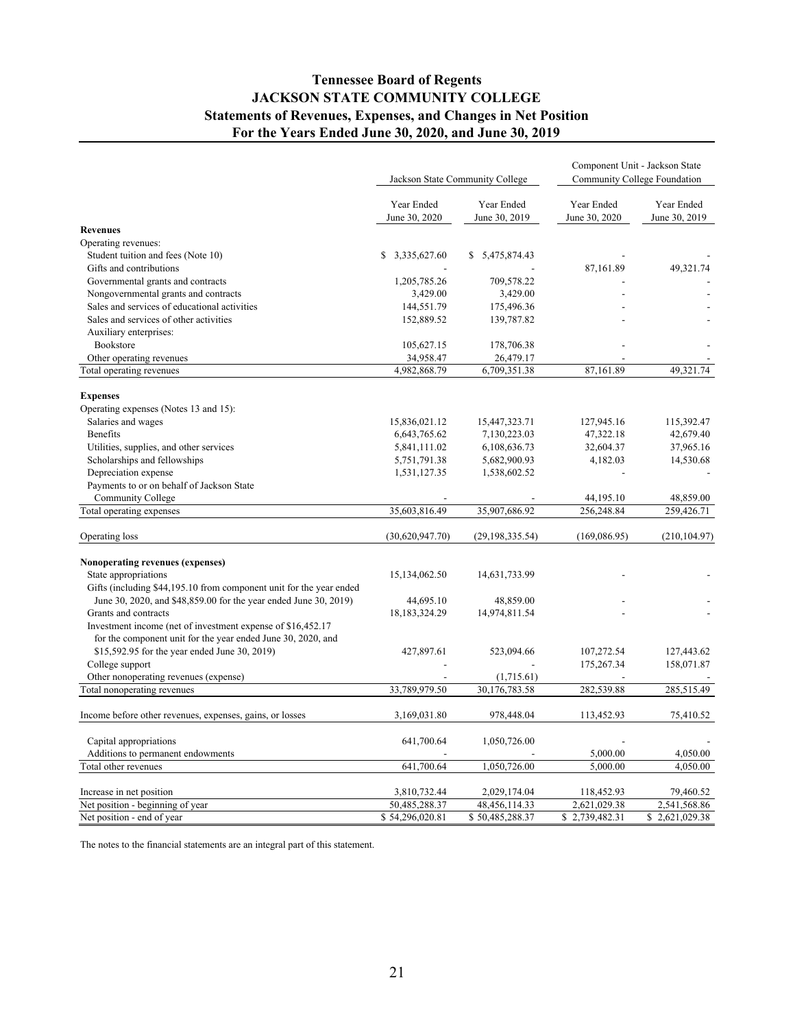# Tennessee Board of Regents
# JACKSON STATE COMMUNITY COLLEGE
## Statements of Revenues, Expenses, and Changes in Net Position
## For the Years Ended June 30, 2020, and June 30, 2019

| | Jackson State Community College | | Component Unit - Jackson State Community College Foundation | |
|---|---|---|---|---|
| | Year Ended June 30, 2020 | Year Ended June 30, 2019 | Year Ended June 30, 2020 | Year Ended June 30, 2019 |
| **Revenues** | | | | |
| Operating revenues: | | | | |
| Student tuition and fees (Note 10) | $ 3,335,627.60 | $ 5,475,874.43 | - | - |
| Gifts and contributions | - | - | 87,161.89 | 49,321.74 |
| Governmental grants and contracts | 1,205,785.26 | 709,578.22 | - | - |
| Nongovernmental grants and contracts | 3,429.00 | 3,429.00 | - | - |
| Sales and services of educational activities | 144,551.79 | 175,496.36 | - | - |
| Sales and services of other activities | 152,889.52 | 139,787.82 | - | - |
| Auxiliary enterprises: | | | | |
| Bookstore | 105,627.15 | 178,706.38 | - | - |
| Other operating revenues | 34,958.47 | 26,479.17 | - | - |
| Total operating revenues | 4,982,868.79 | 6,709,351.38 | 87,161.89 | 49,321.74 |
| **Expenses** | | | | |
| Operating expenses (Notes 13 and 15): | | | | |
| Salaries and wages | 15,836,021.12 | 15,447,323.71 | 127,945.16 | 115,392.47 |
| Benefits | 6,643,765.62 | 7,130,223.03 | 47,322.18 | 42,679.40 |
| Utilities, supplies, and other services | 5,841,111.02 | 6,108,636.73 | 32,604.37 | 37,965.16 |
| Scholarships and fellowships | 5,751,791.38 | 5,682,900.93 | 4,182.03 | 14,530.68 |
| Depreciation expense | 1,531,127.35 | 1,538,602.52 | - | - |
| Payments to or on behalf of Jackson State Community College | - | - | 44,195.10 | 48,859.00 |
| Total operating expenses | 35,603,816.49 | 35,907,686.92 | 256,248.84 | 259,426.71 |
| Operating loss | (30,620,947.70) | (29,198,335.54) | (169,086.95) | (210,104.97) |
| **Nonoperating revenues (expenses)** | | | | |
| State appropriations | 15,134,062.50 | 14,631,733.99 | - | - |
| Gifts (including $44,195.10 from component unit for the year ended June 30, 2020, and $48,859.00 for the year ended June 30, 2019) | 44,695.10 | 48,859.00 | - | - |
| Grants and contracts | 18,183,324.29 | 14,974,811.54 | - | - |
| Investment income (net of investment expense of $16,452.17 for the component unit for the year ended June 30, 2020, and $15,592.95 for the year ended June 30, 2019) | 427,897.61 | 523,094.66 | 107,272.54 | 127,443.62 |
| College support | - | - | 175,267.34 | 158,071.87 |
| Other nonoperating revenues (expense) | - | (1,715.61) | - | - |
| Total nonoperating revenues | 33,789,979.50 | 30,176,783.58 | 282,539.88 | 285,515.49 |
| Income before other revenues, expenses, gains, or losses | 3,169,031.80 | 978,448.04 | 113,452.93 | 75,410.52 |
| Capital appropriations | 641,700.64 | 1,050,726.00 | - | - |
| Additions to permanent endowments | - | - | 5,000.00 | 4,050.00 |
| Total other revenues | 641,700.64 | 1,050,726.00 | 5,000.00 | 4,050.00 |
| Increase in net position | 3,810,732.44 | 2,029,174.04 | 118,452.93 | 79,460.52 |
| Net position - beginning of year | 50,485,288.37 | 48,456,114.33 | 2,621,029.38 | 2,541,568.86 |
| Net position - end of year | $ 54,296,020.81 | $ 50,485,288.37 | $ 2,739,482.31 | $ 2,621,029.38 |

The notes to the financial statements are an integral part of this statement.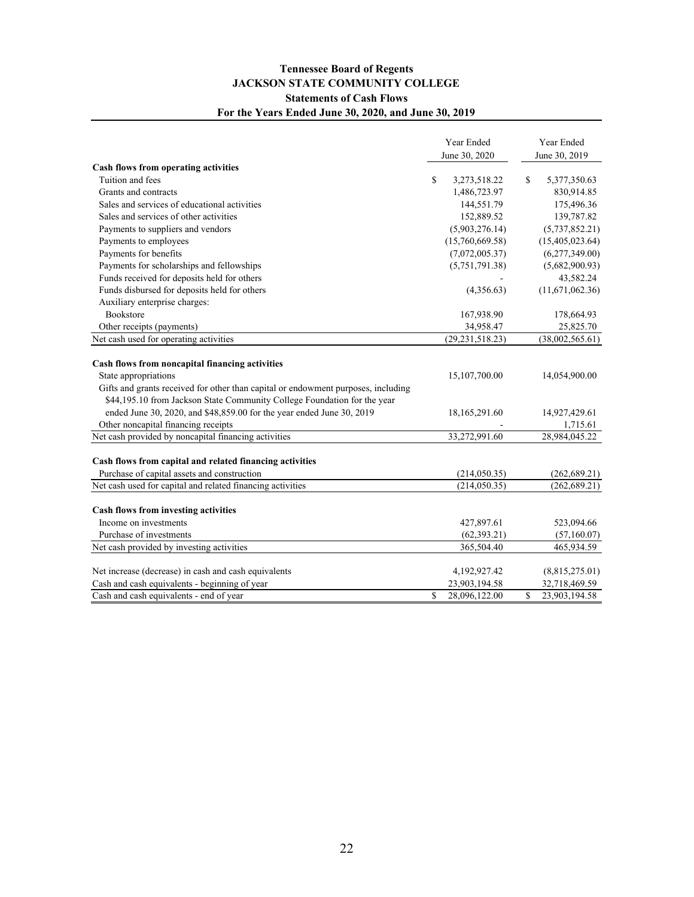# Tennessee Board of Regents
## JACKSON STATE COMMUNITY COLLEGE
### Statements of Cash Flows
### For the Years Ended June 30, 2020, and June 30, 2019

| | Year Ended June 30, 2020 | Year Ended June 30, 2019 |
|---|---|---|
| **Cash flows from operating activities** | | |
| Tuition and fees | $ 3,273,518.22 | $ 5,377,350.63 |
| Grants and contracts | 1,486,723.97 | 830,914.85 |
| Sales and services of educational activities | 144,551.79 | 175,496.36 |
| Sales and services of other activities | 152,889.52 | 139,787.82 |
| Payments to suppliers and vendors | (5,903,276.14) | (5,737,852.21) |
| Payments to employees | (15,760,669.58) | (15,405,023.64) |
| Payments for benefits | (7,072,005.37) | (6,277,349.00) |
| Payments for scholarships and fellowships | (5,751,791.38) | (5,682,900.93) |
| Funds received for deposits held for others | - | 43,582.24 |
| Funds disbursed for deposits held for others | (4,356.63) | (11,671,062.36) |
| Auxiliary enterprise charges: | | |
| Bookstore | 167,938.90 | 178,664.93 |
| Other receipts (payments) | 34,958.47 | 25,825.70 |
| Net cash used for operating activities | (29,231,518.23) | (38,002,565.61) |
| | | |
| **Cash flows from noncapital financing activities** | | |
| State appropriations | 15,107,700.00 | 14,054,900.00 |
| Gifts and grants received for other than capital or endowment purposes, including $44,195.10 from Jackson State Community College Foundation for the year ended June 30, 2020, and $48,859.00 for the year ended June 30, 2019 | 18,165,291.60 | 14,927,429.61 |
| Other noncapital financing receipts | - | 1,715.61 |
| Net cash provided by noncapital financing activities | 33,272,991.60 | 28,984,045.22 |
| | | |
| **Cash flows from capital and related financing activities** | | |
| Purchase of capital assets and construction | (214,050.35) | (262,689.21) |
| Net cash used for capital and related financing activities | (214,050.35) | (262,689.21) |
| | | |
| **Cash flows from investing activities** | | |
| Income on investments | 427,897.61 | 523,094.66 |
| Purchase of investments | (62,393.21) | (57,160.07) |
| Net cash provided by investing activities | 365,504.40 | 465,934.59 |
| | | |
| Net increase (decrease) in cash and cash equivalents | 4,192,927.42 | (8,815,275.01) |
| Cash and cash equivalents - beginning of year | 23,903,194.58 | 32,718,469.59 |
| Cash and cash equivalents - end of year | $ 28,096,122.00 | $ 23,903,194.58 |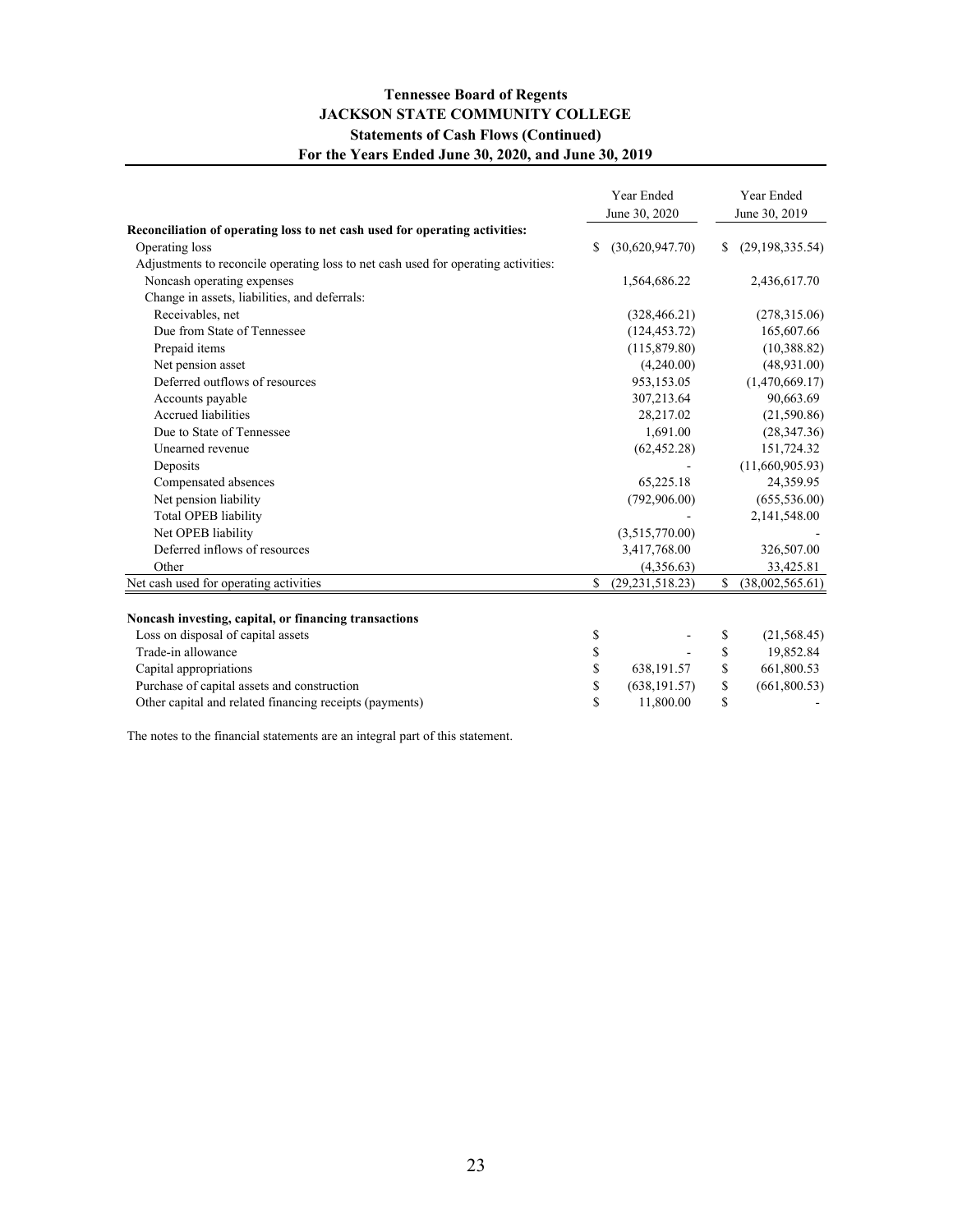**Tennessee Board of Regents**
**JACKSON STATE COMMUNITY COLLEGE**
**Statements of Cash Flows (Continued)**
**For the Years Ended June 30, 2020, and June 30, 2019**

| | Year Ended June 30, 2020 | Year Ended June 30, 2019 |
|---|---|---|
| **Reconciliation of operating loss to net cash used for operating activities:** | | |
| Operating loss | $ (30,620,947.70) | $ (29,198,335.54) |
| Adjustments to reconcile operating loss to net cash used for operating activities: | | |
| Noncash operating expenses | 1,564,686.22 | 2,436,617.70 |
| Change in assets, liabilities, and deferrals: | | |
| Receivables, net | (328,466.21) | (278,315.06) |
| Due from State of Tennessee | (124,453.72) | 165,607.66 |
| Prepaid items | (115,879.80) | (10,388.82) |
| Net pension asset | (4,240.00) | (48,931.00) |
| Deferred outflows of resources | 953,153.05 | (1,470,669.17) |
| Accounts payable | 307,213.64 | 90,663.69 |
| Accrued liabilities | 28,217.02 | (21,590.86) |
| Due to State of Tennessee | 1,691.00 | (28,347.36) |
| Unearned revenue | (62,452.28) | 151,724.32 |
| Deposits | - | (11,660,905.93) |
| Compensated absences | 65,225.18 | 24,359.95 |
| Net pension liability | (792,906.00) | (655,536.00) |
| Total OPEB liability | - | 2,141,548.00 |
| Net OPEB liability | (3,515,770.00) | - |
| Deferred inflows of resources | 3,417,768.00 | 326,507.00 |
| Other | (4,356.63) | 33,425.81 |
| Net cash used for operating activities | $ (29,231,518.23) | $ (38,002,565.61) |
| | | |
| **Noncash investing, capital, or financing transactions** | | |
| Loss on disposal of capital assets | $ - | $ (21,568.45) |
| Trade-in allowance | $ - | $ 19,852.84 |
| Capital appropriations | $ 638,191.57 | $ 661,800.53 |
| Purchase of capital assets and construction | $ (638,191.57) | $ (661,800.53) |
| Other capital and related financing receipts (payments) | $ 11,800.00 | $ - |

The notes to the financial statements are an integral part of this statement.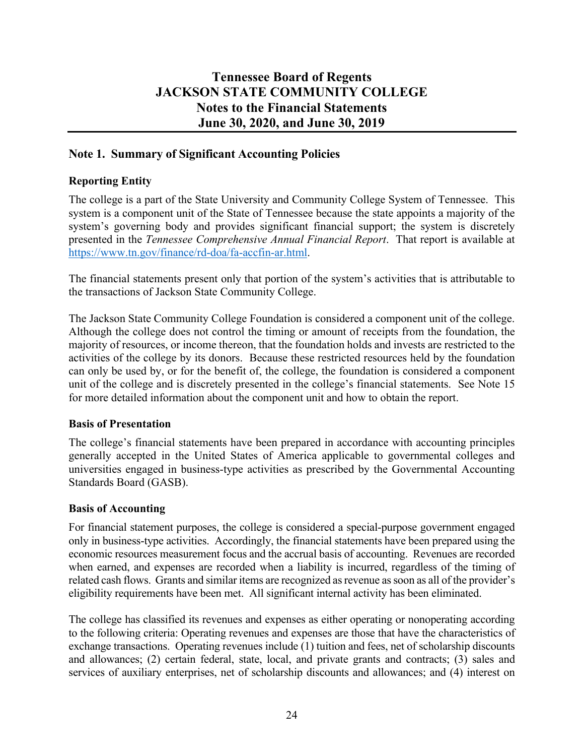# Tennessee Board of Regents
# JACKSON STATE COMMUNITY COLLEGE
# Notes to the Financial Statements
# June 30, 2020, and June 30, 2019

## Note 1. Summary of Significant Accounting Policies

### Reporting Entity

The college is a part of the State University and Community College System of Tennessee. This system is a component unit of the State of Tennessee because the state appoints a majority of the system's governing body and provides significant financial support; the system is discretely presented in the *Tennessee Comprehensive Annual Financial Report*. That report is available at https://www.tn.gov/finance/rd-doa/fa-accfin-ar.html.

The financial statements present only that portion of the system's activities that is attributable to the transactions of Jackson State Community College.

The Jackson State Community College Foundation is considered a component unit of the college. Although the college does not control the timing or amount of receipts from the foundation, the majority of resources, or income thereon, that the foundation holds and invests are restricted to the activities of the college by its donors. Because these restricted resources held by the foundation can only be used by, or for the benefit of, the college, the foundation is considered a component unit of the college and is discretely presented in the college's financial statements. See Note 15 for more detailed information about the component unit and how to obtain the report.

### Basis of Presentation

The college's financial statements have been prepared in accordance with accounting principles generally accepted in the United States of America applicable to governmental colleges and universities engaged in business-type activities as prescribed by the Governmental Accounting Standards Board (GASB).

### Basis of Accounting

For financial statement purposes, the college is considered a special-purpose government engaged only in business-type activities. Accordingly, the financial statements have been prepared using the economic resources measurement focus and the accrual basis of accounting. Revenues are recorded when earned, and expenses are recorded when a liability is incurred, regardless of the timing of related cash flows. Grants and similar items are recognized as revenue as soon as all of the provider's eligibility requirements have been met. All significant internal activity has been eliminated.

The college has classified its revenues and expenses as either operating or nonoperating according to the following criteria: Operating revenues and expenses are those that have the characteristics of exchange transactions. Operating revenues include (1) tuition and fees, net of scholarship discounts and allowances; (2) certain federal, state, local, and private grants and contracts; (3) sales and services of auxiliary enterprises, net of scholarship discounts and allowances; and (4) interest on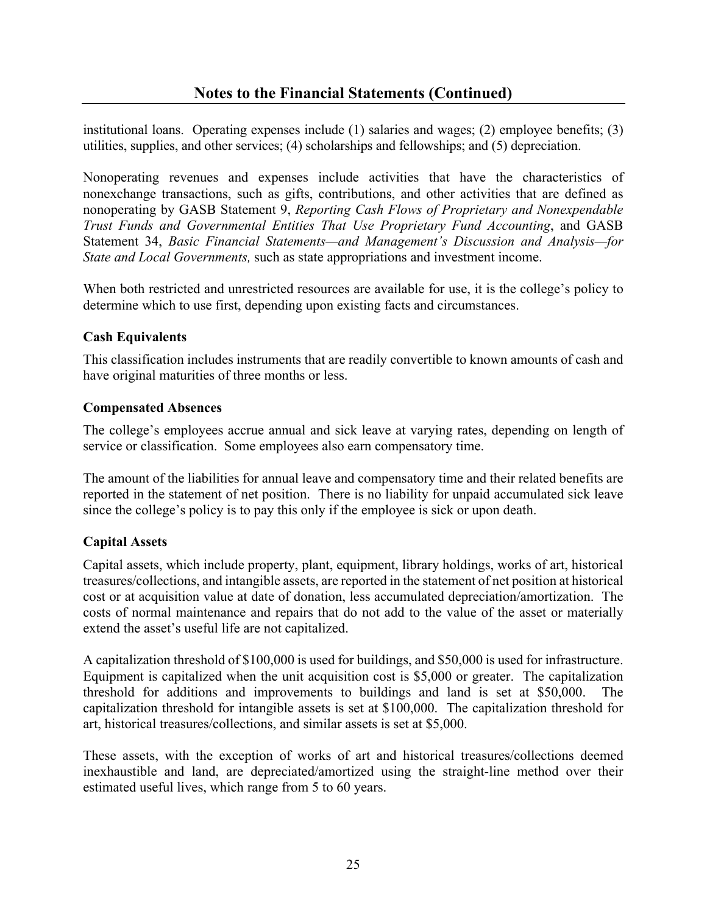institutional loans. Operating expenses include (1) salaries and wages; (2) employee benefits; (3) utilities, supplies, and other services; (4) scholarships and fellowships; and (5) depreciation.

Nonoperating revenues and expenses include activities that have the characteristics of nonexchange transactions, such as gifts, contributions, and other activities that are defined as nonoperating by GASB Statement 9, *Reporting Cash Flows of Proprietary and Nonexpendable Trust Funds and Governmental Entities That Use Proprietary Fund Accounting*, and GASB Statement 34, *Basic Financial Statements—and Management's Discussion and Analysis—for State and Local Governments,* such as state appropriations and investment income.

When both restricted and unrestricted resources are available for use, it is the college's policy to determine which to use first, depending upon existing facts and circumstances.

**Cash Equivalents**

This classification includes instruments that are readily convertible to known amounts of cash and have original maturities of three months or less.

**Compensated Absences**

The college's employees accrue annual and sick leave at varying rates, depending on length of service or classification. Some employees also earn compensatory time.

The amount of the liabilities for annual leave and compensatory time and their related benefits are reported in the statement of net position. There is no liability for unpaid accumulated sick leave since the college's policy is to pay this only if the employee is sick or upon death.

**Capital Assets**

Capital assets, which include property, plant, equipment, library holdings, works of art, historical treasures/collections, and intangible assets, are reported in the statement of net position at historical cost or at acquisition value at date of donation, less accumulated depreciation/amortization. The costs of normal maintenance and repairs that do not add to the value of the asset or materially extend the asset's useful life are not capitalized.

A capitalization threshold of $100,000 is used for buildings, and $50,000 is used for infrastructure. Equipment is capitalized when the unit acquisition cost is $5,000 or greater. The capitalization threshold for additions and improvements to buildings and land is set at $50,000. The capitalization threshold for intangible assets is set at $100,000. The capitalization threshold for art, historical treasures/collections, and similar assets is set at $5,000.

These assets, with the exception of works of art and historical treasures/collections deemed inexhaustible and land, are depreciated/amortized using the straight-line method over their estimated useful lives, which range from 5 to 60 years.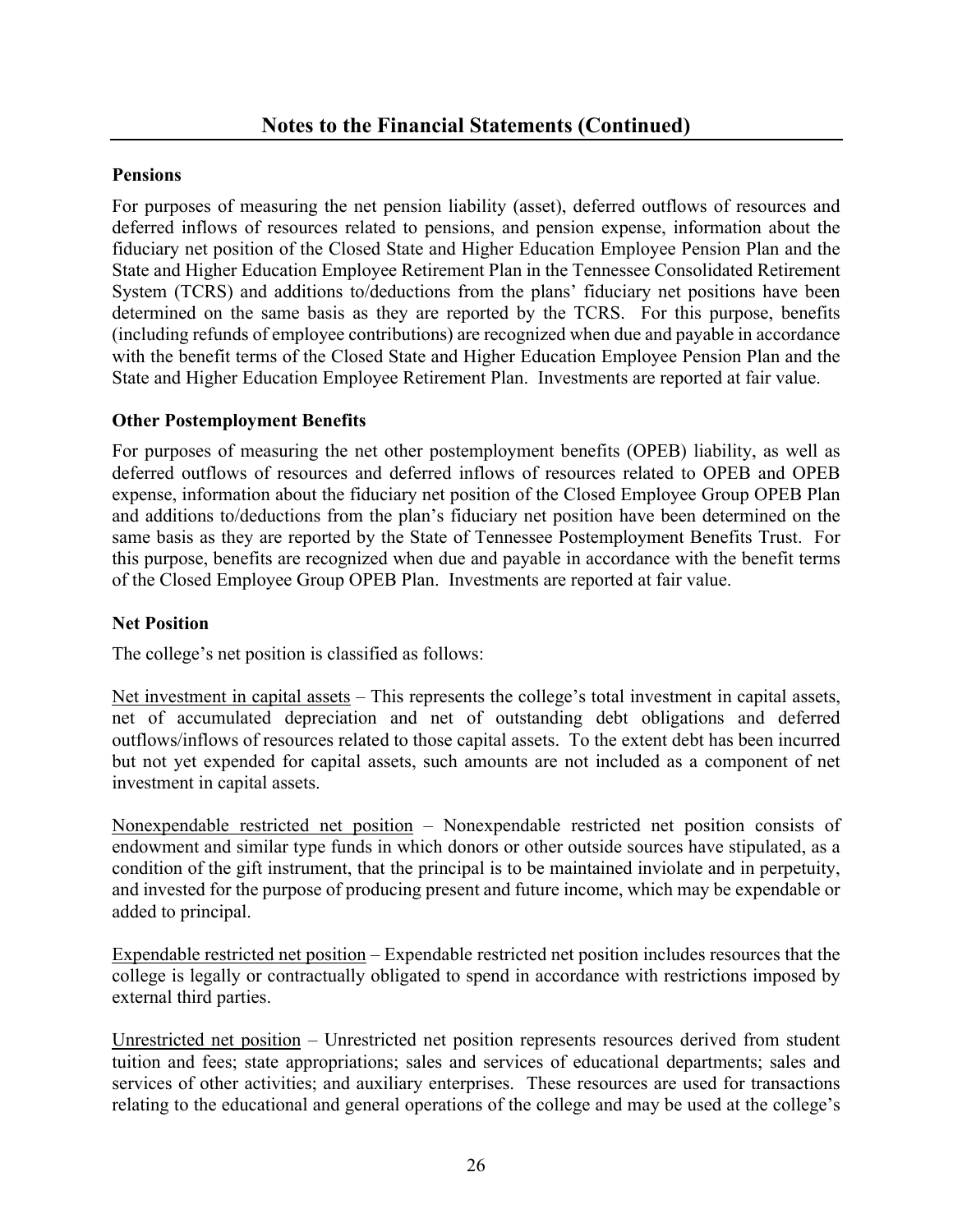## Notes to the Financial Statements (Continued)

### Pensions

For purposes of measuring the net pension liability (asset), deferred outflows of resources and deferred inflows of resources related to pensions, and pension expense, information about the fiduciary net position of the Closed State and Higher Education Employee Pension Plan and the State and Higher Education Employee Retirement Plan in the Tennessee Consolidated Retirement System (TCRS) and additions to/deductions from the plans' fiduciary net positions have been determined on the same basis as they are reported by the TCRS. For this purpose, benefits (including refunds of employee contributions) are recognized when due and payable in accordance with the benefit terms of the Closed State and Higher Education Employee Pension Plan and the State and Higher Education Employee Retirement Plan. Investments are reported at fair value.

### Other Postemployment Benefits

For purposes of measuring the net other postemployment benefits (OPEB) liability, as well as deferred outflows of resources and deferred inflows of resources related to OPEB and OPEB expense, information about the fiduciary net position of the Closed Employee Group OPEB Plan and additions to/deductions from the plan's fiduciary net position have been determined on the same basis as they are reported by the State of Tennessee Postemployment Benefits Trust. For this purpose, benefits are recognized when due and payable in accordance with the benefit terms of the Closed Employee Group OPEB Plan. Investments are reported at fair value.

### Net Position

The college's net position is classified as follows:

Net investment in capital assets – This represents the college's total investment in capital assets, net of accumulated depreciation and net of outstanding debt obligations and deferred outflows/inflows of resources related to those capital assets. To the extent debt has been incurred but not yet expended for capital assets, such amounts are not included as a component of net investment in capital assets.

Nonexpendable restricted net position – Nonexpendable restricted net position consists of endowment and similar type funds in which donors or other outside sources have stipulated, as a condition of the gift instrument, that the principal is to be maintained inviolate and in perpetuity, and invested for the purpose of producing present and future income, which may be expendable or added to principal.

Expendable restricted net position – Expendable restricted net position includes resources that the college is legally or contractually obligated to spend in accordance with restrictions imposed by external third parties.

Unrestricted net position – Unrestricted net position represents resources derived from student tuition and fees; state appropriations; sales and services of educational departments; sales and services of other activities; and auxiliary enterprises. These resources are used for transactions relating to the educational and general operations of the college and may be used at the college's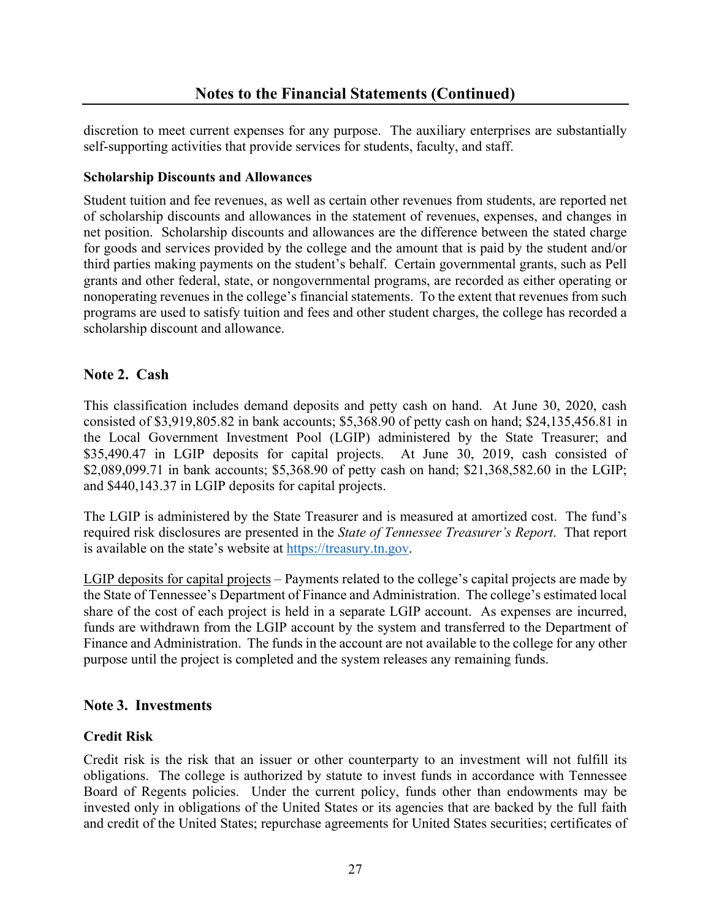discretion to meet current expenses for any purpose. The auxiliary enterprises are substantially self-supporting activities that provide services for students, faculty, and staff.

### Scholarship Discounts and Allowances

Student tuition and fee revenues, as well as certain other revenues from students, are reported net of scholarship discounts and allowances in the statement of revenues, expenses, and changes in net position. Scholarship discounts and allowances are the difference between the stated charge for goods and services provided by the college and the amount that is paid by the student and/or third parties making payments on the student's behalf. Certain governmental grants, such as Pell grants and other federal, state, or nongovernmental programs, are recorded as either operating or nonoperating revenues in the college's financial statements. To the extent that revenues from such programs are used to satisfy tuition and fees and other student charges, the college has recorded a scholarship discount and allowance.

## Note 2. Cash

This classification includes demand deposits and petty cash on hand. At June 30, 2020, cash consisted of $3,919,805.82 in bank accounts; $5,368.90 of petty cash on hand; $24,135,456.81 in the Local Government Investment Pool (LGIP) administered by the State Treasurer; and $35,490.47 in LGIP deposits for capital projects. At June 30, 2019, cash consisted of $2,089,099.71 in bank accounts; $5,368.90 of petty cash on hand; $21,368,582.60 in the LGIP; and $440,143.37 in LGIP deposits for capital projects.

The LGIP is administered by the State Treasurer and is measured at amortized cost. The fund's required risk disclosures are presented in the *State of Tennessee Treasurer's Report*. That report is available on the state's website at https://treasury.tn.gov.

LGIP deposits for capital projects – Payments related to the college's capital projects are made by the State of Tennessee's Department of Finance and Administration. The college's estimated local share of the cost of each project is held in a separate LGIP account. As expenses are incurred, funds are withdrawn from the LGIP account by the system and transferred to the Department of Finance and Administration. The funds in the account are not available to the college for any other purpose until the project is completed and the system releases any remaining funds.

## Note 3. Investments

### Credit Risk

Credit risk is the risk that an issuer or other counterparty to an investment will not fulfill its obligations. The college is authorized by statute to invest funds in accordance with Tennessee Board of Regents policies. Under the current policy, funds other than endowments may be invested only in obligations of the United States or its agencies that are backed by the full faith and credit of the United States; repurchase agreements for United States securities; certificates of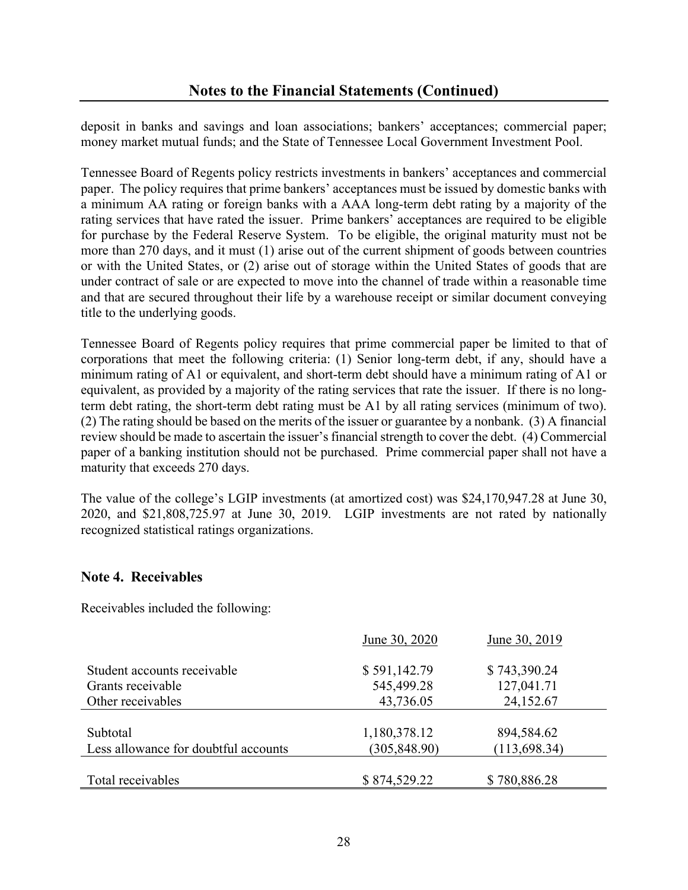## Notes to the Financial Statements (Continued)

deposit in banks and savings and loan associations; bankers' acceptances; commercial paper; money market mutual funds; and the State of Tennessee Local Government Investment Pool.

Tennessee Board of Regents policy restricts investments in bankers' acceptances and commercial paper. The policy requires that prime bankers' acceptances must be issued by domestic banks with a minimum AA rating or foreign banks with a AAA long-term debt rating by a majority of the rating services that have rated the issuer. Prime bankers' acceptances are required to be eligible for purchase by the Federal Reserve System. To be eligible, the original maturity must not be more than 270 days, and it must (1) arise out of the current shipment of goods between countries or with the United States, or (2) arise out of storage within the United States of goods that are under contract of sale or are expected to move into the channel of trade within a reasonable time and that are secured throughout their life by a warehouse receipt or similar document conveying title to the underlying goods.

Tennessee Board of Regents policy requires that prime commercial paper be limited to that of corporations that meet the following criteria: (1) Senior long-term debt, if any, should have a minimum rating of A1 or equivalent, and short-term debt should have a minimum rating of A1 or equivalent, as provided by a majority of the rating services that rate the issuer. If there is no long-term debt rating, the short-term debt rating must be A1 by all rating services (minimum of two). (2) The rating should be based on the merits of the issuer or guarantee by a nonbank. (3) A financial review should be made to ascertain the issuer's financial strength to cover the debt. (4) Commercial paper of a banking institution should not be purchased. Prime commercial paper shall not have a maturity that exceeds 270 days.

The value of the college's LGIP investments (at amortized cost) was $24,170,947.28 at June 30, 2020, and $21,808,725.97 at June 30, 2019. LGIP investments are not rated by nationally recognized statistical ratings organizations.

### Note 4. Receivables

Receivables included the following:

| | June 30, 2020 | June 30, 2019 |
|---|---|---|
| Student accounts receivable | $ 591,142.79 | $ 743,390.24 |
| Grants receivable | 545,499.28 | 127,041.71 |
| Other receivables | 43,736.05 | 24,152.67 |
| Subtotal | 1,180,378.12 | 894,584.62 |
| Less allowance for doubtful accounts | (305,848.90) | (113,698.34) |
| Total receivables | $ 874,529.22 | $ 780,886.28 |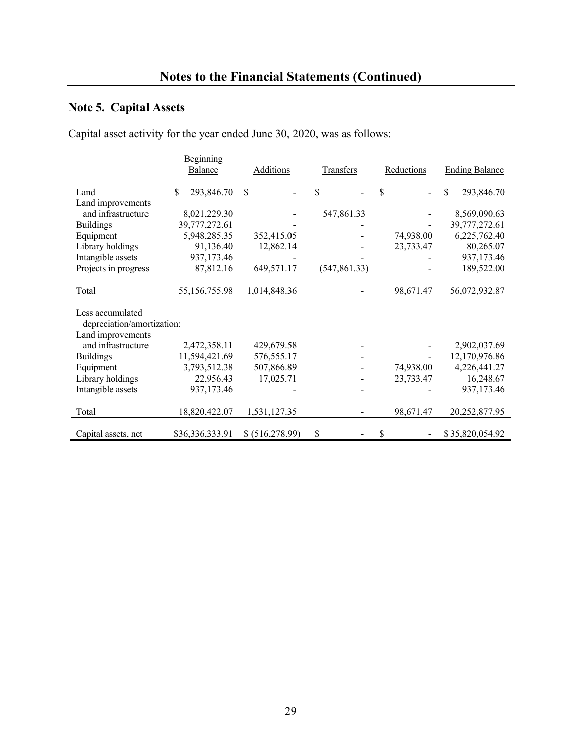# Notes to the Financial Statements (Continued)

## Note 5. Capital Assets

Capital asset activity for the year ended June 30, 2020, was as follows:

| | Beginning Balance | Additions | Transfers | Reductions | Ending Balance |
|---|---|---|---|---|---|
| Land | $ 293,846.70 | $ - | $ - | $ - | $ 293,846.70 |
| Land improvements and infrastructure | 8,021,229.30 | - | 547,861.33 | - | 8,569,090.63 |
| Buildings | 39,777,272.61 | - | - | - | 39,777,272.61 |
| Equipment | 5,948,285.35 | 352,415.05 | - | 74,938.00 | 6,225,762.40 |
| Library holdings | 91,136.40 | 12,862.14 | - | 23,733.47 | 80,265.07 |
| Intangible assets | 937,173.46 | - | - | - | 937,173.46 |
| Projects in progress | 87,812.16 | 649,571.17 | (547,861.33) | - | 189,522.00 |
| Total | 55,156,755.98 | 1,014,848.36 | - | 98,671.47 | 56,072,932.87 |
| Less accumulated depreciation/amortization: | | | | | |
| Land improvements and infrastructure | 2,472,358.11 | 429,679.58 | - | - | 2,902,037.69 |
| Buildings | 11,594,421.69 | 576,555.17 | - | - | 12,170,976.86 |
| Equipment | 3,793,512.38 | 507,866.89 | - | 74,938.00 | 4,226,441.27 |
| Library holdings | 22,956.43 | 17,025.71 | - | 23,733.47 | 16,248.67 |
| Intangible assets | 937,173.46 | - | - | - | 937,173.46 |
| Total | 18,820,422.07 | 1,531,127.35 | - | 98,671.47 | 20,252,877.95 |
| Capital assets, net | $36,336,333.91 | $ (516,278.99) | $ - | $ - | $ 35,820,054.92 |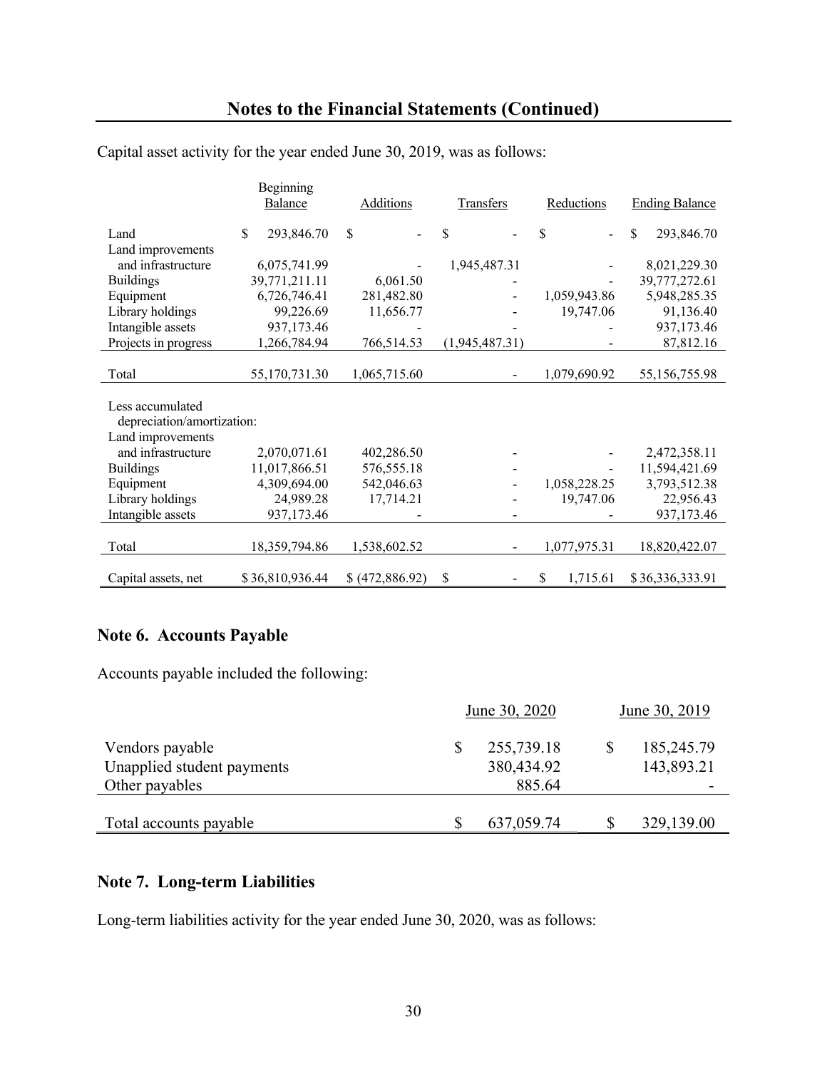## Notes to the Financial Statements (Continued)

Capital asset activity for the year ended June 30, 2019, was as follows:

| | Beginning Balance | Additions | Transfers | Reductions | Ending Balance |
|---|---|---|---|---|---|
| Land | $ 293,846.70 | $ - | $ - | $ - | $ 293,846.70 |
| Land improvements and infrastructure | 6,075,741.99 | - | 1,945,487.31 | - | 8,021,229.30 |
| Buildings | 39,771,211.11 | 6,061.50 | - | - | 39,777,272.61 |
| Equipment | 6,726,746.41 | 281,482.80 | - | 1,059,943.86 | 5,948,285.35 |
| Library holdings | 99,226.69 | 11,656.77 | - | 19,747.06 | 91,136.40 |
| Intangible assets | 937,173.46 | - | - | - | 937,173.46 |
| Projects in progress | 1,266,784.94 | 766,514.53 | (1,945,487.31) | - | 87,812.16 |
| Total | 55,170,731.30 | 1,065,715.60 | - | 1,079,690.92 | 55,156,755.98 |
| Less accumulated depreciation/amortization: | | | | | |
| Land improvements and infrastructure | 2,070,071.61 | 402,286.50 | - | - | 2,472,358.11 |
| Buildings | 11,017,866.51 | 576,555.18 | - | - | 11,594,421.69 |
| Equipment | 4,309,694.00 | 542,046.63 | - | 1,058,228.25 | 3,793,512.38 |
| Library holdings | 24,989.28 | 17,714.21 | - | 19,747.06 | 22,956.43 |
| Intangible assets | 937,173.46 | - | - | - | 937,173.46 |
| Total | 18,359,794.86 | 1,538,602.52 | - | 1,077,975.31 | 18,820,422.07 |
| Capital assets, net | $ 36,810,936.44 | $ (472,886.92) | $ - | $ 1,715.61 | $ 36,336,333.91 |

### Note 6. Accounts Payable

Accounts payable included the following:

| | June 30, 2020 | June 30, 2019 |
|---|---|---|
| Vendors payable | $ 255,739.18 | $ 185,245.79 |
| Unapplied student payments | 380,434.92 | 143,893.21 |
| Other payables | 885.64 | - |
| Total accounts payable | $ 637,059.74 | $ 329,139.00 |

### Note 7. Long-term Liabilities

Long-term liabilities activity for the year ended June 30, 2020, was as follows: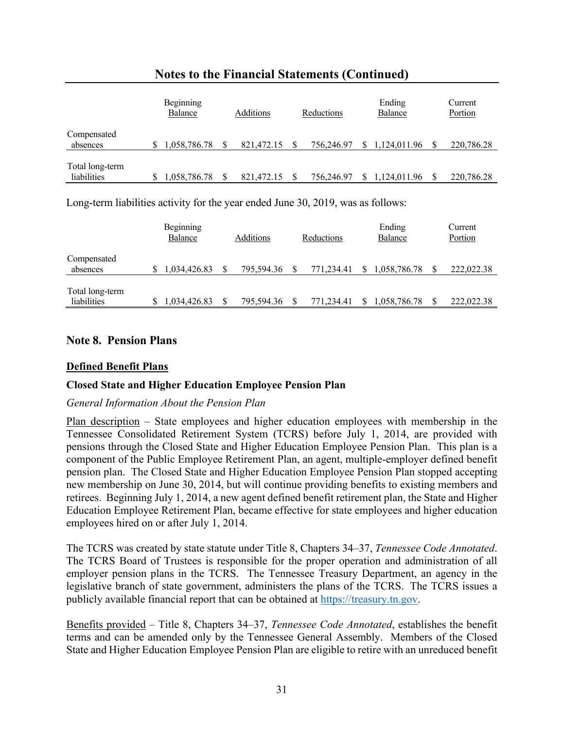## Notes to the Financial Statements (Continued)

| | Beginning Balance | Additions | Reductions | Ending Balance | Current Portion |
|---|---|---|---|---|---|
| Compensated absences | $ 1,058,786.78 | $ 821,472.15 | $ 756,246.97 | $ 1,124,011.96 | $ 220,786.28 |
| Total long-term liabilities | $ 1,058,786.78 | $ 821,472.15 | $ 756,246.97 | $ 1,124,011.96 | $ 220,786.28 |

Long-term liabilities activity for the year ended June 30, 2019, was as follows:

| | Beginning Balance | Additions | Reductions | Ending Balance | Current Portion |
|---|---|---|---|---|---|
| Compensated absences | $ 1,034,426.83 | $ 795,594.36 | $ 771,234.41 | $ 1,058,786.78 | $ 222,022.38 |
| Total long-term liabilities | $ 1,034,426.83 | $ 795,594.36 | $ 771,234.41 | $ 1,058,786.78 | $ 222,022.38 |

### Note 8. Pension Plans

#### Defined Benefit Plans

#### Closed State and Higher Education Employee Pension Plan

*General Information About the Pension Plan*

Plan description – State employees and higher education employees with membership in the Tennessee Consolidated Retirement System (TCRS) before July 1, 2014, are provided with pensions through the Closed State and Higher Education Employee Pension Plan. This plan is a component of the Public Employee Retirement Plan, an agent, multiple-employer defined benefit pension plan. The Closed State and Higher Education Employee Pension Plan stopped accepting new membership on June 30, 2014, but will continue providing benefits to existing members and retirees. Beginning July 1, 2014, a new agent defined benefit retirement plan, the State and Higher Education Employee Retirement Plan, became effective for state employees and higher education employees hired on or after July 1, 2014.

The TCRS was created by state statute under Title 8, Chapters 34–37, *Tennessee Code Annotated*. The TCRS Board of Trustees is responsible for the proper operation and administration of all employer pension plans in the TCRS. The Tennessee Treasury Department, an agency in the legislative branch of state government, administers the plans of the TCRS. The TCRS issues a publicly available financial report that can be obtained at https://treasury.tn.gov.

Benefits provided – Title 8, Chapters 34–37, *Tennessee Code Annotated*, establishes the benefit terms and can be amended only by the Tennessee General Assembly. Members of the Closed State and Higher Education Employee Pension Plan are eligible to retire with an unreduced benefit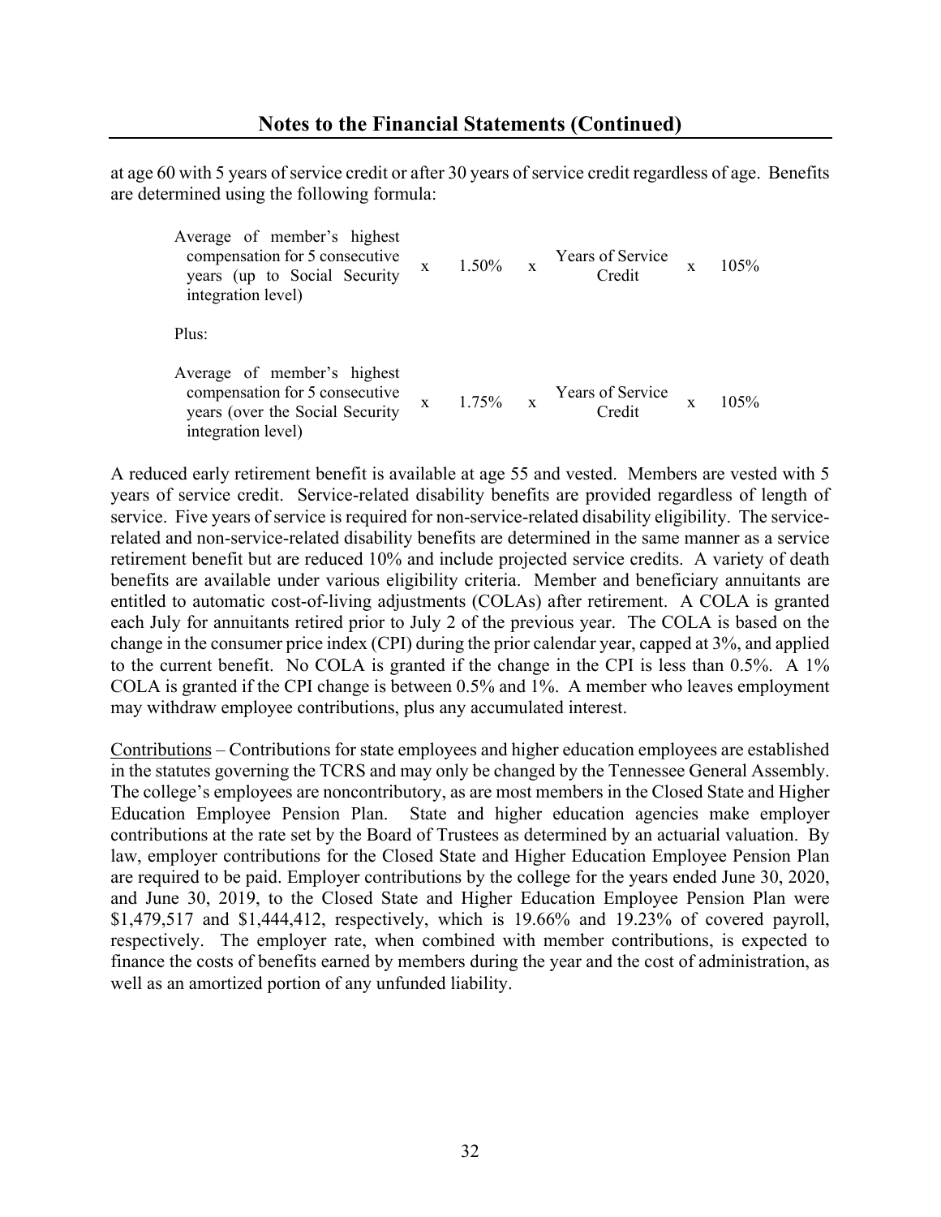## Notes to the Financial Statements (Continued)

at age 60 with 5 years of service credit or after 30 years of service credit regardless of age. Benefits are determined using the following formula:

| | | | | | | | |
|---|---|---|---|---|---|---|---|
| Average of member's highest compensation for 5 consecutive years (up to Social Security integration level) | x | 1.50% | x | Years of Service Credit | x | 105% |
| Plus: | | | | | | |
| Average of member's highest compensation for 5 consecutive years (over the Social Security integration level) | x | 1.75% | x | Years of Service Credit | x | 105% |

A reduced early retirement benefit is available at age 55 and vested. Members are vested with 5 years of service credit. Service-related disability benefits are provided regardless of length of service. Five years of service is required for non-service-related disability eligibility. The service-related and non-service-related disability benefits are determined in the same manner as a service retirement benefit but are reduced 10% and include projected service credits. A variety of death benefits are available under various eligibility criteria. Member and beneficiary annuitants are entitled to automatic cost-of-living adjustments (COLAs) after retirement. A COLA is granted each July for annuitants retired prior to July 2 of the previous year. The COLA is based on the change in the consumer price index (CPI) during the prior calendar year, capped at 3%, and applied to the current benefit. No COLA is granted if the change in the CPI is less than 0.5%. A 1% COLA is granted if the CPI change is between 0.5% and 1%. A member who leaves employment may withdraw employee contributions, plus any accumulated interest.

Contributions – Contributions for state employees and higher education employees are established in the statutes governing the TCRS and may only be changed by the Tennessee General Assembly. The college's employees are noncontributory, as are most members in the Closed State and Higher Education Employee Pension Plan. State and higher education agencies make employer contributions at the rate set by the Board of Trustees as determined by an actuarial valuation. By law, employer contributions for the Closed State and Higher Education Employee Pension Plan are required to be paid. Employer contributions by the college for the years ended June 30, 2020, and June 30, 2019, to the Closed State and Higher Education Employee Pension Plan were $1,479,517 and $1,444,412, respectively, which is 19.66% and 19.23% of covered payroll, respectively. The employer rate, when combined with member contributions, is expected to finance the costs of benefits earned by members during the year and the cost of administration, as well as an amortized portion of any unfunded liability.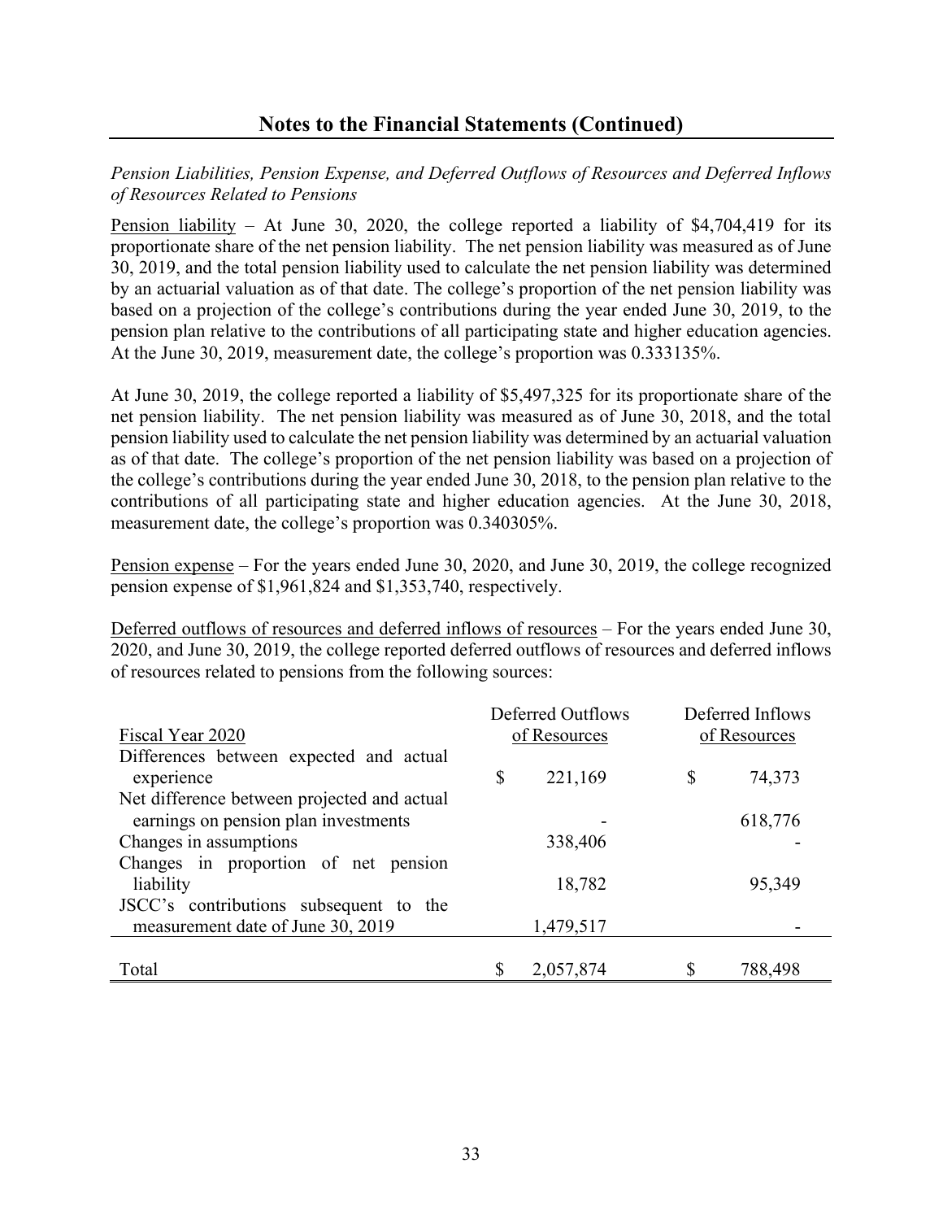## Notes to the Financial Statements (Continued)

*Pension Liabilities, Pension Expense, and Deferred Outflows of Resources and Deferred Inflows of Resources Related to Pensions*

Pension liability – At June 30, 2020, the college reported a liability of $4,704,419 for its proportionate share of the net pension liability. The net pension liability was measured as of June 30, 2019, and the total pension liability used to calculate the net pension liability was determined by an actuarial valuation as of that date. The college's proportion of the net pension liability was based on a projection of the college's contributions during the year ended June 30, 2019, to the pension plan relative to the contributions of all participating state and higher education agencies. At the June 30, 2019, measurement date, the college's proportion was 0.333135%.

At June 30, 2019, the college reported a liability of $5,497,325 for its proportionate share of the net pension liability. The net pension liability was measured as of June 30, 2018, and the total pension liability used to calculate the net pension liability was determined by an actuarial valuation as of that date. The college's proportion of the net pension liability was based on a projection of the college's contributions during the year ended June 30, 2018, to the pension plan relative to the contributions of all participating state and higher education agencies. At the June 30, 2018, measurement date, the college's proportion was 0.340305%.

Pension expense – For the years ended June 30, 2020, and June 30, 2019, the college recognized pension expense of $1,961,824 and $1,353,740, respectively.

Deferred outflows of resources and deferred inflows of resources – For the years ended June 30, 2020, and June 30, 2019, the college reported deferred outflows of resources and deferred inflows of resources related to pensions from the following sources:

| Fiscal Year 2020 | Deferred Outflows of Resources | Deferred Inflows of Resources |
|---|---|---|
| Differences between expected and actual experience | $ 221,169 | $ 74,373 |
| Net difference between projected and actual earnings on pension plan investments | - | 618,776 |
| Changes in assumptions | 338,406 | - |
| Changes in proportion of net pension liability | 18,782 | 95,349 |
| JSCC's contributions subsequent to the measurement date of June 30, 2019 | 1,479,517 | - |
| Total | $ 2,057,874 | $ 788,498 |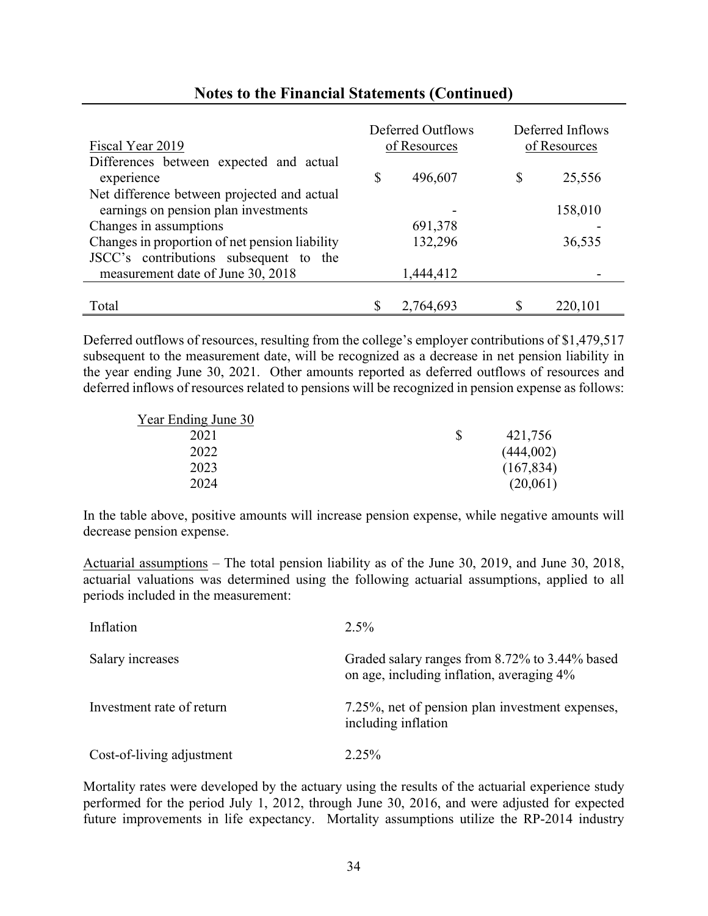## Notes to the Financial Statements (Continued)

| Fiscal Year 2019 | Deferred Outflows of Resources | Deferred Inflows of Resources |
|---|---|---|
| Differences between expected and actual experience | $ 496,607 | $ 25,556 |
| Net difference between projected and actual earnings on pension plan investments | - | 158,010 |
| Changes in assumptions | 691,378 | - |
| Changes in proportion of net pension liability | 132,296 | 36,535 |
| JSCC's contributions subsequent to the measurement date of June 30, 2018 | 1,444,412 | - |
| Total | $ 2,764,693 | $ 220,101 |

Deferred outflows of resources, resulting from the college's employer contributions of $1,479,517 subsequent to the measurement date, will be recognized as a decrease in net pension liability in the year ending June 30, 2021. Other amounts reported as deferred outflows of resources and deferred inflows of resources related to pensions will be recognized in pension expense as follows:

| Year Ending June 30 | |
|---|---|
| 2021 | $ 421,756 |
| 2022 | (444,002) |
| 2023 | (167,834) |
| 2024 | (20,061) |

In the table above, positive amounts will increase pension expense, while negative amounts will decrease pension expense.

Actuarial assumptions – The total pension liability as of the June 30, 2019, and June 30, 2018, actuarial valuations was determined using the following actuarial assumptions, applied to all periods included in the measurement:

| | |
|---|---|
| Inflation | 2.5% |
| Salary increases | Graded salary ranges from 8.72% to 3.44% based on age, including inflation, averaging 4% |
| Investment rate of return | 7.25%, net of pension plan investment expenses, including inflation |
| Cost-of-living adjustment | 2.25% |

Mortality rates were developed by the actuary using the results of the actuarial experience study performed for the period July 1, 2012, through June 30, 2016, and were adjusted for expected future improvements in life expectancy. Mortality assumptions utilize the RP-2014 industry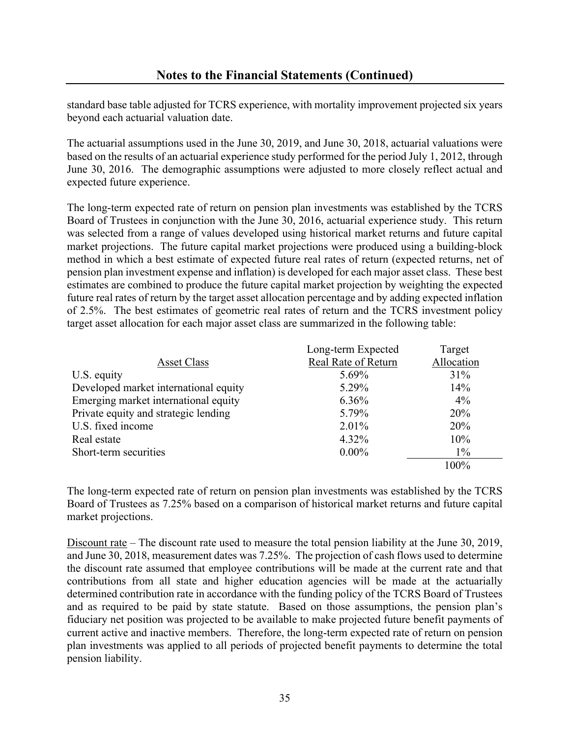## Notes to the Financial Statements (Continued)

standard base table adjusted for TCRS experience, with mortality improvement projected six years beyond each actuarial valuation date.

The actuarial assumptions used in the June 30, 2019, and June 30, 2018, actuarial valuations were based on the results of an actuarial experience study performed for the period July 1, 2012, through June 30, 2016. The demographic assumptions were adjusted to more closely reflect actual and expected future experience.

The long-term expected rate of return on pension plan investments was established by the TCRS Board of Trustees in conjunction with the June 30, 2016, actuarial experience study. This return was selected from a range of values developed using historical market returns and future capital market projections. The future capital market projections were produced using a building-block method in which a best estimate of expected future real rates of return (expected returns, net of pension plan investment expense and inflation) is developed for each major asset class. These best estimates are combined to produce the future capital market projection by weighting the expected future real rates of return by the target asset allocation percentage and by adding expected inflation of 2.5%. The best estimates of geometric real rates of return and the TCRS investment policy target asset allocation for each major asset class are summarized in the following table:

| Asset Class | Long-term Expected Real Rate of Return | Target Allocation |
|---|---|---|
| U.S. equity | 5.69% | 31% |
| Developed market international equity | 5.29% | 14% |
| Emerging market international equity | 6.36% | 4% |
| Private equity and strategic lending | 5.79% | 20% |
| U.S. fixed income | 2.01% | 20% |
| Real estate | 4.32% | 10% |
| Short-term securities | 0.00% | 1% |
| | | 100% |

The long-term expected rate of return on pension plan investments was established by the TCRS Board of Trustees as 7.25% based on a comparison of historical market returns and future capital market projections.

Discount rate – The discount rate used to measure the total pension liability at the June 30, 2019, and June 30, 2018, measurement dates was 7.25%. The projection of cash flows used to determine the discount rate assumed that employee contributions will be made at the current rate and that contributions from all state and higher education agencies will be made at the actuarially determined contribution rate in accordance with the funding policy of the TCRS Board of Trustees and as required to be paid by state statute. Based on those assumptions, the pension plan's fiduciary net position was projected to be available to make projected future benefit payments of current active and inactive members. Therefore, the long-term expected rate of return on pension plan investments was applied to all periods of projected benefit payments to determine the total pension liability.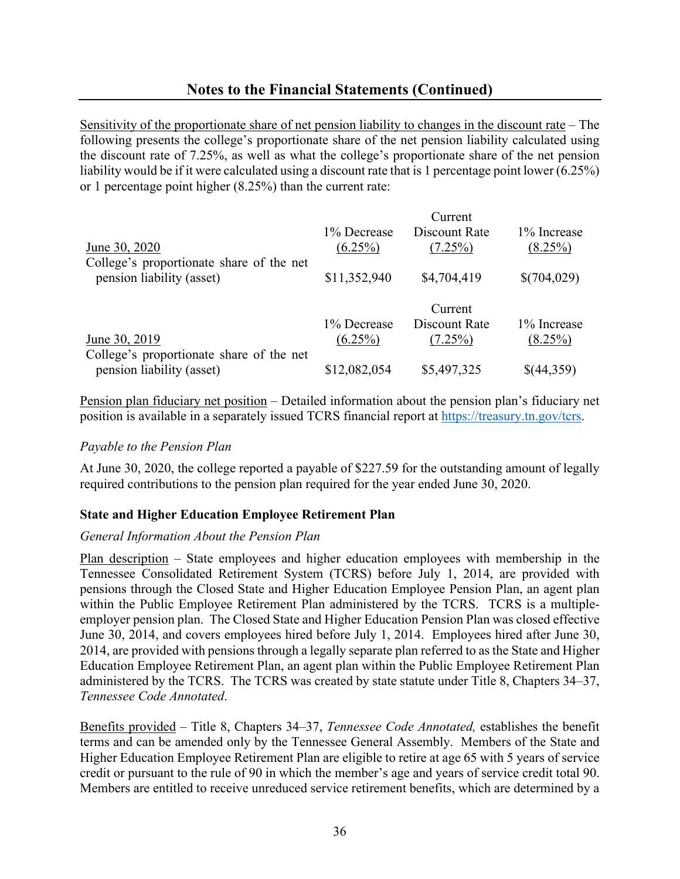## Notes to the Financial Statements (Continued)

Sensitivity of the proportionate share of net pension liability to changes in the discount rate – The following presents the college's proportionate share of the net pension liability calculated using the discount rate of 7.25%, as well as what the college's proportionate share of the net pension liability would be if it were calculated using a discount rate that is 1 percentage point lower (6.25%) or 1 percentage point higher (8.25%) than the current rate:

| June 30, 2020 | 1% Decrease (6.25%) | Current Discount Rate (7.25%) | 1% Increase (8.25%) |
|---|---|---|---|
| College's proportionate share of the net pension liability (asset) | $11,352,940 | $4,704,419 | $(704,029) |

| June 30, 2019 | 1% Decrease (6.25%) | Current Discount Rate (7.25%) | 1% Increase (8.25%) |
|---|---|---|---|
| College's proportionate share of the net pension liability (asset) | $12,082,054 | $5,497,325 | $(44,359) |

Pension plan fiduciary net position – Detailed information about the pension plan's fiduciary net position is available in a separately issued TCRS financial report at https://treasury.tn.gov/tcrs.

*Payable to the Pension Plan*

At June 30, 2020, the college reported a payable of $227.59 for the outstanding amount of legally required contributions to the pension plan required for the year ended June 30, 2020.

**State and Higher Education Employee Retirement Plan**

*General Information About the Pension Plan*

Plan description – State employees and higher education employees with membership in the Tennessee Consolidated Retirement System (TCRS) before July 1, 2014, are provided with pensions through the Closed State and Higher Education Employee Pension Plan, an agent plan within the Public Employee Retirement Plan administered by the TCRS. TCRS is a multiple-employer pension plan. The Closed State and Higher Education Pension Plan was closed effective June 30, 2014, and covers employees hired before July 1, 2014. Employees hired after June 30, 2014, are provided with pensions through a legally separate plan referred to as the State and Higher Education Employee Retirement Plan, an agent plan within the Public Employee Retirement Plan administered by the TCRS. The TCRS was created by state statute under Title 8, Chapters 34–37, *Tennessee Code Annotated*.

Benefits provided – Title 8, Chapters 34–37, *Tennessee Code Annotated,* establishes the benefit terms and can be amended only by the Tennessee General Assembly. Members of the State and Higher Education Employee Retirement Plan are eligible to retire at age 65 with 5 years of service credit or pursuant to the rule of 90 in which the member's age and years of service credit total 90. Members are entitled to receive unreduced service retirement benefits, which are determined by a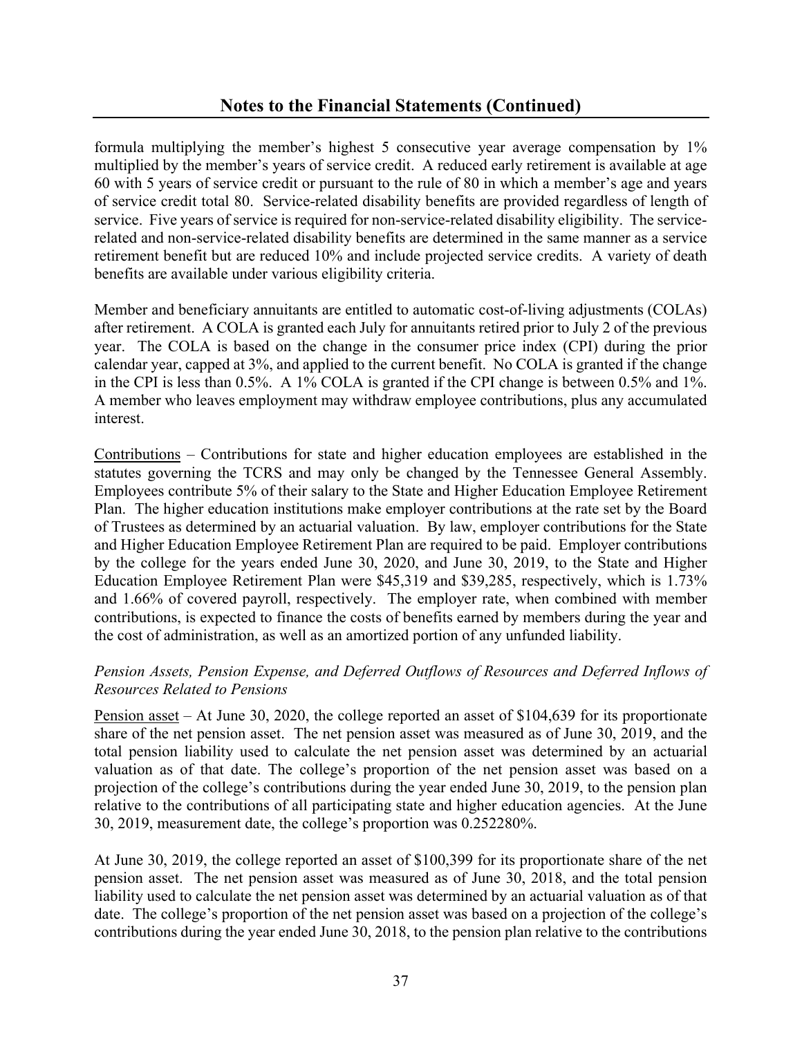formula multiplying the member's highest 5 consecutive year average compensation by 1% multiplied by the member's years of service credit. A reduced early retirement is available at age 60 with 5 years of service credit or pursuant to the rule of 80 in which a member's age and years of service credit total 80. Service-related disability benefits are provided regardless of length of service. Five years of service is required for non-service-related disability eligibility. The service-related and non-service-related disability benefits are determined in the same manner as a service retirement benefit but are reduced 10% and include projected service credits. A variety of death benefits are available under various eligibility criteria.

Member and beneficiary annuitants are entitled to automatic cost-of-living adjustments (COLAs) after retirement. A COLA is granted each July for annuitants retired prior to July 2 of the previous year. The COLA is based on the change in the consumer price index (CPI) during the prior calendar year, capped at 3%, and applied to the current benefit. No COLA is granted if the change in the CPI is less than 0.5%. A 1% COLA is granted if the CPI change is between 0.5% and 1%. A member who leaves employment may withdraw employee contributions, plus any accumulated interest.

Contributions – Contributions for state and higher education employees are established in the statutes governing the TCRS and may only be changed by the Tennessee General Assembly. Employees contribute 5% of their salary to the State and Higher Education Employee Retirement Plan. The higher education institutions make employer contributions at the rate set by the Board of Trustees as determined by an actuarial valuation. By law, employer contributions for the State and Higher Education Employee Retirement Plan are required to be paid. Employer contributions by the college for the years ended June 30, 2020, and June 30, 2019, to the State and Higher Education Employee Retirement Plan were $45,319 and $39,285, respectively, which is 1.73% and 1.66% of covered payroll, respectively. The employer rate, when combined with member contributions, is expected to finance the costs of benefits earned by members during the year and the cost of administration, as well as an amortized portion of any unfunded liability.

*Pension Assets, Pension Expense, and Deferred Outflows of Resources and Deferred Inflows of Resources Related to Pensions*

Pension asset – At June 30, 2020, the college reported an asset of $104,639 for its proportionate share of the net pension asset. The net pension asset was measured as of June 30, 2019, and the total pension liability used to calculate the net pension asset was determined by an actuarial valuation as of that date. The college's proportion of the net pension asset was based on a projection of the college's contributions during the year ended June 30, 2019, to the pension plan relative to the contributions of all participating state and higher education agencies. At the June 30, 2019, measurement date, the college's proportion was 0.252280%.

At June 30, 2019, the college reported an asset of $100,399 for its proportionate share of the net pension asset. The net pension asset was measured as of June 30, 2018, and the total pension liability used to calculate the net pension asset was determined by an actuarial valuation as of that date. The college's proportion of the net pension asset was based on a projection of the college's contributions during the year ended June 30, 2018, to the pension plan relative to the contributions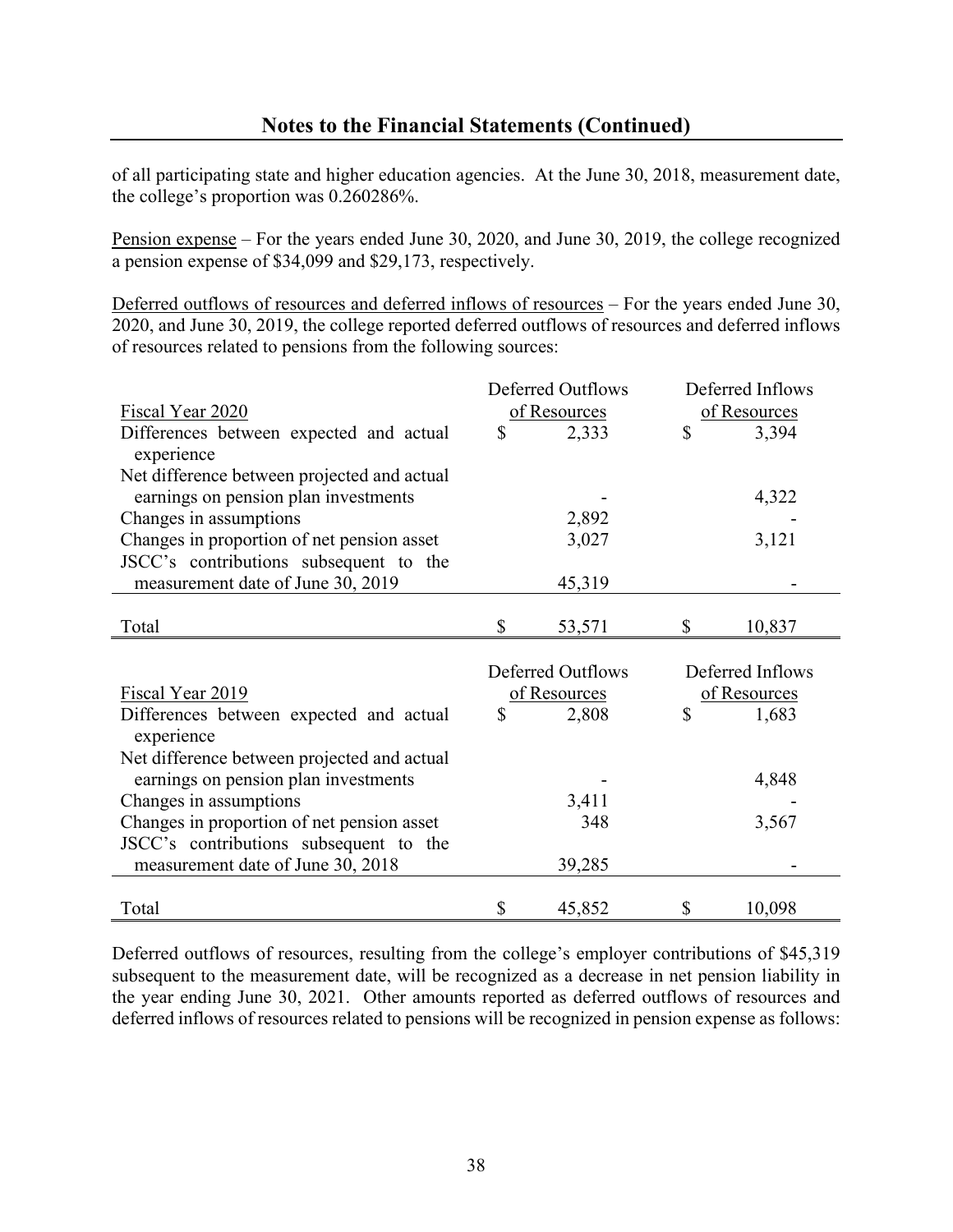## Notes to the Financial Statements (Continued)

of all participating state and higher education agencies. At the June 30, 2018, measurement date, the college's proportion was 0.260286%.

Pension expense – For the years ended June 30, 2020, and June 30, 2019, the college recognized a pension expense of $34,099 and $29,173, respectively.

Deferred outflows of resources and deferred inflows of resources – For the years ended June 30, 2020, and June 30, 2019, the college reported deferred outflows of resources and deferred inflows of resources related to pensions from the following sources:

| Fiscal Year 2020 | Deferred Outflows of Resources | Deferred Inflows of Resources |
|---|---|---|
| Differences between expected and actual experience | $ 2,333 | $ 3,394 |
| Net difference between projected and actual earnings on pension plan investments | - | 4,322 |
| Changes in assumptions | 2,892 | - |
| Changes in proportion of net pension asset | 3,027 | 3,121 |
| JSCC's contributions subsequent to the measurement date of June 30, 2019 | 45,319 | - |
| Total | $ 53,571 | $ 10,837 |

| Fiscal Year 2019 | Deferred Outflows of Resources | Deferred Inflows of Resources |
|---|---|---|
| Differences between expected and actual experience | $ 2,808 | $ 1,683 |
| Net difference between projected and actual earnings on pension plan investments | - | 4,848 |
| Changes in assumptions | 3,411 | - |
| Changes in proportion of net pension asset | 348 | 3,567 |
| JSCC's contributions subsequent to the measurement date of June 30, 2018 | 39,285 | - |
| Total | $ 45,852 | $ 10,098 |

Deferred outflows of resources, resulting from the college's employer contributions of $45,319 subsequent to the measurement date, will be recognized as a decrease in net pension liability in the year ending June 30, 2021. Other amounts reported as deferred outflows of resources and deferred inflows of resources related to pensions will be recognized in pension expense as follows: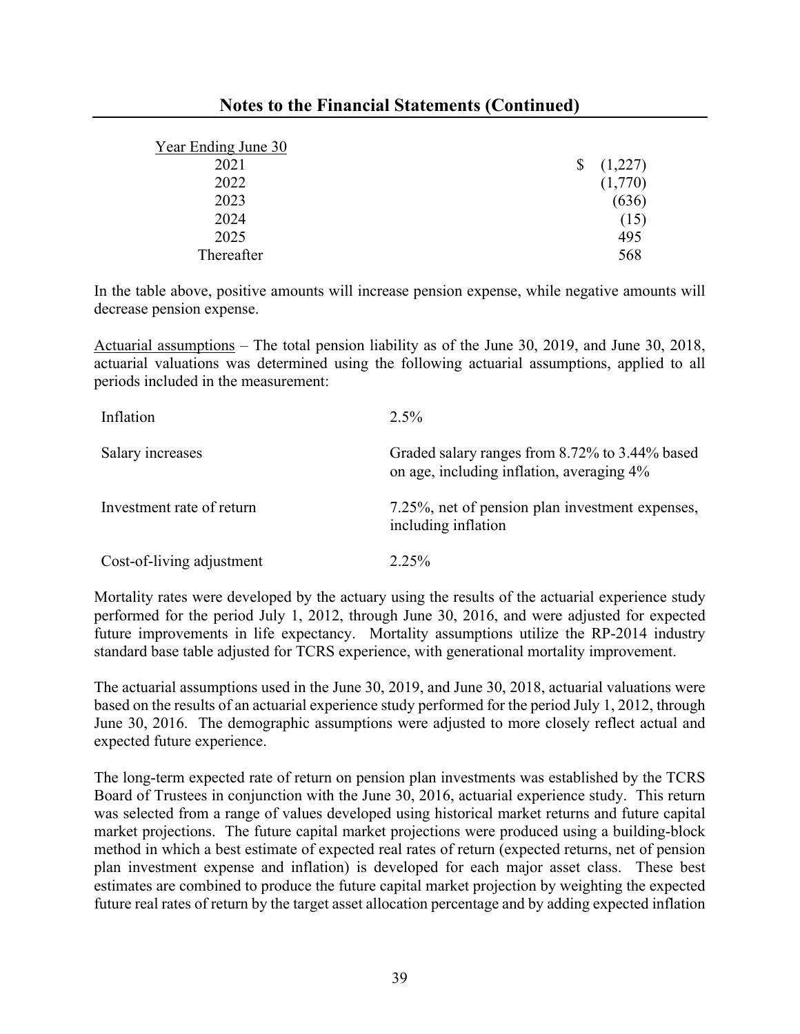## Notes to the Financial Statements (Continued)

| Year Ending June 30 | |
|---|---|
| 2021 | $ (1,227) |
| 2022 | (1,770) |
| 2023 | (636) |
| 2024 | (15) |
| 2025 | 495 |
| Thereafter | 568 |

In the table above, positive amounts will increase pension expense, while negative amounts will decrease pension expense.

Actuarial assumptions – The total pension liability as of the June 30, 2019, and June 30, 2018, actuarial valuations was determined using the following actuarial assumptions, applied to all periods included in the measurement:

| | |
|---|---|
| Inflation | 2.5% |
| Salary increases | Graded salary ranges from 8.72% to 3.44% based on age, including inflation, averaging 4% |
| Investment rate of return | 7.25%, net of pension plan investment expenses, including inflation |
| Cost-of-living adjustment | 2.25% |

Mortality rates were developed by the actuary using the results of the actuarial experience study performed for the period July 1, 2012, through June 30, 2016, and were adjusted for expected future improvements in life expectancy. Mortality assumptions utilize the RP-2014 industry standard base table adjusted for TCRS experience, with generational mortality improvement.

The actuarial assumptions used in the June 30, 2019, and June 30, 2018, actuarial valuations were based on the results of an actuarial experience study performed for the period July 1, 2012, through June 30, 2016. The demographic assumptions were adjusted to more closely reflect actual and expected future experience.

The long-term expected rate of return on pension plan investments was established by the TCRS Board of Trustees in conjunction with the June 30, 2016, actuarial experience study. This return was selected from a range of values developed using historical market returns and future capital market projections. The future capital market projections were produced using a building-block method in which a best estimate of expected real rates of return (expected returns, net of pension plan investment expense and inflation) is developed for each major asset class. These best estimates are combined to produce the future capital market projection by weighting the expected future real rates of return by the target asset allocation percentage and by adding expected inflation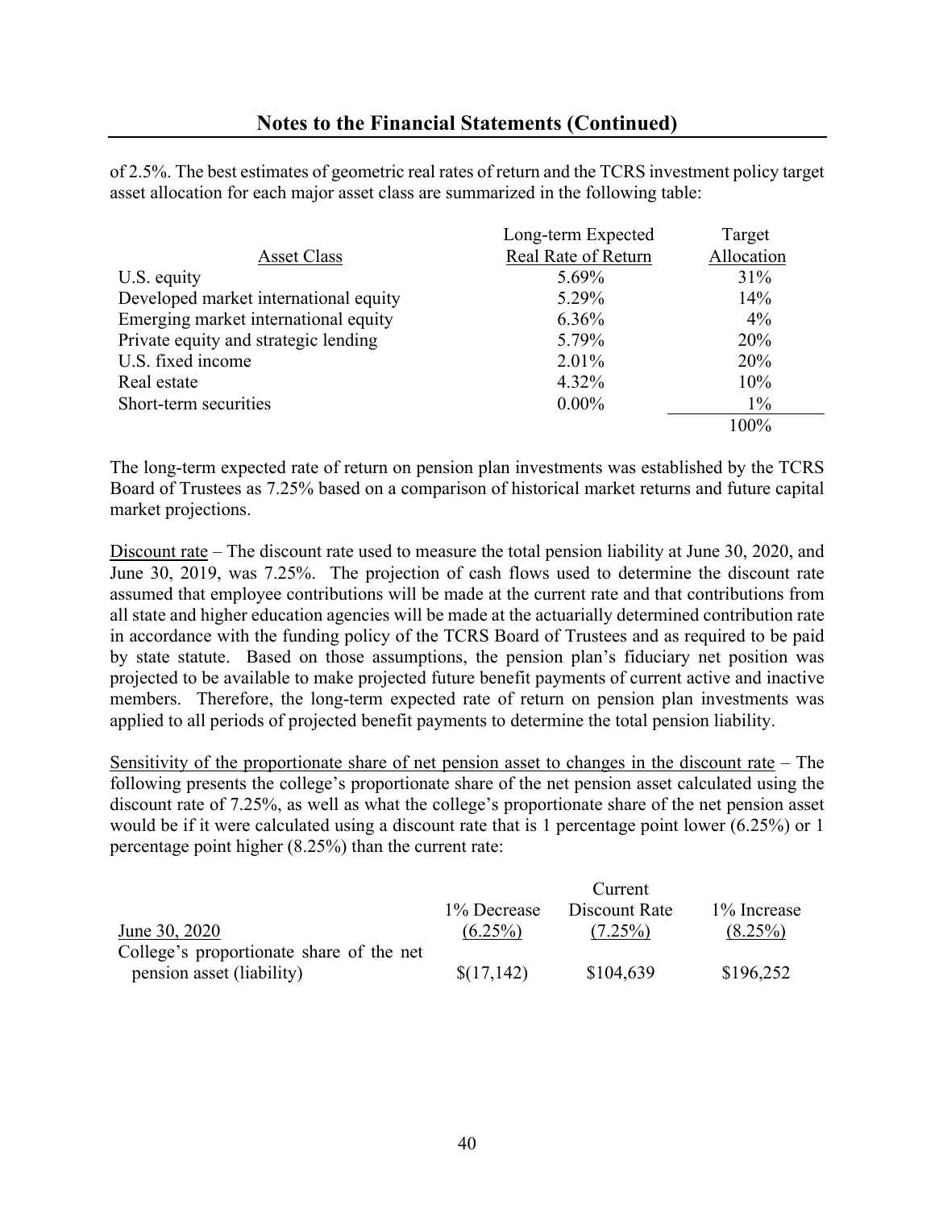## Notes to the Financial Statements (Continued)

of 2.5%. The best estimates of geometric real rates of return and the TCRS investment policy target asset allocation for each major asset class are summarized in the following table:

| Asset Class | Long-term Expected Real Rate of Return | Target Allocation |
|---|---|---|
| U.S. equity | 5.69% | 31% |
| Developed market international equity | 5.29% | 14% |
| Emerging market international equity | 6.36% | 4% |
| Private equity and strategic lending | 5.79% | 20% |
| U.S. fixed income | 2.01% | 20% |
| Real estate | 4.32% | 10% |
| Short-term securities | 0.00% | 1% |
| | | 100% |

The long-term expected rate of return on pension plan investments was established by the TCRS Board of Trustees as 7.25% based on a comparison of historical market returns and future capital market projections.

Discount rate – The discount rate used to measure the total pension liability at June 30, 2020, and June 30, 2019, was 7.25%. The projection of cash flows used to determine the discount rate assumed that employee contributions will be made at the current rate and that contributions from all state and higher education agencies will be made at the actuarially determined contribution rate in accordance with the funding policy of the TCRS Board of Trustees and as required to be paid by state statute. Based on those assumptions, the pension plan's fiduciary net position was projected to be available to make projected future benefit payments of current active and inactive members. Therefore, the long-term expected rate of return on pension plan investments was applied to all periods of projected benefit payments to determine the total pension liability.

Sensitivity of the proportionate share of net pension asset to changes in the discount rate – The following presents the college's proportionate share of the net pension asset calculated using the discount rate of 7.25%, as well as what the college's proportionate share of the net pension asset would be if it were calculated using a discount rate that is 1 percentage point lower (6.25%) or 1 percentage point higher (8.25%) than the current rate:

| June 30, 2020 | 1% Decrease (6.25%) | Current Discount Rate (7.25%) | 1% Increase (8.25%) |
|---|---|---|---|
| College's proportionate share of the net pension asset (liability) | $(17,142) | $104,639 | $196,252 |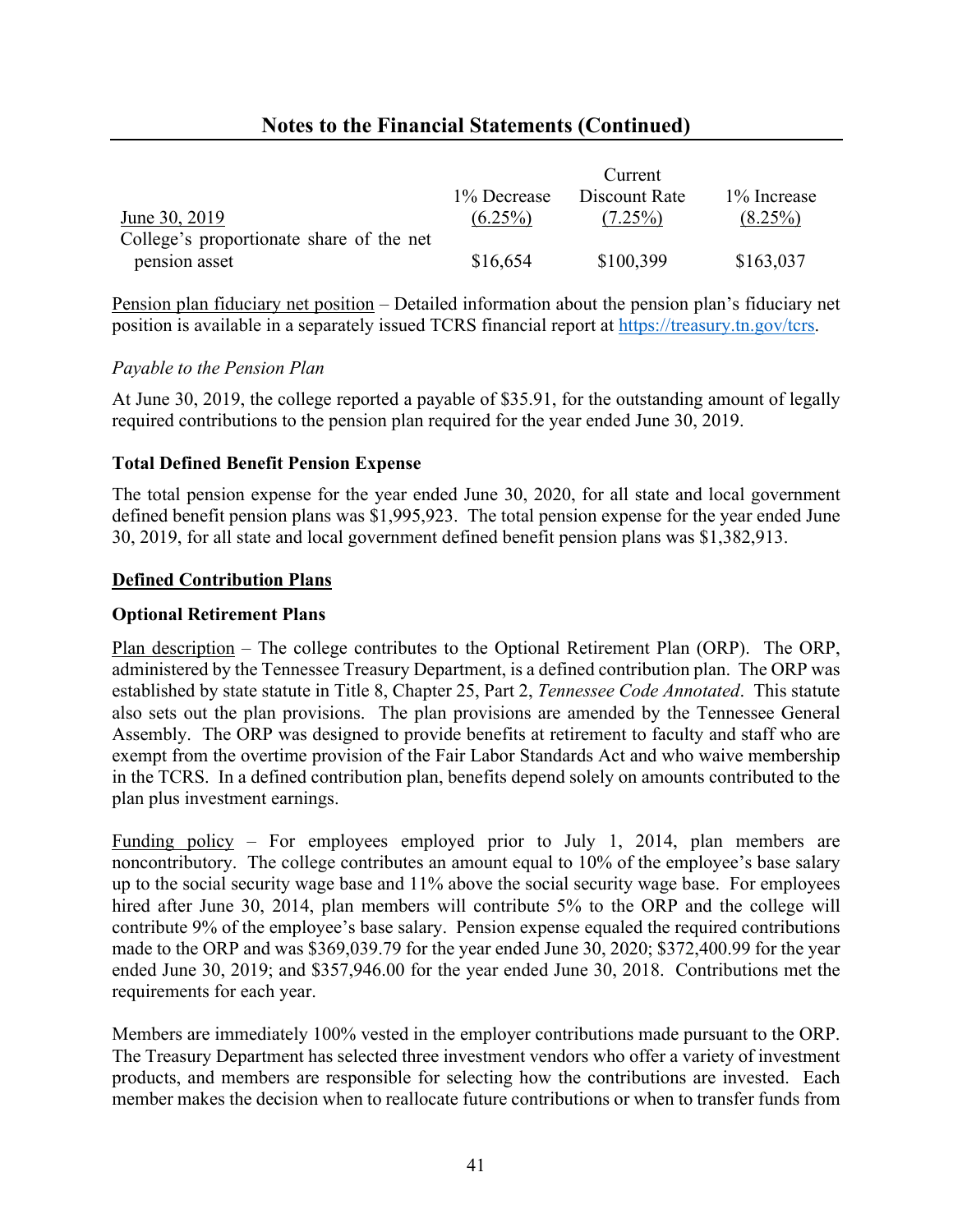## Notes to the Financial Statements (Continued)

| June 30, 2019 | 1% Decrease (6.25%) | Current Discount Rate (7.25%) | 1% Increase (8.25%) |
|---|---|---|---|
| College's proportionate share of the net pension asset | $16,654 | $100,399 | $163,037 |

Pension plan fiduciary net position – Detailed information about the pension plan's fiduciary net position is available in a separately issued TCRS financial report at https://treasury.tn.gov/tcrs.

*Payable to the Pension Plan*

At June 30, 2019, the college reported a payable of $35.91, for the outstanding amount of legally required contributions to the pension plan required for the year ended June 30, 2019.

**Total Defined Benefit Pension Expense**

The total pension expense for the year ended June 30, 2020, for all state and local government defined benefit pension plans was $1,995,923. The total pension expense for the year ended June 30, 2019, for all state and local government defined benefit pension plans was $1,382,913.

**Defined Contribution Plans**

**Optional Retirement Plans**

Plan description – The college contributes to the Optional Retirement Plan (ORP). The ORP, administered by the Tennessee Treasury Department, is a defined contribution plan. The ORP was established by state statute in Title 8, Chapter 25, Part 2, *Tennessee Code Annotated*. This statute also sets out the plan provisions. The plan provisions are amended by the Tennessee General Assembly. The ORP was designed to provide benefits at retirement to faculty and staff who are exempt from the overtime provision of the Fair Labor Standards Act and who waive membership in the TCRS. In a defined contribution plan, benefits depend solely on amounts contributed to the plan plus investment earnings.

Funding policy – For employees employed prior to July 1, 2014, plan members are noncontributory. The college contributes an amount equal to 10% of the employee's base salary up to the social security wage base and 11% above the social security wage base. For employees hired after June 30, 2014, plan members will contribute 5% to the ORP and the college will contribute 9% of the employee's base salary. Pension expense equaled the required contributions made to the ORP and was $369,039.79 for the year ended June 30, 2020; $372,400.99 for the year ended June 30, 2019; and $357,946.00 for the year ended June 30, 2018. Contributions met the requirements for each year.

Members are immediately 100% vested in the employer contributions made pursuant to the ORP. The Treasury Department has selected three investment vendors who offer a variety of investment products, and members are responsible for selecting how the contributions are invested. Each member makes the decision when to reallocate future contributions or when to transfer funds from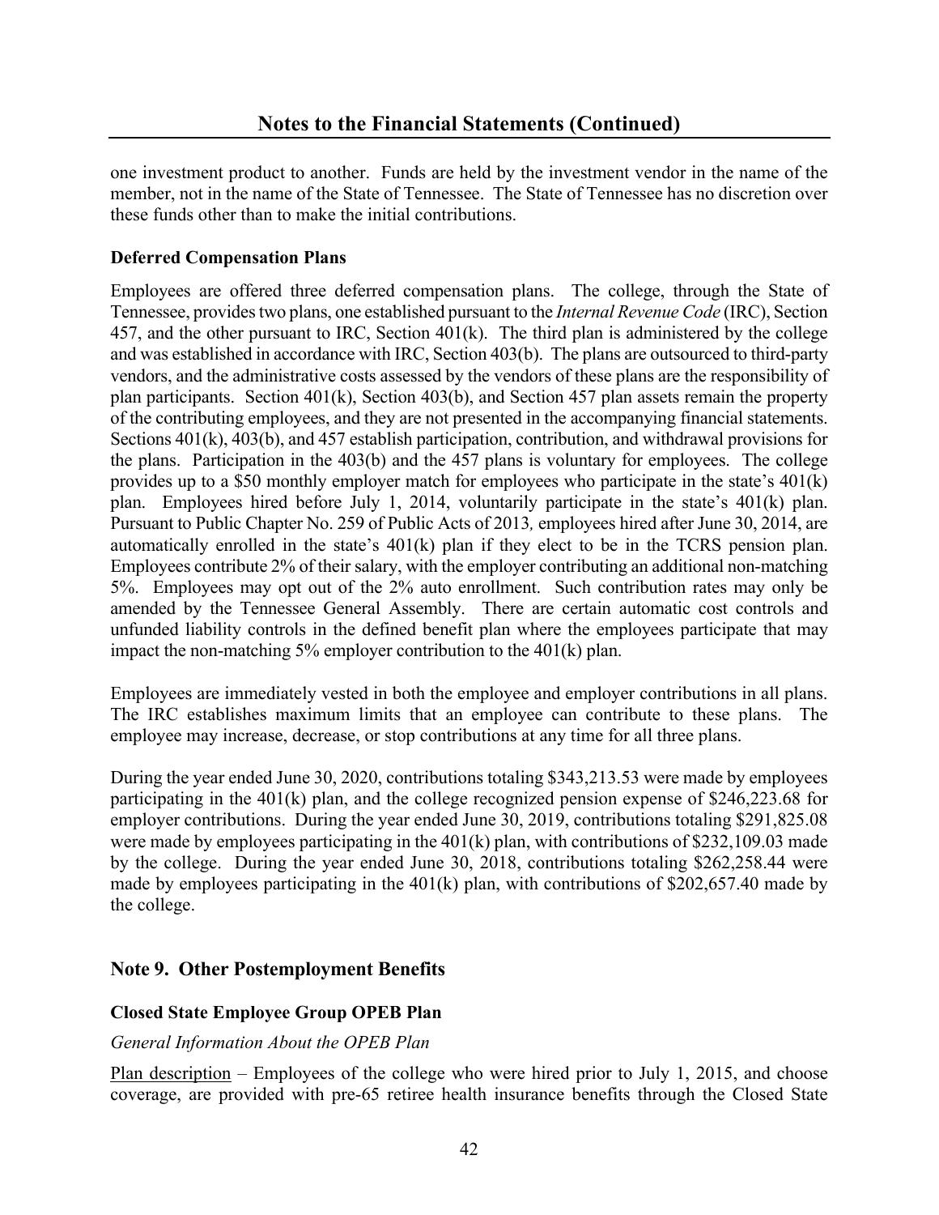one investment product to another. Funds are held by the investment vendor in the name of the member, not in the name of the State of Tennessee. The State of Tennessee has no discretion over these funds other than to make the initial contributions.

**Deferred Compensation Plans**

Employees are offered three deferred compensation plans. The college, through the State of Tennessee, provides two plans, one established pursuant to the *Internal Revenue Code* (IRC), Section 457, and the other pursuant to IRC, Section 401(k). The third plan is administered by the college and was established in accordance with IRC, Section 403(b). The plans are outsourced to third-party vendors, and the administrative costs assessed by the vendors of these plans are the responsibility of plan participants. Section 401(k), Section 403(b), and Section 457 plan assets remain the property of the contributing employees, and they are not presented in the accompanying financial statements. Sections 401(k), 403(b), and 457 establish participation, contribution, and withdrawal provisions for the plans. Participation in the 403(b) and the 457 plans is voluntary for employees. The college provides up to a $50 monthly employer match for employees who participate in the state's 401(k) plan. Employees hired before July 1, 2014, voluntarily participate in the state's 401(k) plan. Pursuant to Public Chapter No. 259 of Public Acts of 2013*,* employees hired after June 30, 2014, are automatically enrolled in the state's 401(k) plan if they elect to be in the TCRS pension plan. Employees contribute 2% of their salary, with the employer contributing an additional non-matching 5%. Employees may opt out of the 2% auto enrollment. Such contribution rates may only be amended by the Tennessee General Assembly. There are certain automatic cost controls and unfunded liability controls in the defined benefit plan where the employees participate that may impact the non-matching 5% employer contribution to the 401(k) plan.

Employees are immediately vested in both the employee and employer contributions in all plans. The IRC establishes maximum limits that an employee can contribute to these plans. The employee may increase, decrease, or stop contributions at any time for all three plans.

During the year ended June 30, 2020, contributions totaling $343,213.53 were made by employees participating in the 401(k) plan, and the college recognized pension expense of $246,223.68 for employer contributions. During the year ended June 30, 2019, contributions totaling $291,825.08 were made by employees participating in the 401(k) plan, with contributions of $232,109.03 made by the college. During the year ended June 30, 2018, contributions totaling $262,258.44 were made by employees participating in the 401(k) plan, with contributions of $202,657.40 made by the college.

## Note 9. Other Postemployment Benefits

**Closed State Employee Group OPEB Plan**

*General Information About the OPEB Plan*

Plan description – Employees of the college who were hired prior to July 1, 2015, and choose coverage, are provided with pre-65 retiree health insurance benefits through the Closed State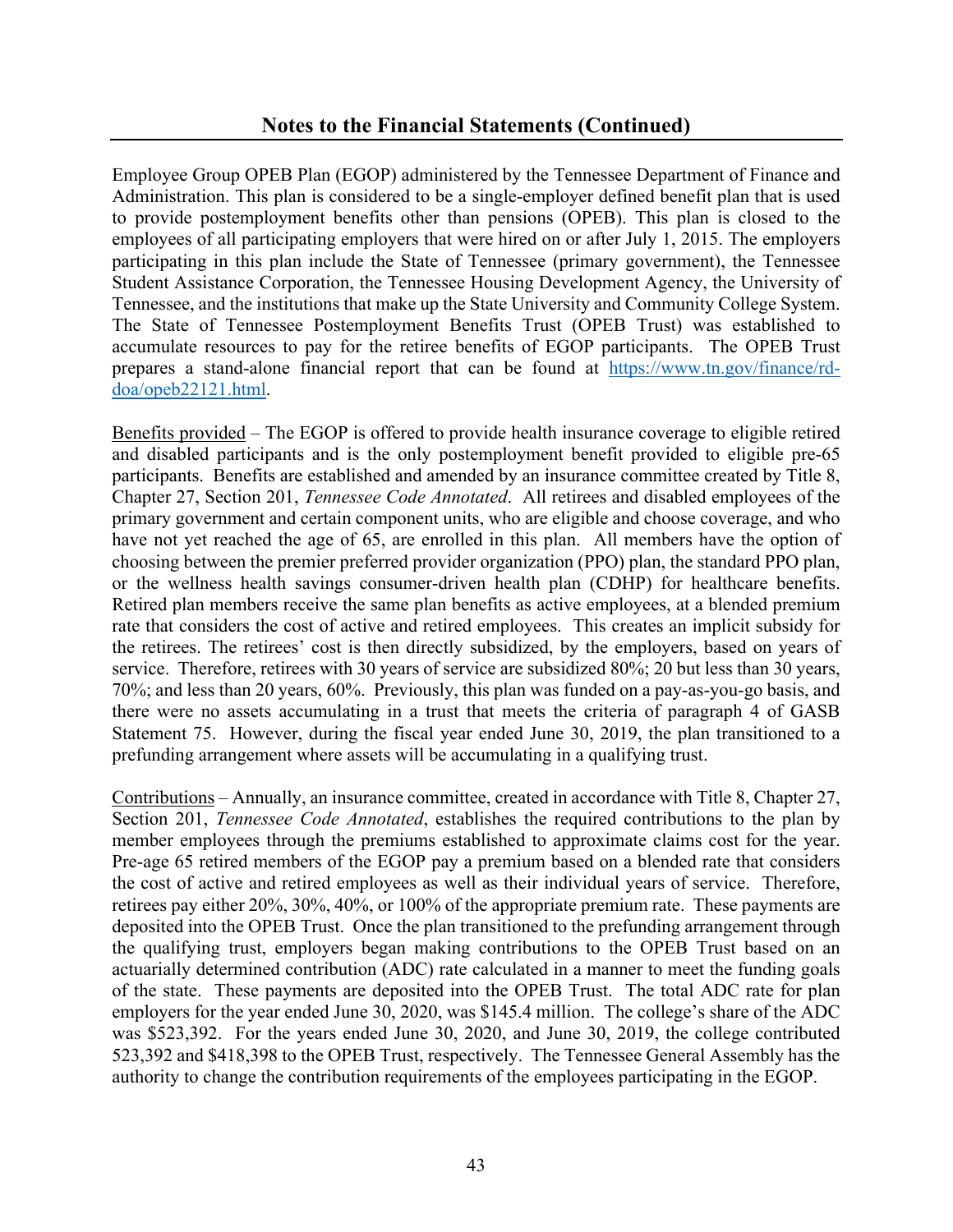## Notes to the Financial Statements (Continued)

Employee Group OPEB Plan (EGOP) administered by the Tennessee Department of Finance and Administration. This plan is considered to be a single-employer defined benefit plan that is used to provide postemployment benefits other than pensions (OPEB). This plan is closed to the employees of all participating employers that were hired on or after July 1, 2015. The employers participating in this plan include the State of Tennessee (primary government), the Tennessee Student Assistance Corporation, the Tennessee Housing Development Agency, the University of Tennessee, and the institutions that make up the State University and Community College System. The State of Tennessee Postemployment Benefits Trust (OPEB Trust) was established to accumulate resources to pay for the retiree benefits of EGOP participants. The OPEB Trust prepares a stand-alone financial report that can be found at https://www.tn.gov/finance/rd-doa/opeb22121.html.

Benefits provided – The EGOP is offered to provide health insurance coverage to eligible retired and disabled participants and is the only postemployment benefit provided to eligible pre-65 participants. Benefits are established and amended by an insurance committee created by Title 8, Chapter 27, Section 201, *Tennessee Code Annotated*. All retirees and disabled employees of the primary government and certain component units, who are eligible and choose coverage, and who have not yet reached the age of 65, are enrolled in this plan. All members have the option of choosing between the premier preferred provider organization (PPO) plan, the standard PPO plan, or the wellness health savings consumer-driven health plan (CDHP) for healthcare benefits. Retired plan members receive the same plan benefits as active employees, at a blended premium rate that considers the cost of active and retired employees. This creates an implicit subsidy for the retirees. The retirees' cost is then directly subsidized, by the employers, based on years of service. Therefore, retirees with 30 years of service are subsidized 80%; 20 but less than 30 years, 70%; and less than 20 years, 60%. Previously, this plan was funded on a pay-as-you-go basis, and there were no assets accumulating in a trust that meets the criteria of paragraph 4 of GASB Statement 75. However, during the fiscal year ended June 30, 2019, the plan transitioned to a prefunding arrangement where assets will be accumulating in a qualifying trust.

Contributions – Annually, an insurance committee, created in accordance with Title 8, Chapter 27, Section 201, *Tennessee Code Annotated*, establishes the required contributions to the plan by member employees through the premiums established to approximate claims cost for the year. Pre-age 65 retired members of the EGOP pay a premium based on a blended rate that considers the cost of active and retired employees as well as their individual years of service. Therefore, retirees pay either 20%, 30%, 40%, or 100% of the appropriate premium rate. These payments are deposited into the OPEB Trust. Once the plan transitioned to the prefunding arrangement through the qualifying trust, employers began making contributions to the OPEB Trust based on an actuarially determined contribution (ADC) rate calculated in a manner to meet the funding goals of the state. These payments are deposited into the OPEB Trust. The total ADC rate for plan employers for the year ended June 30, 2020, was $145.4 million. The college's share of the ADC was $523,392. For the years ended June 30, 2020, and June 30, 2019, the college contributed 523,392 and $418,398 to the OPEB Trust, respectively. The Tennessee General Assembly has the authority to change the contribution requirements of the employees participating in the EGOP.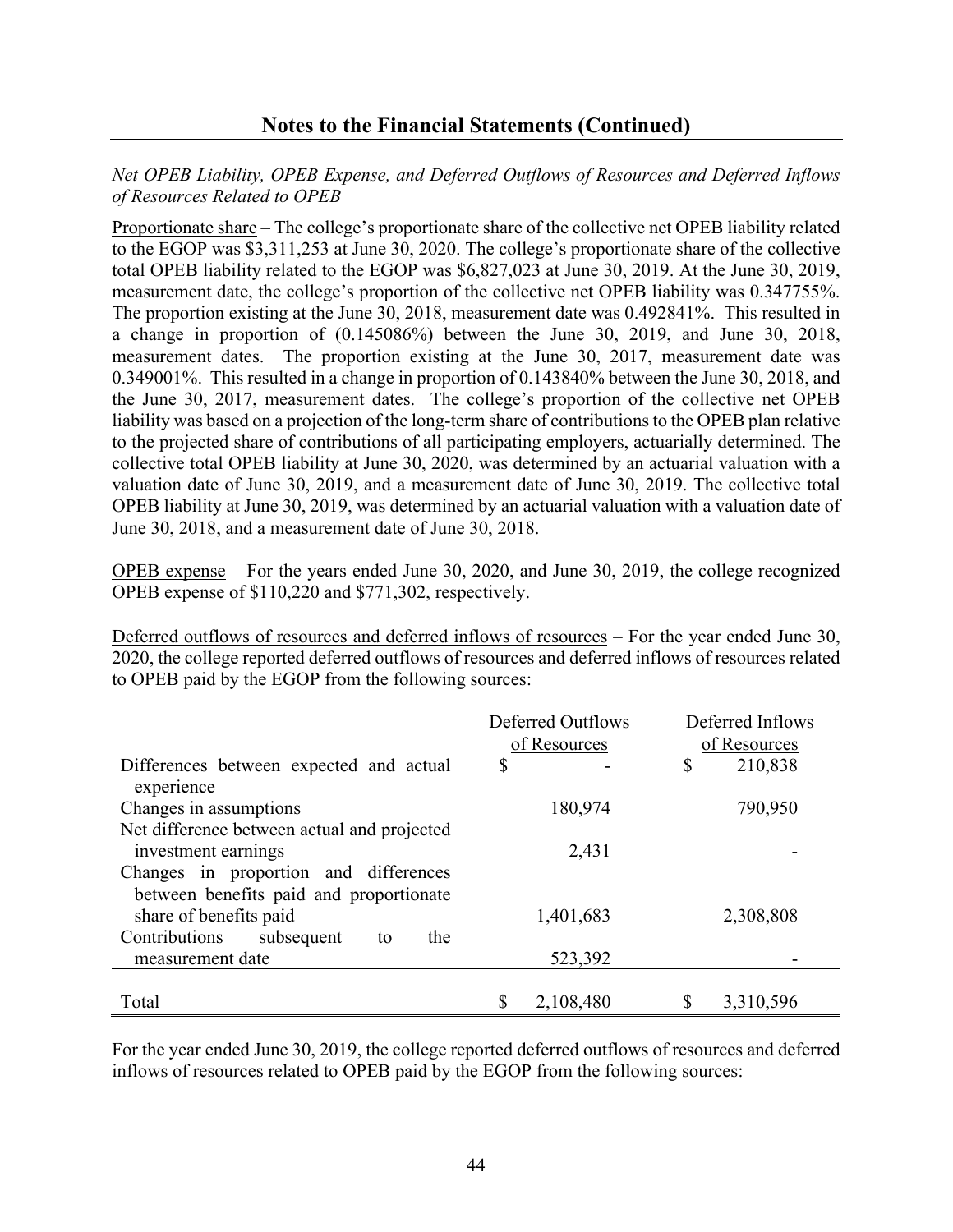## Notes to the Financial Statements (Continued)

*Net OPEB Liability, OPEB Expense, and Deferred Outflows of Resources and Deferred Inflows of Resources Related to OPEB*

Proportionate share – The college's proportionate share of the collective net OPEB liability related to the EGOP was $3,311,253 at June 30, 2020. The college's proportionate share of the collective total OPEB liability related to the EGOP was $6,827,023 at June 30, 2019. At the June 30, 2019, measurement date, the college's proportion of the collective net OPEB liability was 0.347755%. The proportion existing at the June 30, 2018, measurement date was 0.492841%. This resulted in a change in proportion of (0.145086%) between the June 30, 2019, and June 30, 2018, measurement dates. The proportion existing at the June 30, 2017, measurement date was 0.349001%. This resulted in a change in proportion of 0.143840% between the June 30, 2018, and the June 30, 2017, measurement dates. The college's proportion of the collective net OPEB liability was based on a projection of the long-term share of contributions to the OPEB plan relative to the projected share of contributions of all participating employers, actuarially determined. The collective total OPEB liability at June 30, 2020, was determined by an actuarial valuation with a valuation date of June 30, 2019, and a measurement date of June 30, 2019. The collective total OPEB liability at June 30, 2019, was determined by an actuarial valuation with a valuation date of June 30, 2018, and a measurement date of June 30, 2018.

OPEB expense – For the years ended June 30, 2020, and June 30, 2019, the college recognized OPEB expense of $110,220 and $771,302, respectively.

Deferred outflows of resources and deferred inflows of resources – For the year ended June 30, 2020, the college reported deferred outflows of resources and deferred inflows of resources related to OPEB paid by the EGOP from the following sources:

| | Deferred Outflows of Resources | Deferred Inflows of Resources |
|---|---|---|
| Differences between expected and actual experience | $ - | $ 210,838 |
| Changes in assumptions | 180,974 | 790,950 |
| Net difference between actual and projected investment earnings | 2,431 | - |
| Changes in proportion and differences between benefits paid and proportionate share of benefits paid | 1,401,683 | 2,308,808 |
| Contributions subsequent to the measurement date | 523,392 | - |
| Total | $ 2,108,480 | $ 3,310,596 |

For the year ended June 30, 2019, the college reported deferred outflows of resources and deferred inflows of resources related to OPEB paid by the EGOP from the following sources: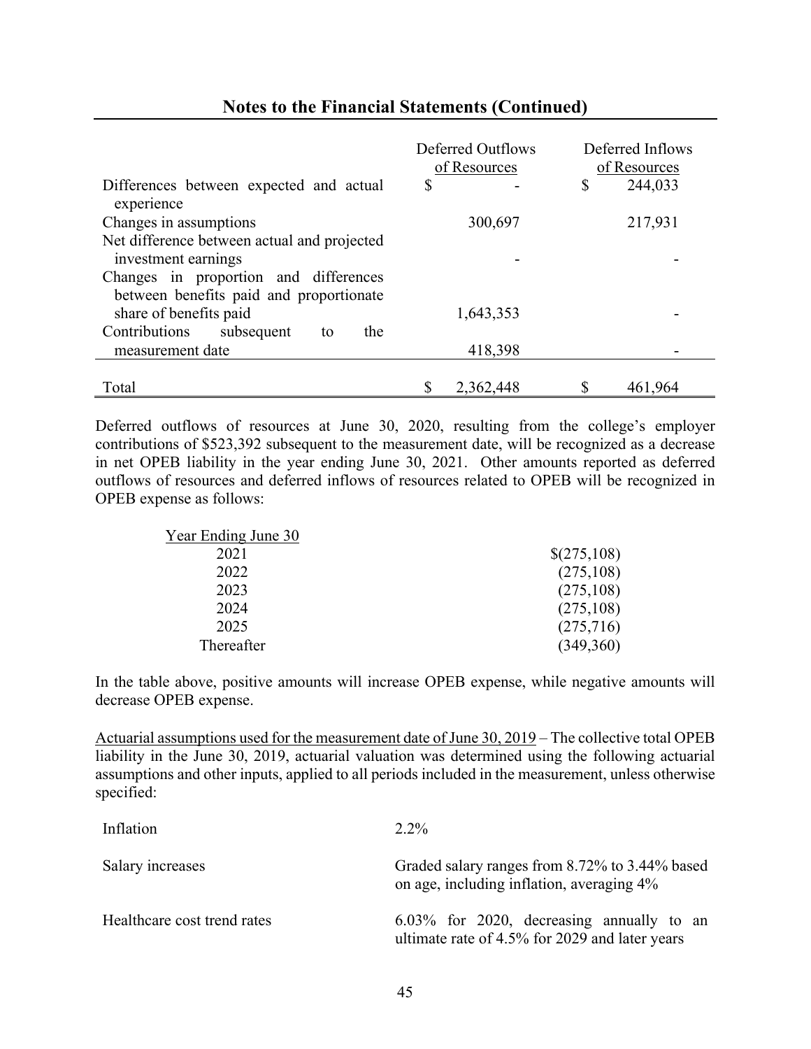## Notes to the Financial Statements (Continued)

| | Deferred Outflows of Resources | Deferred Inflows of Resources |
|---|---|---|
| Differences between expected and actual experience | $ - | $ 244,033 |
| Changes in assumptions | 300,697 | 217,931 |
| Net difference between actual and projected investment earnings | - | - |
| Changes in proportion and differences between benefits paid and proportionate share of benefits paid | 1,643,353 | - |
| Contributions subsequent to the measurement date | 418,398 | - |
| Total | $ 2,362,448 | $ 461,964 |

Deferred outflows of resources at June 30, 2020, resulting from the college's employer contributions of $523,392 subsequent to the measurement date, will be recognized as a decrease in net OPEB liability in the year ending June 30, 2021. Other amounts reported as deferred outflows of resources and deferred inflows of resources related to OPEB will be recognized in OPEB expense as follows:

| Year Ending June 30 | |
|---|---|
| 2021 | $(275,108) |
| 2022 | (275,108) |
| 2023 | (275,108) |
| 2024 | (275,108) |
| 2025 | (275,716) |
| Thereafter | (349,360) |

In the table above, positive amounts will increase OPEB expense, while negative amounts will decrease OPEB expense.

Actuarial assumptions used for the measurement date of June 30, 2019 – The collective total OPEB liability in the June 30, 2019, actuarial valuation was determined using the following actuarial assumptions and other inputs, applied to all periods included in the measurement, unless otherwise specified:

| | |
|---|---|
| Inflation | 2.2% |
| Salary increases | Graded salary ranges from 8.72% to 3.44% based on age, including inflation, averaging 4% |
| Healthcare cost trend rates | 6.03% for 2020, decreasing annually to an ultimate rate of 4.5% for 2029 and later years |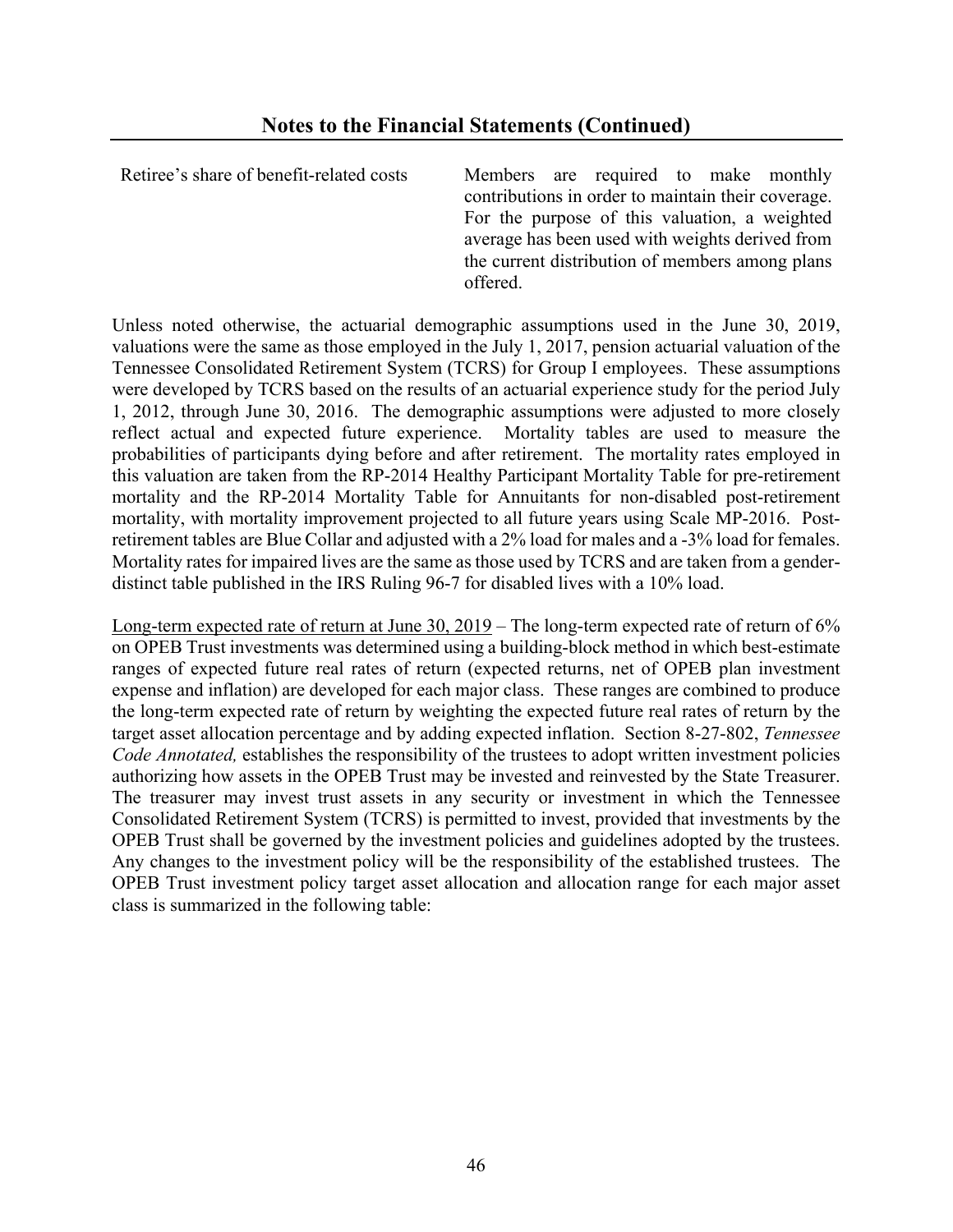## Notes to the Financial Statements (Continued)

| | |
|---|---|
| Retiree's share of benefit-related costs | Members are required to make monthly contributions in order to maintain their coverage. For the purpose of this valuation, a weighted average has been used with weights derived from the current distribution of members among plans offered. |

Unless noted otherwise, the actuarial demographic assumptions used in the June 30, 2019, valuations were the same as those employed in the July 1, 2017, pension actuarial valuation of the Tennessee Consolidated Retirement System (TCRS) for Group I employees. These assumptions were developed by TCRS based on the results of an actuarial experience study for the period July 1, 2012, through June 30, 2016. The demographic assumptions were adjusted to more closely reflect actual and expected future experience. Mortality tables are used to measure the probabilities of participants dying before and after retirement. The mortality rates employed in this valuation are taken from the RP-2014 Healthy Participant Mortality Table for pre-retirement mortality and the RP-2014 Mortality Table for Annuitants for non-disabled post-retirement mortality, with mortality improvement projected to all future years using Scale MP-2016. Post-retirement tables are Blue Collar and adjusted with a 2% load for males and a -3% load for females. Mortality rates for impaired lives are the same as those used by TCRS and are taken from a gender-distinct table published in the IRS Ruling 96-7 for disabled lives with a 10% load.

<u>Long-term expected rate of return at June 30, 2019</u> – The long-term expected rate of return of 6% on OPEB Trust investments was determined using a building-block method in which best-estimate ranges of expected future real rates of return (expected returns, net of OPEB plan investment expense and inflation) are developed for each major class. These ranges are combined to produce the long-term expected rate of return by weighting the expected future real rates of return by the target asset allocation percentage and by adding expected inflation. Section 8-27-802, *Tennessee Code Annotated,* establishes the responsibility of the trustees to adopt written investment policies authorizing how assets in the OPEB Trust may be invested and reinvested by the State Treasurer. The treasurer may invest trust assets in any security or investment in which the Tennessee Consolidated Retirement System (TCRS) is permitted to invest, provided that investments by the OPEB Trust shall be governed by the investment policies and guidelines adopted by the trustees. Any changes to the investment policy will be the responsibility of the established trustees. The OPEB Trust investment policy target asset allocation and allocation range for each major asset class is summarized in the following table: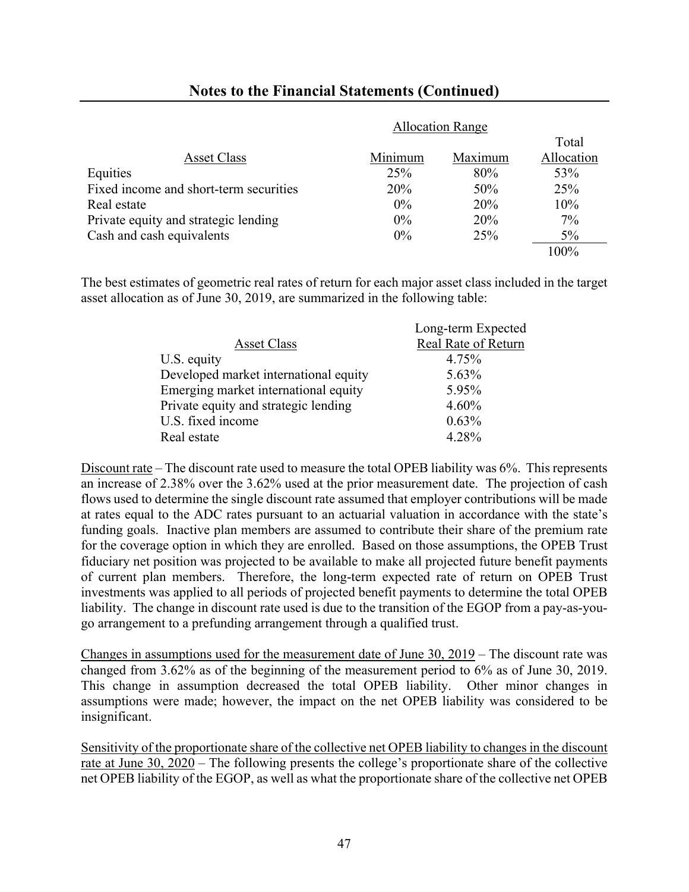## Notes to the Financial Statements (Continued)

| Asset Class | Allocation Range Minimum | Allocation Range Maximum | Total Allocation |
|---|---|---|---|
| Equities | 25% | 80% | 53% |
| Fixed income and short-term securities | 20% | 50% | 25% |
| Real estate | 0% | 20% | 10% |
| Private equity and strategic lending | 0% | 20% | 7% |
| Cash and cash equivalents | 0% | 25% | 5% |
| | | | 100% |

The best estimates of geometric real rates of return for each major asset class included in the target asset allocation as of June 30, 2019, are summarized in the following table:

| Asset Class | Long-term Expected Real Rate of Return |
|---|---|
| U.S. equity | 4.75% |
| Developed market international equity | 5.63% |
| Emerging market international equity | 5.95% |
| Private equity and strategic lending | 4.60% |
| U.S. fixed income | 0.63% |
| Real estate | 4.28% |

Discount rate – The discount rate used to measure the total OPEB liability was 6%. This represents an increase of 2.38% over the 3.62% used at the prior measurement date. The projection of cash flows used to determine the single discount rate assumed that employer contributions will be made at rates equal to the ADC rates pursuant to an actuarial valuation in accordance with the state's funding goals. Inactive plan members are assumed to contribute their share of the premium rate for the coverage option in which they are enrolled. Based on those assumptions, the OPEB Trust fiduciary net position was projected to be available to make all projected future benefit payments of current plan members. Therefore, the long-term expected rate of return on OPEB Trust investments was applied to all periods of projected benefit payments to determine the total OPEB liability. The change in discount rate used is due to the transition of the EGOP from a pay-as-you-go arrangement to a prefunding arrangement through a qualified trust.

Changes in assumptions used for the measurement date of June 30, 2019 – The discount rate was changed from 3.62% as of the beginning of the measurement period to 6% as of June 30, 2019. This change in assumption decreased the total OPEB liability. Other minor changes in assumptions were made; however, the impact on the net OPEB liability was considered to be insignificant.

Sensitivity of the proportionate share of the collective net OPEB liability to changes in the discount rate at June 30, 2020 – The following presents the college's proportionate share of the collective net OPEB liability of the EGOP, as well as what the proportionate share of the collective net OPEB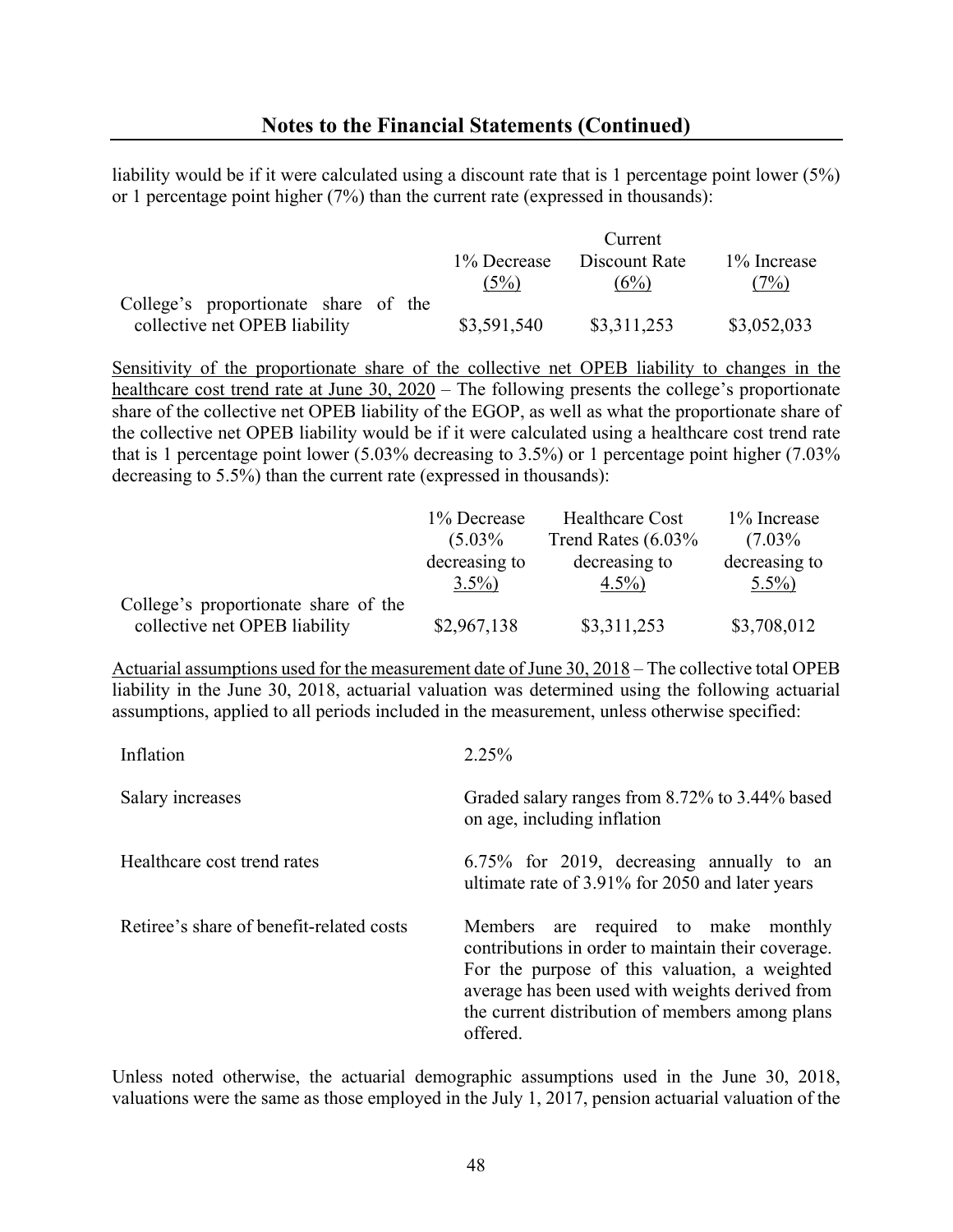## Notes to the Financial Statements (Continued)

liability would be if it were calculated using a discount rate that is 1 percentage point lower (5%) or 1 percentage point higher (7%) than the current rate (expressed in thousands):

| | 1% Decrease (5%) | Current Discount Rate (6%) | 1% Increase (7%) |
|---|---|---|---|
| College's proportionate share of the collective net OPEB liability | $3,591,540 | $3,311,253 | $3,052,033 |

Sensitivity of the proportionate share of the collective net OPEB liability to changes in the healthcare cost trend rate at June 30, 2020 – The following presents the college's proportionate share of the collective net OPEB liability of the EGOP, as well as what the proportionate share of the collective net OPEB liability would be if it were calculated using a healthcare cost trend rate that is 1 percentage point lower (5.03% decreasing to 3.5%) or 1 percentage point higher (7.03% decreasing to 5.5%) than the current rate (expressed in thousands):

| | 1% Decrease (5.03% decreasing to 3.5%) | Healthcare Cost Trend Rates (6.03% decreasing to 4.5%) | 1% Increase (7.03% decreasing to 5.5%) |
|---|---|---|---|
| College's proportionate share of the collective net OPEB liability | $2,967,138 | $3,311,253 | $3,708,012 |

Actuarial assumptions used for the measurement date of June 30, 2018 – The collective total OPEB liability in the June 30, 2018, actuarial valuation was determined using the following actuarial assumptions, applied to all periods included in the measurement, unless otherwise specified:

| | |
|---|---|
| Inflation | 2.25% |
| Salary increases | Graded salary ranges from 8.72% to 3.44% based on age, including inflation |
| Healthcare cost trend rates | 6.75% for 2019, decreasing annually to an ultimate rate of 3.91% for 2050 and later years |
| Retiree's share of benefit-related costs | Members are required to make monthly contributions in order to maintain their coverage. For the purpose of this valuation, a weighted average has been used with weights derived from the current distribution of members among plans offered. |

Unless noted otherwise, the actuarial demographic assumptions used in the June 30, 2018, valuations were the same as those employed in the July 1, 2017, pension actuarial valuation of the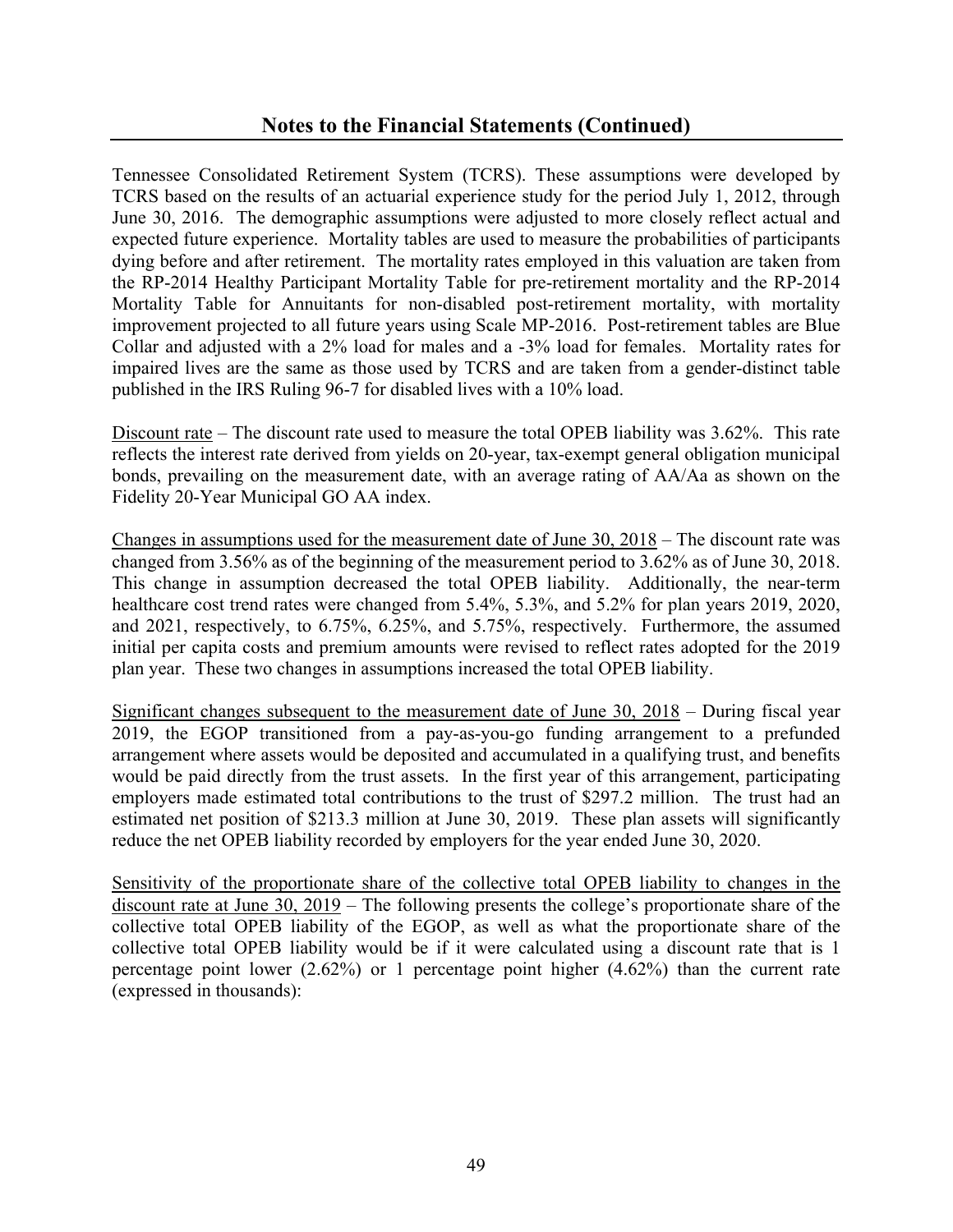## Notes to the Financial Statements (Continued)

Tennessee Consolidated Retirement System (TCRS). These assumptions were developed by TCRS based on the results of an actuarial experience study for the period July 1, 2012, through June 30, 2016. The demographic assumptions were adjusted to more closely reflect actual and expected future experience. Mortality tables are used to measure the probabilities of participants dying before and after retirement. The mortality rates employed in this valuation are taken from the RP-2014 Healthy Participant Mortality Table for pre-retirement mortality and the RP-2014 Mortality Table for Annuitants for non-disabled post-retirement mortality, with mortality improvement projected to all future years using Scale MP-2016. Post-retirement tables are Blue Collar and adjusted with a 2% load for males and a -3% load for females. Mortality rates for impaired lives are the same as those used by TCRS and are taken from a gender-distinct table published in the IRS Ruling 96-7 for disabled lives with a 10% load.

Discount rate – The discount rate used to measure the total OPEB liability was 3.62%. This rate reflects the interest rate derived from yields on 20-year, tax-exempt general obligation municipal bonds, prevailing on the measurement date, with an average rating of AA/Aa as shown on the Fidelity 20-Year Municipal GO AA index.

Changes in assumptions used for the measurement date of June 30, 2018 – The discount rate was changed from 3.56% as of the beginning of the measurement period to 3.62% as of June 30, 2018. This change in assumption decreased the total OPEB liability. Additionally, the near-term healthcare cost trend rates were changed from 5.4%, 5.3%, and 5.2% for plan years 2019, 2020, and 2021, respectively, to 6.75%, 6.25%, and 5.75%, respectively. Furthermore, the assumed initial per capita costs and premium amounts were revised to reflect rates adopted for the 2019 plan year. These two changes in assumptions increased the total OPEB liability.

Significant changes subsequent to the measurement date of June 30, 2018 – During fiscal year 2019, the EGOP transitioned from a pay-as-you-go funding arrangement to a prefunded arrangement where assets would be deposited and accumulated in a qualifying trust, and benefits would be paid directly from the trust assets. In the first year of this arrangement, participating employers made estimated total contributions to the trust of $297.2 million. The trust had an estimated net position of $213.3 million at June 30, 2019. These plan assets will significantly reduce the net OPEB liability recorded by employers for the year ended June 30, 2020.

Sensitivity of the proportionate share of the collective total OPEB liability to changes in the discount rate at June 30, 2019 – The following presents the college's proportionate share of the collective total OPEB liability of the EGOP, as well as what the proportionate share of the collective total OPEB liability would be if it were calculated using a discount rate that is 1 percentage point lower (2.62%) or 1 percentage point higher (4.62%) than the current rate (expressed in thousands):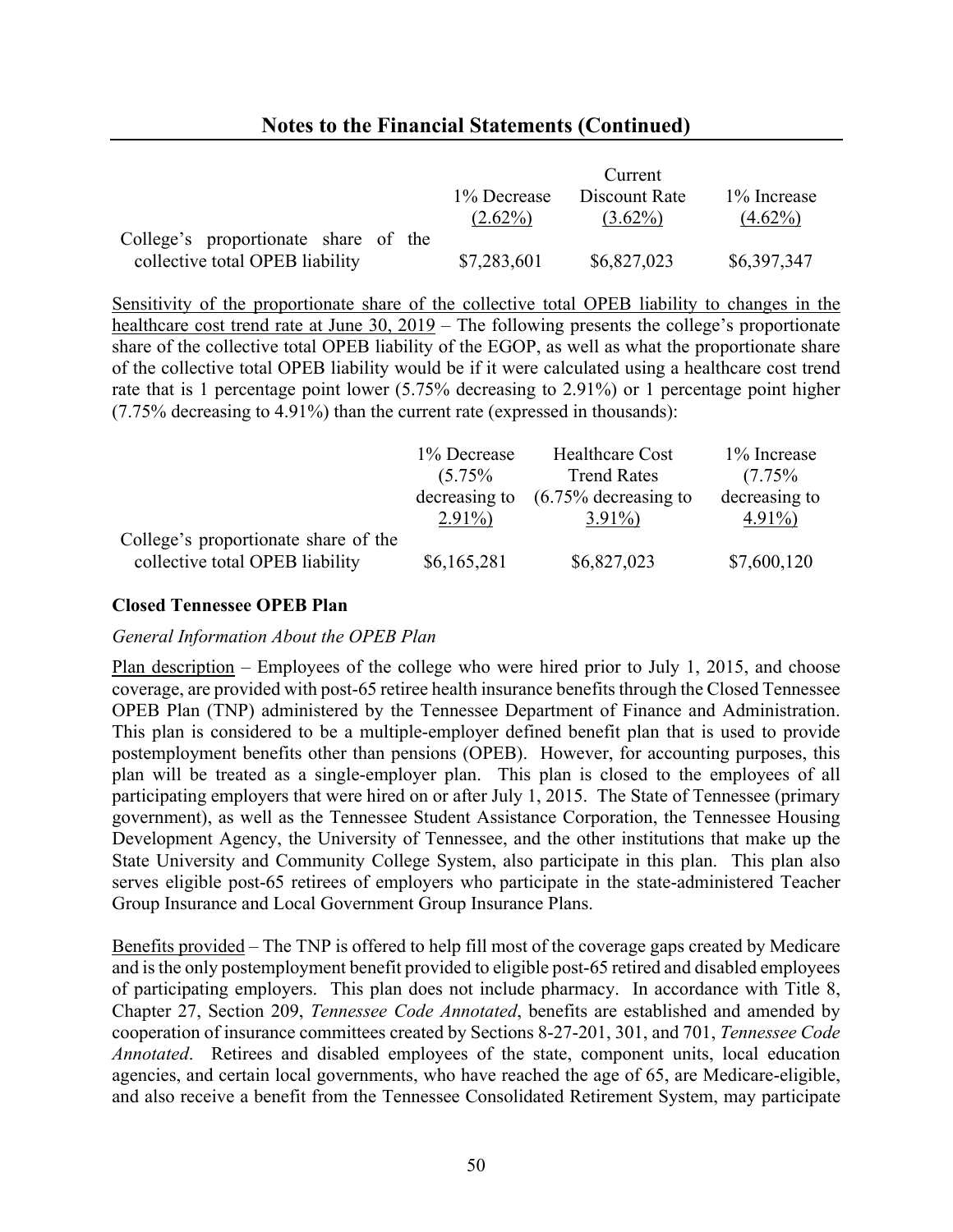## Notes to the Financial Statements (Continued)

| | 1% Decrease (2.62%) | Current Discount Rate (3.62%) | 1% Increase (4.62%) |
|---|---|---|---|
| College's proportionate share of the collective total OPEB liability | $7,283,601 | $6,827,023 | $6,397,347 |

Sensitivity of the proportionate share of the collective total OPEB liability to changes in the healthcare cost trend rate at June 30, 2019 – The following presents the college's proportionate share of the collective total OPEB liability of the EGOP, as well as what the proportionate share of the collective total OPEB liability would be if it were calculated using a healthcare cost trend rate that is 1 percentage point lower (5.75% decreasing to 2.91%) or 1 percentage point higher (7.75% decreasing to 4.91%) than the current rate (expressed in thousands):

| | 1% Decrease (5.75% decreasing to 2.91%) | Healthcare Cost Trend Rates (6.75% decreasing to 3.91%) | 1% Increase (7.75% decreasing to 4.91%) |
|---|---|---|---|
| College's proportionate share of the collective total OPEB liability | $6,165,281 | $6,827,023 | $7,600,120 |

**Closed Tennessee OPEB Plan**

*General Information About the OPEB Plan*

Plan description – Employees of the college who were hired prior to July 1, 2015, and choose coverage, are provided with post-65 retiree health insurance benefits through the Closed Tennessee OPEB Plan (TNP) administered by the Tennessee Department of Finance and Administration. This plan is considered to be a multiple-employer defined benefit plan that is used to provide postemployment benefits other than pensions (OPEB). However, for accounting purposes, this plan will be treated as a single-employer plan. This plan is closed to the employees of all participating employers that were hired on or after July 1, 2015. The State of Tennessee (primary government), as well as the Tennessee Student Assistance Corporation, the Tennessee Housing Development Agency, the University of Tennessee, and the other institutions that make up the State University and Community College System, also participate in this plan. This plan also serves eligible post-65 retirees of employers who participate in the state-administered Teacher Group Insurance and Local Government Group Insurance Plans.

Benefits provided – The TNP is offered to help fill most of the coverage gaps created by Medicare and is the only postemployment benefit provided to eligible post-65 retired and disabled employees of participating employers. This plan does not include pharmacy. In accordance with Title 8, Chapter 27, Section 209, *Tennessee Code Annotated*, benefits are established and amended by cooperation of insurance committees created by Sections 8-27-201, 301, and 701, *Tennessee Code Annotated*. Retirees and disabled employees of the state, component units, local education agencies, and certain local governments, who have reached the age of 65, are Medicare-eligible, and also receive a benefit from the Tennessee Consolidated Retirement System, may participate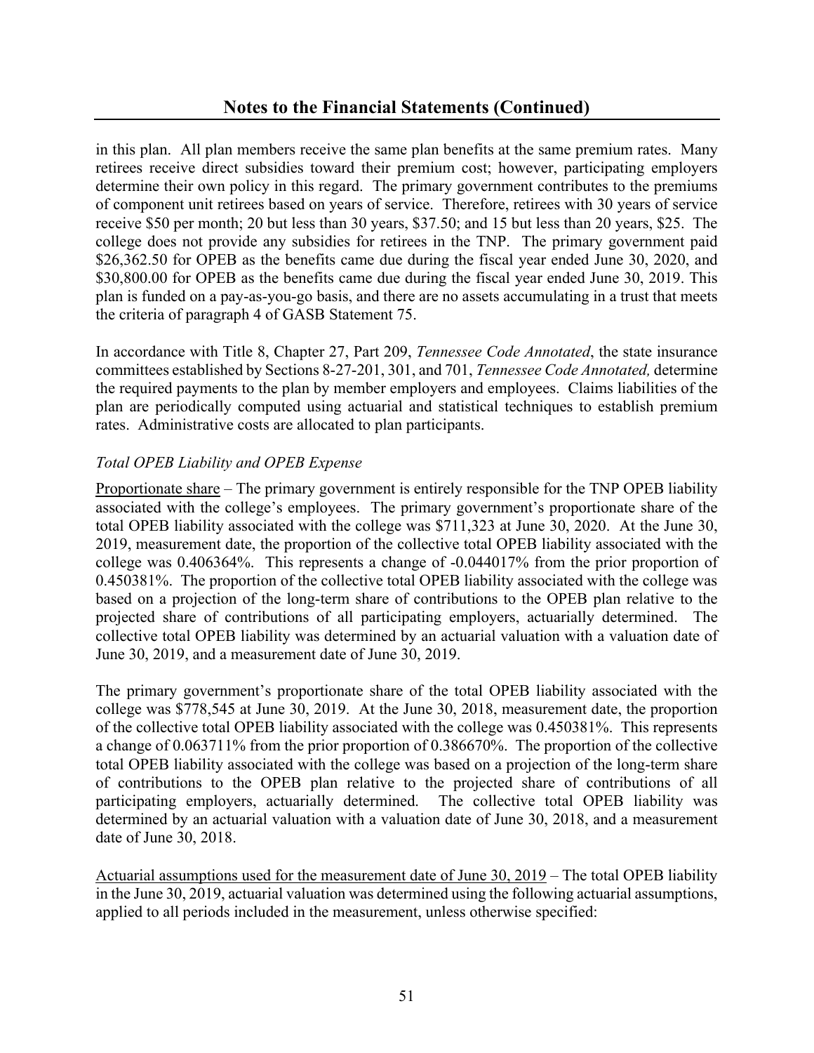in this plan. All plan members receive the same plan benefits at the same premium rates. Many retirees receive direct subsidies toward their premium cost; however, participating employers determine their own policy in this regard. The primary government contributes to the premiums of component unit retirees based on years of service. Therefore, retirees with 30 years of service receive $50 per month; 20 but less than 30 years, $37.50; and 15 but less than 20 years, $25. The college does not provide any subsidies for retirees in the TNP. The primary government paid $26,362.50 for OPEB as the benefits came due during the fiscal year ended June 30, 2020, and $30,800.00 for OPEB as the benefits came due during the fiscal year ended June 30, 2019. This plan is funded on a pay-as-you-go basis, and there are no assets accumulating in a trust that meets the criteria of paragraph 4 of GASB Statement 75.

In accordance with Title 8, Chapter 27, Part 209, *Tennessee Code Annotated*, the state insurance committees established by Sections 8-27-201, 301, and 701, *Tennessee Code Annotated,* determine the required payments to the plan by member employers and employees. Claims liabilities of the plan are periodically computed using actuarial and statistical techniques to establish premium rates. Administrative costs are allocated to plan participants.

*Total OPEB Liability and OPEB Expense*

Proportionate share – The primary government is entirely responsible for the TNP OPEB liability associated with the college's employees. The primary government's proportionate share of the total OPEB liability associated with the college was $711,323 at June 30, 2020. At the June 30, 2019, measurement date, the proportion of the collective total OPEB liability associated with the college was 0.406364%. This represents a change of -0.044017% from the prior proportion of 0.450381%. The proportion of the collective total OPEB liability associated with the college was based on a projection of the long-term share of contributions to the OPEB plan relative to the projected share of contributions of all participating employers, actuarially determined. The collective total OPEB liability was determined by an actuarial valuation with a valuation date of June 30, 2019, and a measurement date of June 30, 2019.

The primary government's proportionate share of the total OPEB liability associated with the college was $778,545 at June 30, 2019. At the June 30, 2018, measurement date, the proportion of the collective total OPEB liability associated with the college was 0.450381%. This represents a change of 0.063711% from the prior proportion of 0.386670%. The proportion of the collective total OPEB liability associated with the college was based on a projection of the long-term share of contributions to the OPEB plan relative to the projected share of contributions of all participating employers, actuarially determined. The collective total OPEB liability was determined by an actuarial valuation with a valuation date of June 30, 2018, and a measurement date of June 30, 2018.

Actuarial assumptions used for the measurement date of June 30, 2019 – The total OPEB liability in the June 30, 2019, actuarial valuation was determined using the following actuarial assumptions, applied to all periods included in the measurement, unless otherwise specified: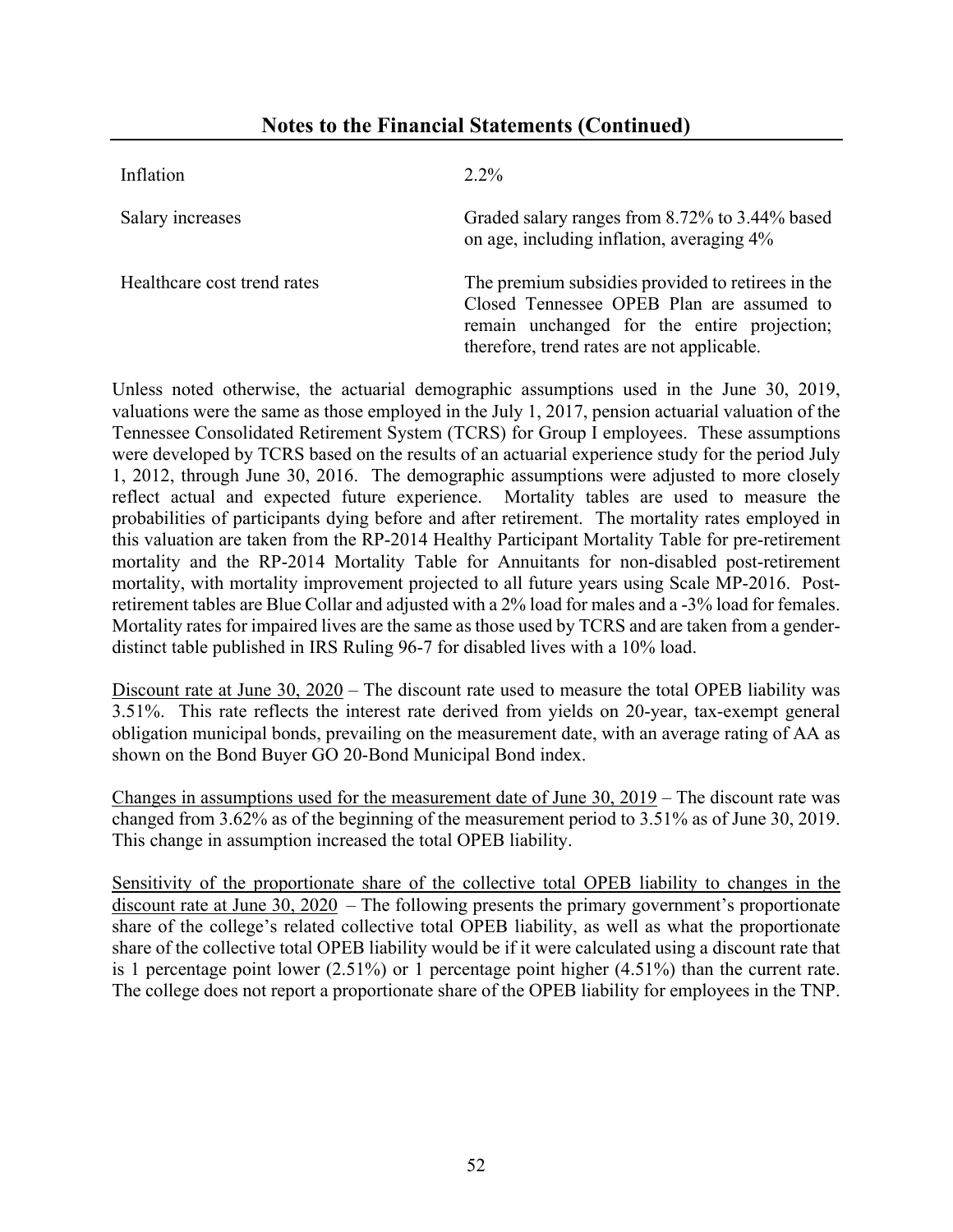## Notes to the Financial Statements (Continued)

| | |
|---|---|
| Inflation | 2.2% |
| Salary increases | Graded salary ranges from 8.72% to 3.44% based on age, including inflation, averaging 4% |
| Healthcare cost trend rates | The premium subsidies provided to retirees in the Closed Tennessee OPEB Plan are assumed to remain unchanged for the entire projection; therefore, trend rates are not applicable. |

Unless noted otherwise, the actuarial demographic assumptions used in the June 30, 2019, valuations were the same as those employed in the July 1, 2017, pension actuarial valuation of the Tennessee Consolidated Retirement System (TCRS) for Group I employees. These assumptions were developed by TCRS based on the results of an actuarial experience study for the period July 1, 2012, through June 30, 2016. The demographic assumptions were adjusted to more closely reflect actual and expected future experience. Mortality tables are used to measure the probabilities of participants dying before and after retirement. The mortality rates employed in this valuation are taken from the RP-2014 Healthy Participant Mortality Table for pre-retirement mortality and the RP-2014 Mortality Table for Annuitants for non-disabled post-retirement mortality, with mortality improvement projected to all future years using Scale MP-2016. Post-retirement tables are Blue Collar and adjusted with a 2% load for males and a -3% load for females. Mortality rates for impaired lives are the same as those used by TCRS and are taken from a gender-distinct table published in IRS Ruling 96-7 for disabled lives with a 10% load.

Discount rate at June 30, 2020 – The discount rate used to measure the total OPEB liability was 3.51%. This rate reflects the interest rate derived from yields on 20-year, tax-exempt general obligation municipal bonds, prevailing on the measurement date, with an average rating of AA as shown on the Bond Buyer GO 20-Bond Municipal Bond index.

Changes in assumptions used for the measurement date of June 30, 2019 – The discount rate was changed from 3.62% as of the beginning of the measurement period to 3.51% as of June 30, 2019. This change in assumption increased the total OPEB liability.

Sensitivity of the proportionate share of the collective total OPEB liability to changes in the discount rate at June 30, 2020 – The following presents the primary government's proportionate share of the college's related collective total OPEB liability, as well as what the proportionate share of the collective total OPEB liability would be if it were calculated using a discount rate that is 1 percentage point lower (2.51%) or 1 percentage point higher (4.51%) than the current rate. The college does not report a proportionate share of the OPEB liability for employees in the TNP.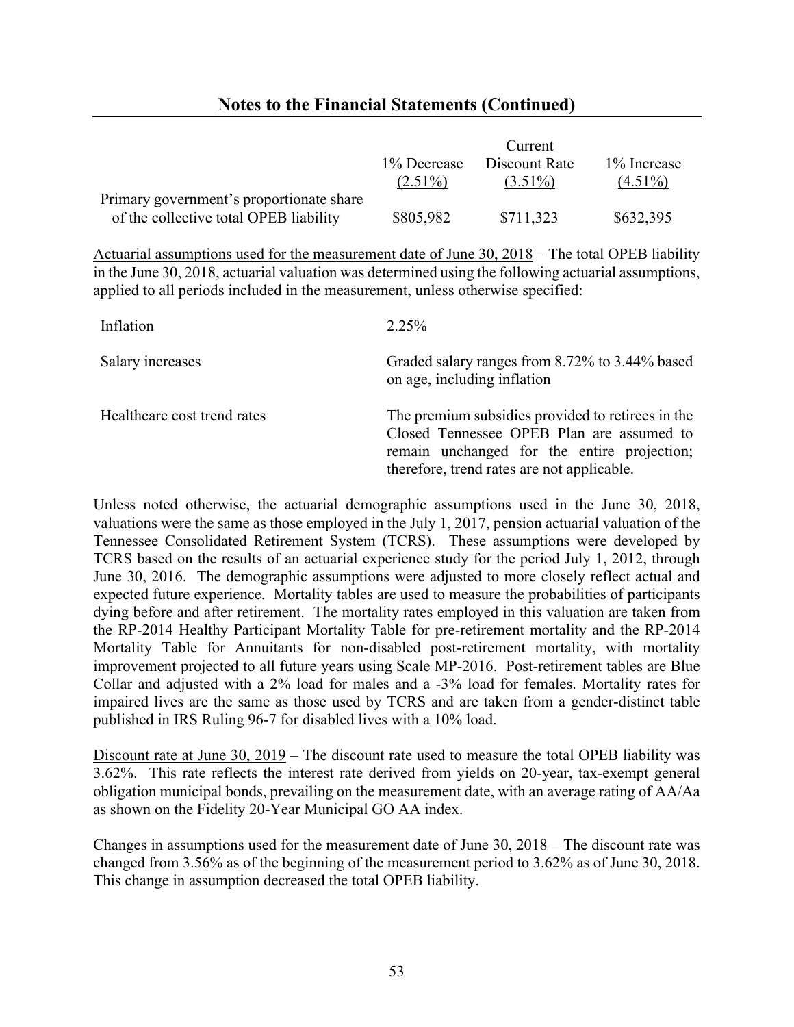## Notes to the Financial Statements (Continued)

| | 1% Decrease (2.51%) | Current Discount Rate (3.51%) | 1% Increase (4.51%) |
|---|---|---|---|
| Primary government's proportionate share of the collective total OPEB liability | $805,982 | $711,323 | $632,395 |

Actuarial assumptions used for the measurement date of June 30, 2018 – The total OPEB liability in the June 30, 2018, actuarial valuation was determined using the following actuarial assumptions, applied to all periods included in the measurement, unless otherwise specified:

| | |
|---|---|
| Inflation | 2.25% |
| Salary increases | Graded salary ranges from 8.72% to 3.44% based on age, including inflation |
| Healthcare cost trend rates | The premium subsidies provided to retirees in the Closed Tennessee OPEB Plan are assumed to remain unchanged for the entire projection; therefore, trend rates are not applicable. |

Unless noted otherwise, the actuarial demographic assumptions used in the June 30, 2018, valuations were the same as those employed in the July 1, 2017, pension actuarial valuation of the Tennessee Consolidated Retirement System (TCRS). These assumptions were developed by TCRS based on the results of an actuarial experience study for the period July 1, 2012, through June 30, 2016. The demographic assumptions were adjusted to more closely reflect actual and expected future experience. Mortality tables are used to measure the probabilities of participants dying before and after retirement. The mortality rates employed in this valuation are taken from the RP-2014 Healthy Participant Mortality Table for pre-retirement mortality and the RP-2014 Mortality Table for Annuitants for non-disabled post-retirement mortality, with mortality improvement projected to all future years using Scale MP-2016. Post-retirement tables are Blue Collar and adjusted with a 2% load for males and a -3% load for females. Mortality rates for impaired lives are the same as those used by TCRS and are taken from a gender-distinct table published in IRS Ruling 96-7 for disabled lives with a 10% load.

Discount rate at June 30, 2019 – The discount rate used to measure the total OPEB liability was 3.62%. This rate reflects the interest rate derived from yields on 20-year, tax-exempt general obligation municipal bonds, prevailing on the measurement date, with an average rating of AA/Aa as shown on the Fidelity 20-Year Municipal GO AA index.

Changes in assumptions used for the measurement date of June 30, 2018 – The discount rate was changed from 3.56% as of the beginning of the measurement period to 3.62% as of June 30, 2018. This change in assumption decreased the total OPEB liability.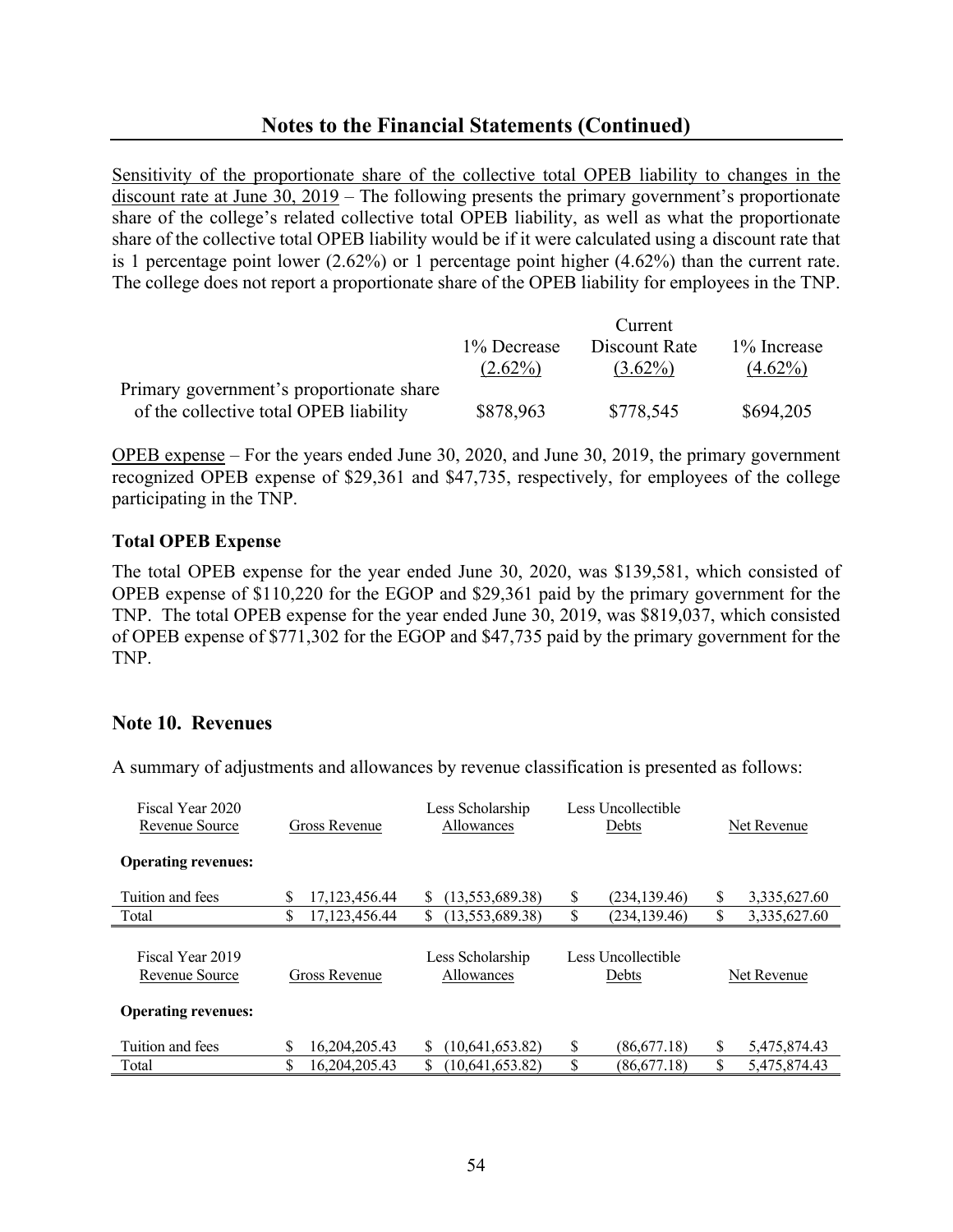## Notes to the Financial Statements (Continued)

Sensitivity of the proportionate share of the collective total OPEB liability to changes in the discount rate at June 30, 2019 – The following presents the primary government's proportionate share of the college's related collective total OPEB liability, as well as what the proportionate share of the collective total OPEB liability would be if it were calculated using a discount rate that is 1 percentage point lower (2.62%) or 1 percentage point higher (4.62%) than the current rate. The college does not report a proportionate share of the OPEB liability for employees in the TNP.

| | 1% Decrease (2.62%) | Current Discount Rate (3.62%) | 1% Increase (4.62%) |
|---|---|---|---|
| Primary government's proportionate share of the collective total OPEB liability | $878,963 | $778,545 | $694,205 |

OPEB expense – For the years ended June 30, 2020, and June 30, 2019, the primary government recognized OPEB expense of $29,361 and $47,735, respectively, for employees of the college participating in the TNP.

### Total OPEB Expense

The total OPEB expense for the year ended June 30, 2020, was $139,581, which consisted of OPEB expense of $110,220 for the EGOP and $29,361 paid by the primary government for the TNP. The total OPEB expense for the year ended June 30, 2019, was $819,037, which consisted of OPEB expense of $771,302 for the EGOP and $47,735 paid by the primary government for the TNP.

## Note 10. Revenues

A summary of adjustments and allowances by revenue classification is presented as follows:

| Fiscal Year 2020 Revenue Source | Gross Revenue | Less Scholarship Allowances | Less Uncollectible Debts | Net Revenue |
|---|---|---|---|---|
| **Operating revenues:** | | | | |
| Tuition and fees | $ 17,123,456.44 | $ (13,553,689.38) | $ (234,139.46) | $ 3,335,627.60 |
| Total | $ 17,123,456.44 | $ (13,553,689.38) | $ (234,139.46) | $ 3,335,627.60 |

| Fiscal Year 2019 Revenue Source | Gross Revenue | Less Scholarship Allowances | Less Uncollectible Debts | Net Revenue |
|---|---|---|---|---|
| **Operating revenues:** | | | | |
| Tuition and fees | $ 16,204,205.43 | $ (10,641,653.82) | $ (86,677.18) | $ 5,475,874.43 |
| Total | $ 16,204,205.43 | $ (10,641,653.82) | $ (86,677.18) | $ 5,475,874.43 |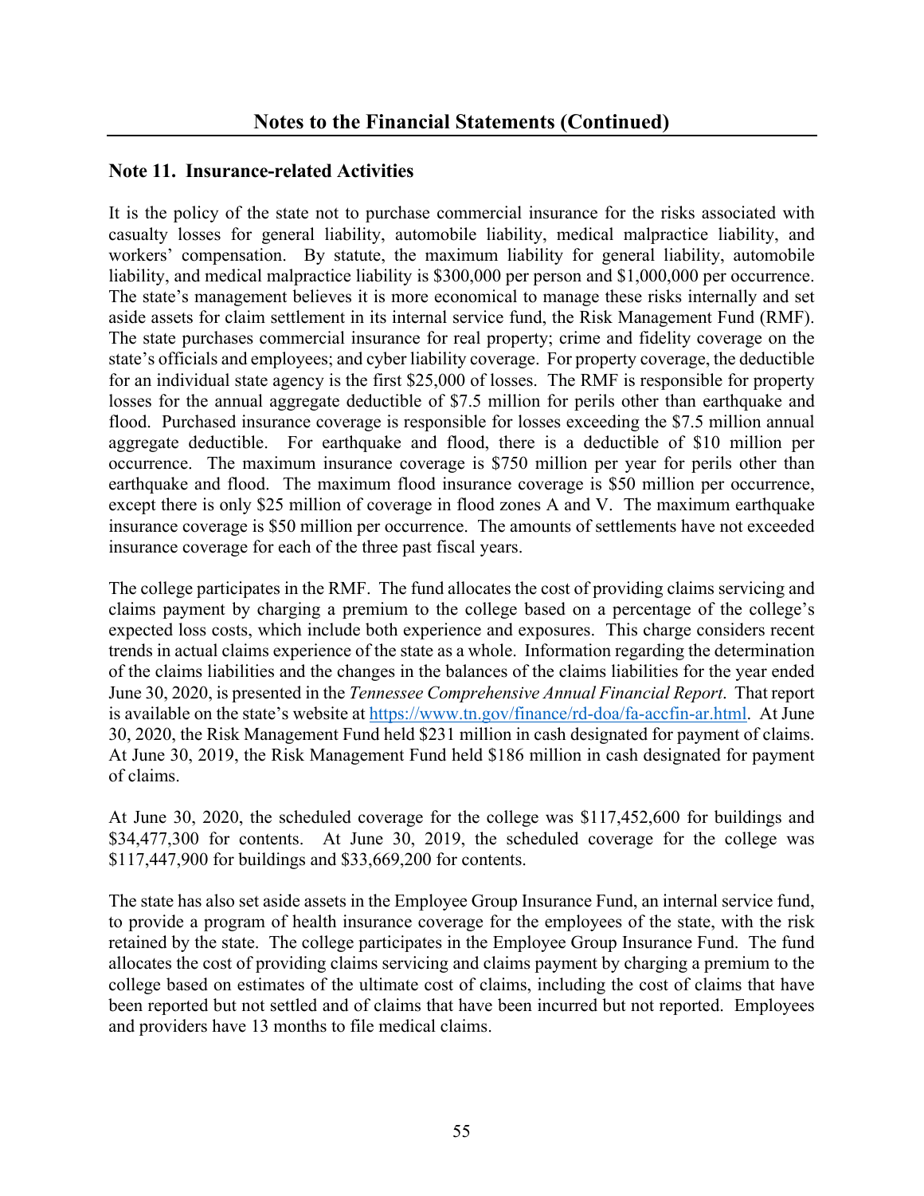## Notes to the Financial Statements (Continued)

### Note 11. Insurance-related Activities

It is the policy of the state not to purchase commercial insurance for the risks associated with casualty losses for general liability, automobile liability, medical malpractice liability, and workers' compensation. By statute, the maximum liability for general liability, automobile liability, and medical malpractice liability is $300,000 per person and $1,000,000 per occurrence. The state's management believes it is more economical to manage these risks internally and set aside assets for claim settlement in its internal service fund, the Risk Management Fund (RMF). The state purchases commercial insurance for real property; crime and fidelity coverage on the state's officials and employees; and cyber liability coverage. For property coverage, the deductible for an individual state agency is the first $25,000 of losses. The RMF is responsible for property losses for the annual aggregate deductible of $7.5 million for perils other than earthquake and flood. Purchased insurance coverage is responsible for losses exceeding the $7.5 million annual aggregate deductible. For earthquake and flood, there is a deductible of $10 million per occurrence. The maximum insurance coverage is $750 million per year for perils other than earthquake and flood. The maximum flood insurance coverage is $50 million per occurrence, except there is only $25 million of coverage in flood zones A and V. The maximum earthquake insurance coverage is $50 million per occurrence. The amounts of settlements have not exceeded insurance coverage for each of the three past fiscal years.

The college participates in the RMF. The fund allocates the cost of providing claims servicing and claims payment by charging a premium to the college based on a percentage of the college's expected loss costs, which include both experience and exposures. This charge considers recent trends in actual claims experience of the state as a whole. Information regarding the determination of the claims liabilities and the changes in the balances of the claims liabilities for the year ended June 30, 2020, is presented in the *Tennessee Comprehensive Annual Financial Report*. That report is available on the state's website at https://www.tn.gov/finance/rd-doa/fa-accfin-ar.html. At June 30, 2020, the Risk Management Fund held $231 million in cash designated for payment of claims. At June 30, 2019, the Risk Management Fund held $186 million in cash designated for payment of claims.

At June 30, 2020, the scheduled coverage for the college was $117,452,600 for buildings and $34,477,300 for contents. At June 30, 2019, the scheduled coverage for the college was $117,447,900 for buildings and $33,669,200 for contents.

The state has also set aside assets in the Employee Group Insurance Fund, an internal service fund, to provide a program of health insurance coverage for the employees of the state, with the risk retained by the state. The college participates in the Employee Group Insurance Fund. The fund allocates the cost of providing claims servicing and claims payment by charging a premium to the college based on estimates of the ultimate cost of claims, including the cost of claims that have been reported but not settled and of claims that have been incurred but not reported. Employees and providers have 13 months to file medical claims.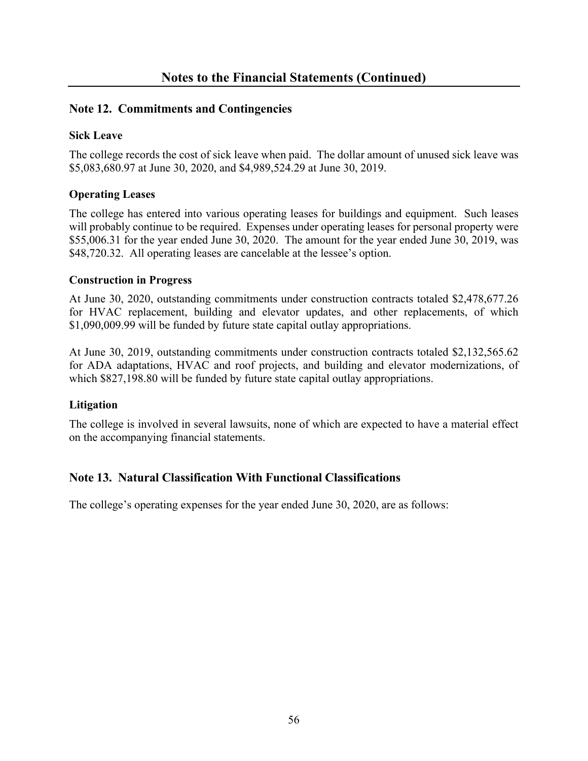## Notes to the Financial Statements (Continued)

### Note 12. Commitments and Contingencies

**Sick Leave**

The college records the cost of sick leave when paid. The dollar amount of unused sick leave was $5,083,680.97 at June 30, 2020, and $4,989,524.29 at June 30, 2019.

**Operating Leases**

The college has entered into various operating leases for buildings and equipment. Such leases will probably continue to be required. Expenses under operating leases for personal property were $55,006.31 for the year ended June 30, 2020. The amount for the year ended June 30, 2019, was $48,720.32. All operating leases are cancelable at the lessee's option.

**Construction in Progress**

At June 30, 2020, outstanding commitments under construction contracts totaled $2,478,677.26 for HVAC replacement, building and elevator updates, and other replacements, of which $1,090,009.99 will be funded by future state capital outlay appropriations.

At June 30, 2019, outstanding commitments under construction contracts totaled $2,132,565.62 for ADA adaptations, HVAC and roof projects, and building and elevator modernizations, of which $827,198.80 will be funded by future state capital outlay appropriations.

**Litigation**

The college is involved in several lawsuits, none of which are expected to have a material effect on the accompanying financial statements.

### Note 13. Natural Classification With Functional Classifications

The college's operating expenses for the year ended June 30, 2020, are as follows: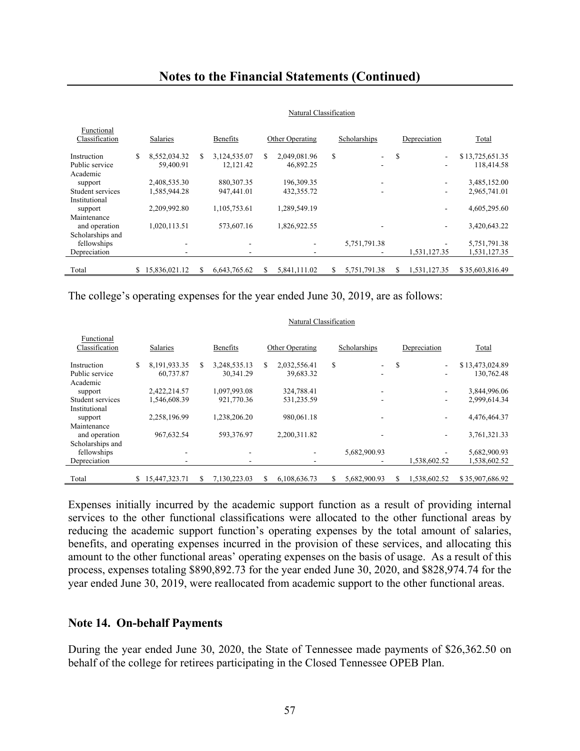## Notes to the Financial Statements (Continued)

| Functional Classification | Natural Classification | | | | | |
|---|---|---|---|---|---|---|
| | Salaries | Benefits | Other Operating | Scholarships | Depreciation | Total |
| Instruction | $ 8,552,034.32 | $ 3,124,535.07 | $ 2,049,081.96 | $ - | $ - | $ 13,725,651.35 |
| Public service | 59,400.91 | 12,121.42 | 46,892.25 | - | - | 118,414.58 |
| Academic support | 2,408,535.30 | 880,307.35 | 196,309.35 | - | - | 3,485,152.00 |
| Student services | 1,585,944.28 | 947,441.01 | 432,355.72 | - | - | 2,965,741.01 |
| Institutional support | 2,209,992.80 | 1,105,753.61 | 1,289,549.19 | | - | 4,605,295.60 |
| Maintenance and operation | 1,020,113.51 | 573,607.16 | 1,826,922.55 | - | - | 3,420,643.22 |
| Scholarships and fellowships | - | - | - | 5,751,791.38 | - | 5,751,791.38 |
| Depreciation | - | - | - | - | 1,531,127.35 | 1,531,127.35 |
| Total | $ 15,836,021.12 | $ 6,643,765.62 | $ 5,841,111.02 | $ 5,751,791.38 | $ 1,531,127.35 | $ 35,603,816.49 |

The college's operating expenses for the year ended June 30, 2019, are as follows:

| Functional Classification | Natural Classification | | | | | |
|---|---|---|---|---|---|---|
| | Salaries | Benefits | Other Operating | Scholarships | Depreciation | Total |
| Instruction | $ 8,191,933.35 | $ 3,248,535.13 | $ 2,032,556.41 | $ - | $ - | $ 13,473,024.89 |
| Public service | 60,737.87 | 30,341.29 | 39,683.32 | - | - | 130,762.48 |
| Academic support | 2,422,214.57 | 1,097,993.08 | 324,788.41 | - | - | 3,844,996.06 |
| Student services | 1,546,608.39 | 921,770.36 | 531,235.59 | - | - | 2,999,614.34 |
| Institutional support | 2,258,196.99 | 1,238,206.20 | 980,061.18 | - | - | 4,476,464.37 |
| Maintenance and operation | 967,632.54 | 593,376.97 | 2,200,311.82 | - | - | 3,761,321.33 |
| Scholarships and fellowships | - | - | - | 5,682,900.93 | - | 5,682,900.93 |
| Depreciation | - | - | - | - | 1,538,602.52 | 1,538,602.52 |
| Total | $ 15,447,323.71 | $ 7,130,223.03 | $ 6,108,636.73 | $ 5,682,900.93 | $ 1,538,602.52 | $ 35,907,686.92 |

Expenses initially incurred by the academic support function as a result of providing internal services to the other functional classifications were allocated to the other functional areas by reducing the academic support function's operating expenses by the total amount of salaries, benefits, and operating expenses incurred in the provision of these services, and allocating this amount to the other functional areas' operating expenses on the basis of usage. As a result of this process, expenses totaling $890,892.73 for the year ended June 30, 2020, and $828,974.74 for the year ended June 30, 2019, were reallocated from academic support to the other functional areas.

### Note 14. On-behalf Payments

During the year ended June 30, 2020, the State of Tennessee made payments of $26,362.50 on behalf of the college for retirees participating in the Closed Tennessee OPEB Plan.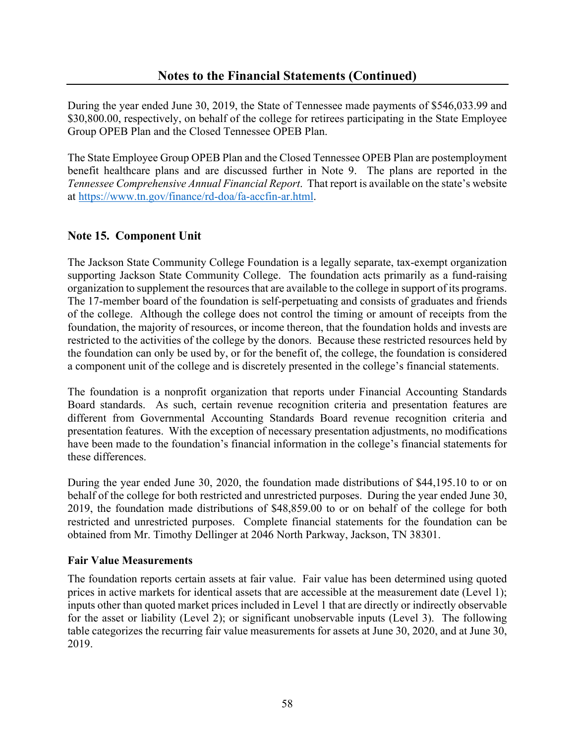## Notes to the Financial Statements (Continued)

During the year ended June 30, 2019, the State of Tennessee made payments of $546,033.99 and $30,800.00, respectively, on behalf of the college for retirees participating in the State Employee Group OPEB Plan and the Closed Tennessee OPEB Plan.

The State Employee Group OPEB Plan and the Closed Tennessee OPEB Plan are postemployment benefit healthcare plans and are discussed further in Note 9. The plans are reported in the *Tennessee Comprehensive Annual Financial Report*. That report is available on the state's website at https://www.tn.gov/finance/rd-doa/fa-accfin-ar.html.

### Note 15. Component Unit

The Jackson State Community College Foundation is a legally separate, tax-exempt organization supporting Jackson State Community College. The foundation acts primarily as a fund-raising organization to supplement the resources that are available to the college in support of its programs. The 17-member board of the foundation is self-perpetuating and consists of graduates and friends of the college. Although the college does not control the timing or amount of receipts from the foundation, the majority of resources, or income thereon, that the foundation holds and invests are restricted to the activities of the college by the donors. Because these restricted resources held by the foundation can only be used by, or for the benefit of, the college, the foundation is considered a component unit of the college and is discretely presented in the college's financial statements.

The foundation is a nonprofit organization that reports under Financial Accounting Standards Board standards. As such, certain revenue recognition criteria and presentation features are different from Governmental Accounting Standards Board revenue recognition criteria and presentation features. With the exception of necessary presentation adjustments, no modifications have been made to the foundation's financial information in the college's financial statements for these differences.

During the year ended June 30, 2020, the foundation made distributions of $44,195.10 to or on behalf of the college for both restricted and unrestricted purposes. During the year ended June 30, 2019, the foundation made distributions of $48,859.00 to or on behalf of the college for both restricted and unrestricted purposes. Complete financial statements for the foundation can be obtained from Mr. Timothy Dellinger at 2046 North Parkway, Jackson, TN 38301.

**Fair Value Measurements**

The foundation reports certain assets at fair value. Fair value has been determined using quoted prices in active markets for identical assets that are accessible at the measurement date (Level 1); inputs other than quoted market prices included in Level 1 that are directly or indirectly observable for the asset or liability (Level 2); or significant unobservable inputs (Level 3). The following table categorizes the recurring fair value measurements for assets at June 30, 2020, and at June 30, 2019.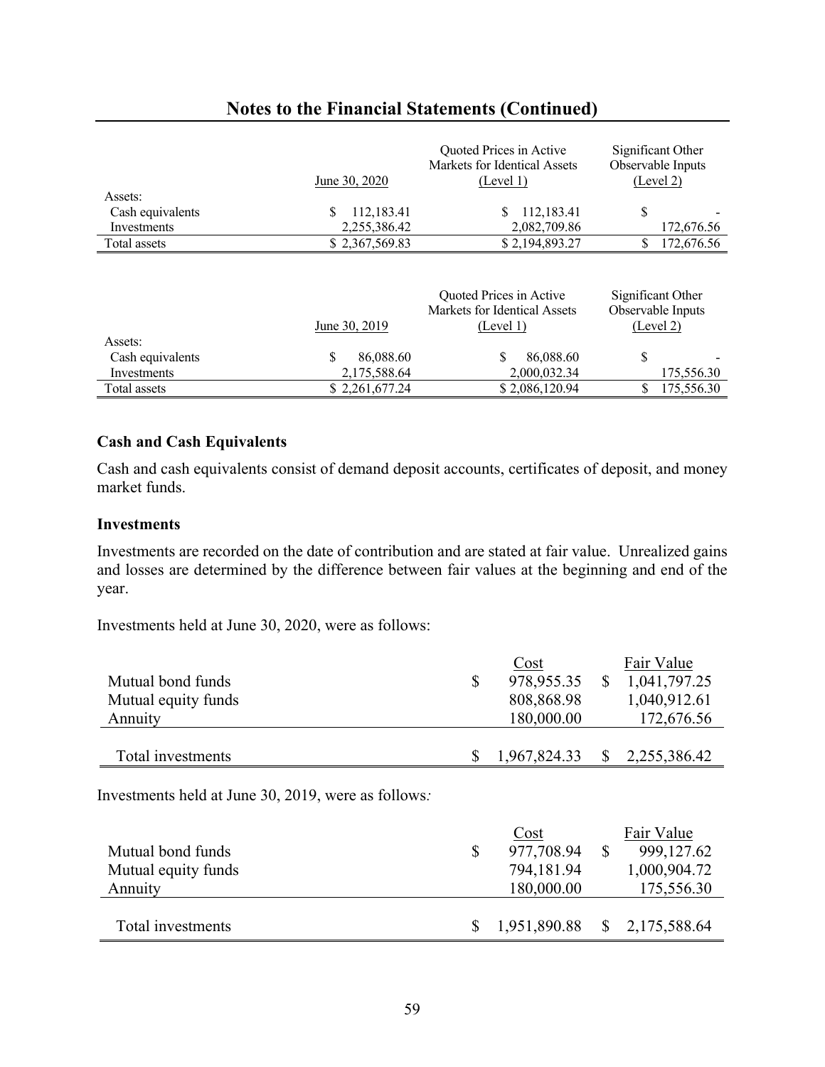# Notes to the Financial Statements (Continued)

| | June 30, 2020 | Quoted Prices in Active Markets for Identical Assets (Level 1) | Significant Other Observable Inputs (Level 2) |
|---|---|---|---|
| Assets: | | | |
| Cash equivalents | $ 112,183.41 | $ 112,183.41 | $ - |
| Investments | 2,255,386.42 | 2,082,709.86 | 172,676.56 |
| Total assets | $ 2,367,569.83 | $ 2,194,893.27 | $ 172,676.56 |

| | June 30, 2019 | Quoted Prices in Active Markets for Identical Assets (Level 1) | Significant Other Observable Inputs (Level 2) |
|---|---|---|---|
| Assets: | | | |
| Cash equivalents | $ 86,088.60 | $ 86,088.60 | $ - |
| Investments | 2,175,588.64 | 2,000,032.34 | 175,556.30 |
| Total assets | $ 2,261,677.24 | $ 2,086,120.94 | $ 175,556.30 |

### Cash and Cash Equivalents

Cash and cash equivalents consist of demand deposit accounts, certificates of deposit, and money market funds.

### Investments

Investments are recorded on the date of contribution and are stated at fair value. Unrealized gains and losses are determined by the difference between fair values at the beginning and end of the year.

Investments held at June 30, 2020, were as follows:

| | Cost | Fair Value |
|---|---|---|
| Mutual bond funds | $ 978,955.35 | $ 1,041,797.25 |
| Mutual equity funds | 808,868.98 | 1,040,912.61 |
| Annuity | 180,000.00 | 172,676.56 |
| Total investments | $ 1,967,824.33 | $ 2,255,386.42 |

Investments held at June 30, 2019, were as follows:

| | Cost | Fair Value |
|---|---|---|
| Mutual bond funds | $ 977,708.94 | $ 999,127.62 |
| Mutual equity funds | 794,181.94 | 1,000,904.72 |
| Annuity | 180,000.00 | 175,556.30 |
| Total investments | $ 1,951,890.88 | $ 2,175,588.64 |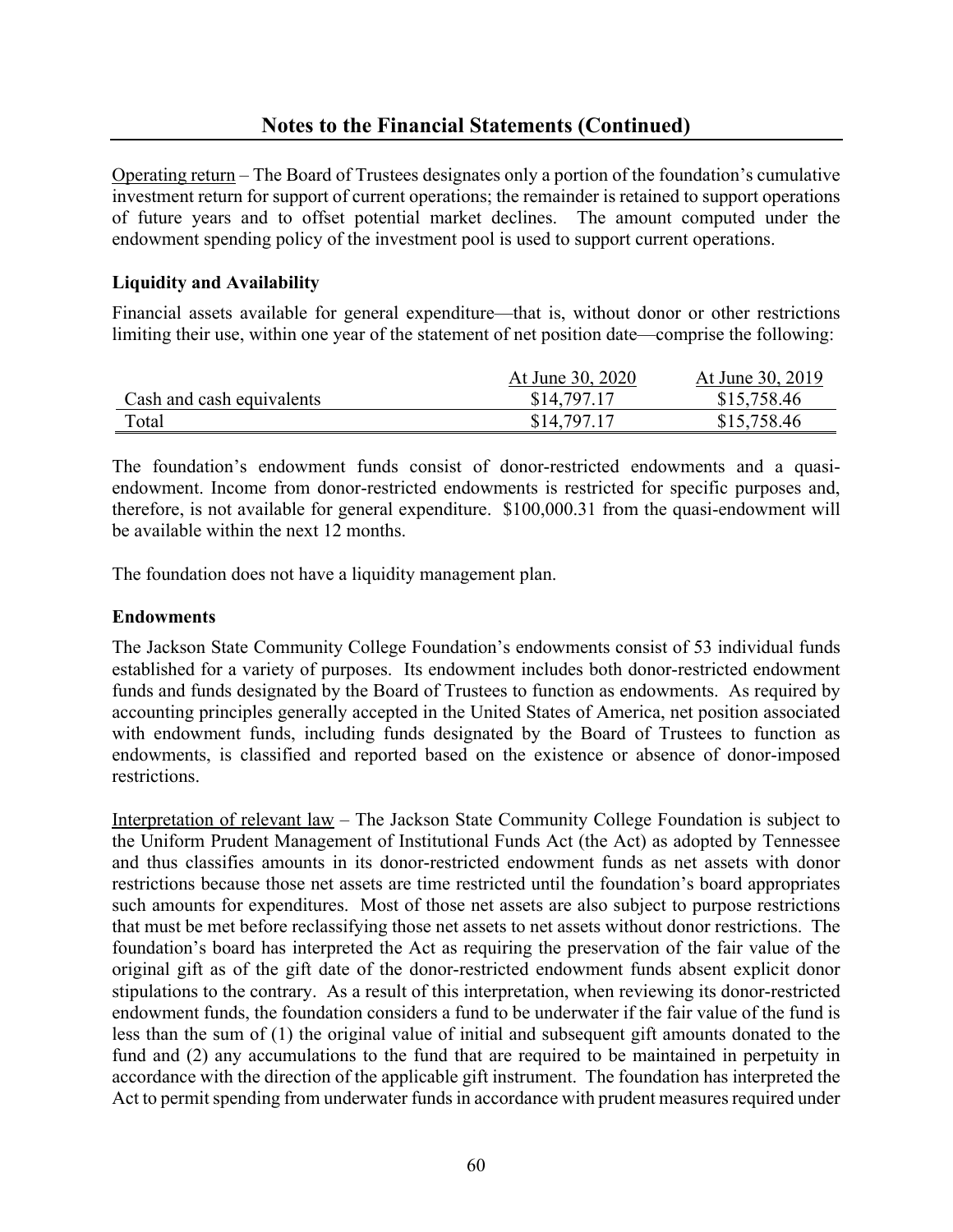## Notes to the Financial Statements (Continued)

Operating return – The Board of Trustees designates only a portion of the foundation's cumulative investment return for support of current operations; the remainder is retained to support operations of future years and to offset potential market declines. The amount computed under the endowment spending policy of the investment pool is used to support current operations.

### Liquidity and Availability

Financial assets available for general expenditure—that is, without donor or other restrictions limiting their use, within one year of the statement of net position date—comprise the following:

| | At June 30, 2020 | At June 30, 2019 |
|---|---|---|
| Cash and cash equivalents | $14,797.17 | $15,758.46 |
| Total | $14,797.17 | $15,758.46 |

The foundation's endowment funds consist of donor-restricted endowments and a quasi-endowment. Income from donor-restricted endowments is restricted for specific purposes and, therefore, is not available for general expenditure. $100,000.31 from the quasi-endowment will be available within the next 12 months.

The foundation does not have a liquidity management plan.

### Endowments

The Jackson State Community College Foundation's endowments consist of 53 individual funds established for a variety of purposes. Its endowment includes both donor-restricted endowment funds and funds designated by the Board of Trustees to function as endowments. As required by accounting principles generally accepted in the United States of America, net position associated with endowment funds, including funds designated by the Board of Trustees to function as endowments, is classified and reported based on the existence or absence of donor-imposed restrictions.

Interpretation of relevant law – The Jackson State Community College Foundation is subject to the Uniform Prudent Management of Institutional Funds Act (the Act) as adopted by Tennessee and thus classifies amounts in its donor-restricted endowment funds as net assets with donor restrictions because those net assets are time restricted until the foundation's board appropriates such amounts for expenditures. Most of those net assets are also subject to purpose restrictions that must be met before reclassifying those net assets to net assets without donor restrictions. The foundation's board has interpreted the Act as requiring the preservation of the fair value of the original gift as of the gift date of the donor-restricted endowment funds absent explicit donor stipulations to the contrary. As a result of this interpretation, when reviewing its donor-restricted endowment funds, the foundation considers a fund to be underwater if the fair value of the fund is less than the sum of (1) the original value of initial and subsequent gift amounts donated to the fund and (2) any accumulations to the fund that are required to be maintained in perpetuity in accordance with the direction of the applicable gift instrument. The foundation has interpreted the Act to permit spending from underwater funds in accordance with prudent measures required under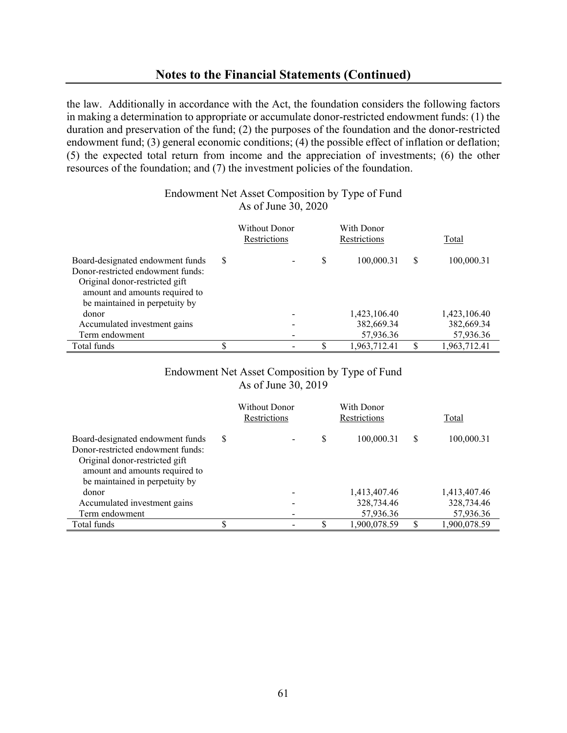## Notes to the Financial Statements (Continued)

the law. Additionally in accordance with the Act, the foundation considers the following factors in making a determination to appropriate or accumulate donor-restricted endowment funds: (1) the duration and preservation of the fund; (2) the purposes of the foundation and the donor-restricted endowment fund; (3) general economic conditions; (4) the possible effect of inflation or deflation; (5) the expected total return from income and the appreciation of investments; (6) the other resources of the foundation; and (7) the investment policies of the foundation.

Endowment Net Asset Composition by Type of Fund
As of June 30, 2020

| | Without Donor Restrictions | With Donor Restrictions | Total |
|---|---|---|---|
| Board-designated endowment funds | $ - | $ 100,000.31 | $ 100,000.31 |
| Donor-restricted endowment funds: | | | |
| Original donor-restricted gift amount and amounts required to be maintained in perpetuity by donor | - | 1,423,106.40 | 1,423,106.40 |
| Accumulated investment gains | - | 382,669.34 | 382,669.34 |
| Term endowment | - | 57,936.36 | 57,936.36 |
| Total funds | $ - | $ 1,963,712.41 | $ 1,963,712.41 |

Endowment Net Asset Composition by Type of Fund
As of June 30, 2019

| | Without Donor Restrictions | With Donor Restrictions | Total |
|---|---|---|---|
| Board-designated endowment funds | $ - | $ 100,000.31 | $ 100,000.31 |
| Donor-restricted endowment funds: | | | |
| Original donor-restricted gift amount and amounts required to be maintained in perpetuity by donor | - | 1,413,407.46 | 1,413,407.46 |
| Accumulated investment gains | - | 328,734.46 | 328,734.46 |
| Term endowment | - | 57,936.36 | 57,936.36 |
| Total funds | $ - | $ 1,900,078.59 | $ 1,900,078.59 |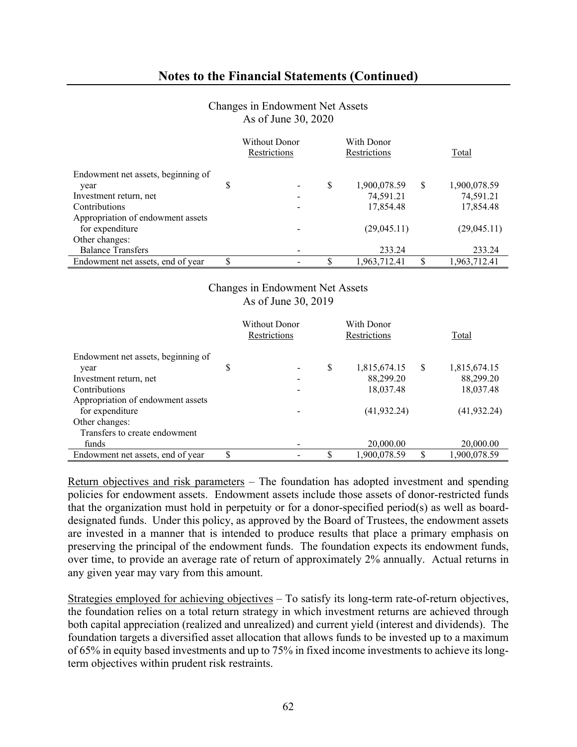## Notes to the Financial Statements (Continued)

Changes in Endowment Net Assets
As of June 30, 2020

| | Without Donor Restrictions | With Donor Restrictions | Total |
|---|---|---|---|
| Endowment net assets, beginning of year | $ - | $ 1,900,078.59 | $ 1,900,078.59 |
| Investment return, net | - | 74,591.21 | 74,591.21 |
| Contributions | - | 17,854.48 | 17,854.48 |
| Appropriation of endowment assets for expenditure | - | (29,045.11) | (29,045.11) |
| Other changes: | | | |
| Balance Transfers | - | 233.24 | 233.24 |
| Endowment net assets, end of year | $ - | $ 1,963,712.41 | $ 1,963,712.41 |

Changes in Endowment Net Assets
As of June 30, 2019

| | Without Donor Restrictions | With Donor Restrictions | Total |
|---|---|---|---|
| Endowment net assets, beginning of year | $ - | $ 1,815,674.15 | $ 1,815,674.15 |
| Investment return, net | - | 88,299.20 | 88,299.20 |
| Contributions | - | 18,037.48 | 18,037.48 |
| Appropriation of endowment assets for expenditure | - | (41,932.24) | (41,932.24) |
| Other changes: | | | |
| Transfers to create endowment funds | - | 20,000.00 | 20,000.00 |
| Endowment net assets, end of year | $ - | $ 1,900,078.59 | $ 1,900,078.59 |

Return objectives and risk parameters – The foundation has adopted investment and spending policies for endowment assets. Endowment assets include those assets of donor-restricted funds that the organization must hold in perpetuity or for a donor-specified period(s) as well as board-designated funds. Under this policy, as approved by the Board of Trustees, the endowment assets are invested in a manner that is intended to produce results that place a primary emphasis on preserving the principal of the endowment funds. The foundation expects its endowment funds, over time, to provide an average rate of return of approximately 2% annually. Actual returns in any given year may vary from this amount.

Strategies employed for achieving objectives – To satisfy its long-term rate-of-return objectives, the foundation relies on a total return strategy in which investment returns are achieved through both capital appreciation (realized and unrealized) and current yield (interest and dividends). The foundation targets a diversified asset allocation that allows funds to be invested up to a maximum of 65% in equity based investments and up to 75% in fixed income investments to achieve its long-term objectives within prudent risk restraints.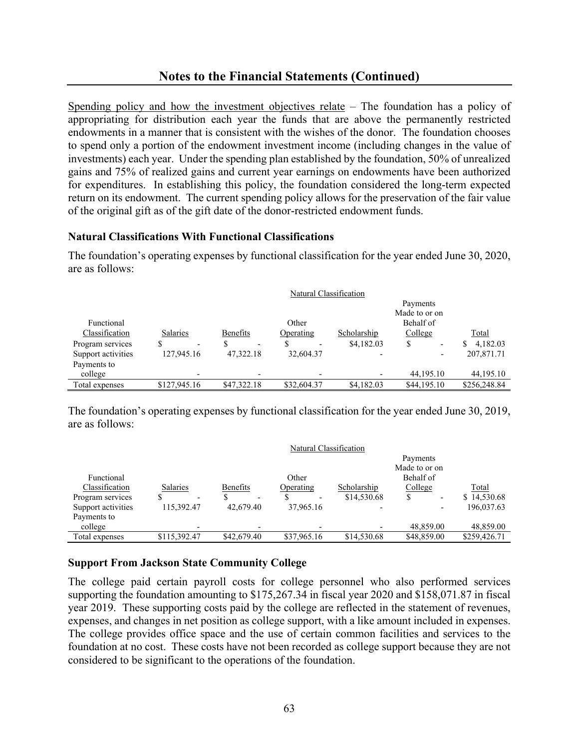# Notes to the Financial Statements (Continued)

Spending policy and how the investment objectives relate – The foundation has a policy of appropriating for distribution each year the funds that are above the permanently restricted endowments in a manner that is consistent with the wishes of the donor. The foundation chooses to spend only a portion of the endowment investment income (including changes in the value of investments) each year. Under the spending plan established by the foundation, 50% of unrealized gains and 75% of realized gains and current year earnings on endowments have been authorized for expenditures. In establishing this policy, the foundation considered the long-term expected return on its endowment. The current spending policy allows for the preservation of the fair value of the original gift as of the gift date of the donor-restricted endowment funds.

### Natural Classifications With Functional Classifications

The foundation's operating expenses by functional classification for the year ended June 30, 2020, are as follows:

| | Natural Classification | | | | | |
|---|---|---|---|---|---|---|
| Functional Classification | Salaries | Benefits | Other Operating | Scholarship | Payments Made to or on Behalf of College | Total |
| Program services | $ - | $ - | $ - | $4,182.03 | $ - | $ 4,182.03 |
| Support activities | 127,945.16 | 47,322.18 | 32,604.37 | - | - | 207,871.71 |
| Payments to college | - | - | - | - | 44,195.10 | 44,195.10 |
| Total expenses | $127,945.16 | $47,322.18 | $32,604.37 | $4,182.03 | $44,195.10 | $256,248.84 |

The foundation's operating expenses by functional classification for the year ended June 30, 2019, are as follows:

| | Natural Classification | | | | | |
|---|---|---|---|---|---|---|
| Functional Classification | Salaries | Benefits | Other Operating | Scholarship | Payments Made to or on Behalf of College | Total |
| Program services | $ - | $ - | $ - | $14,530.68 | $ - | $ 14,530.68 |
| Support activities | 115,392.47 | 42,679.40 | 37,965.16 | - | - | 196,037.63 |
| Payments to college | - | - | - | - | 48,859.00 | 48,859.00 |
| Total expenses | $115,392.47 | $42,679.40 | $37,965.16 | $14,530.68 | $48,859.00 | $259,426.71 |

### Support From Jackson State Community College

The college paid certain payroll costs for college personnel who also performed services supporting the foundation amounting to $175,267.34 in fiscal year 2020 and $158,071.87 in fiscal year 2019. These supporting costs paid by the college are reflected in the statement of revenues, expenses, and changes in net position as college support, with a like amount included in expenses. The college provides office space and the use of certain common facilities and services to the foundation at no cost. These costs have not been recorded as college support because they are not considered to be significant to the operations of the foundation.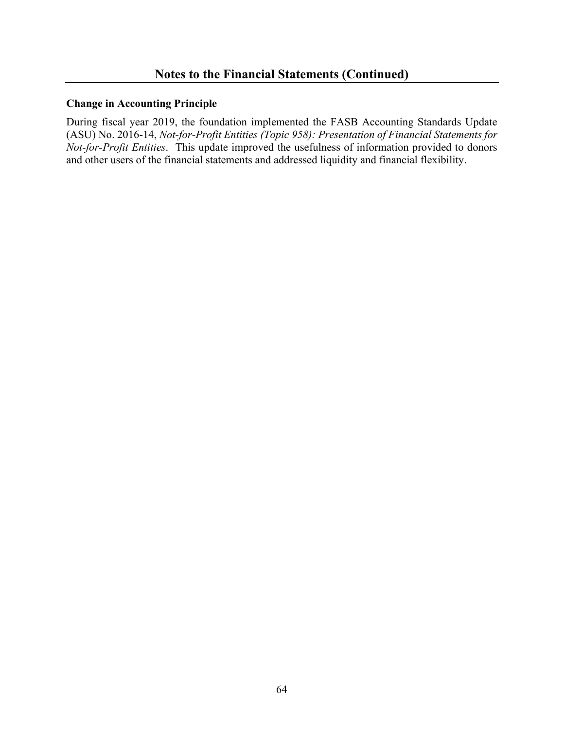**Change in Accounting Principle**

During fiscal year 2019, the foundation implemented the FASB Accounting Standards Update (ASU) No. 2016-14, *Not-for-Profit Entities (Topic 958): Presentation of Financial Statements for Not-for-Profit Entities*. This update improved the usefulness of information provided to donors and other users of the financial statements and addressed liquidity and financial flexibility.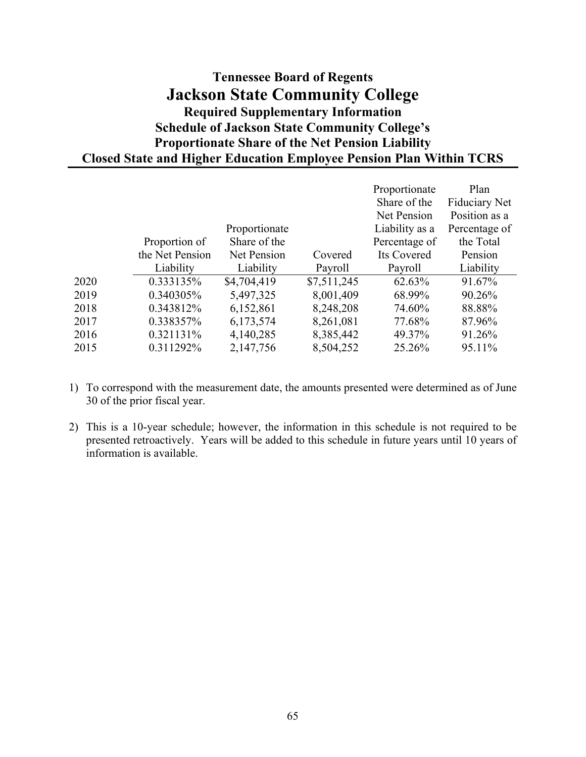# Tennessee Board of Regents
# Jackson State Community College
## Required Supplementary Information
## Schedule of Jackson State Community College's Proportionate Share of the Net Pension Liability
## Closed State and Higher Education Employee Pension Plan Within TCRS

| | Proportion of the Net Pension Liability | Proportionate Share of the Net Pension Liability | Covered Payroll | Proportionate Share of the Net Pension Liability as a Percentage of Its Covered Payroll | Plan Fiduciary Net Position as a Percentage of the Total Pension Liability |
|---|---|---|---|---|---|
| 2020 | 0.333135% | $4,704,419 | $7,511,245 | 62.63% | 91.67% |
| 2019 | 0.340305% | 5,497,325 | 8,001,409 | 68.99% | 90.26% |
| 2018 | 0.343812% | 6,152,861 | 8,248,208 | 74.60% | 88.88% |
| 2017 | 0.338357% | 6,173,574 | 8,261,081 | 77.68% | 87.96% |
| 2016 | 0.321131% | 4,140,285 | 8,385,442 | 49.37% | 91.26% |
| 2015 | 0.311292% | 2,147,756 | 8,504,252 | 25.26% | 95.11% |

1) To correspond with the measurement date, the amounts presented were determined as of June 30 of the prior fiscal year.

2) This is a 10-year schedule; however, the information in this schedule is not required to be presented retroactively. Years will be added to this schedule in future years until 10 years of information is available.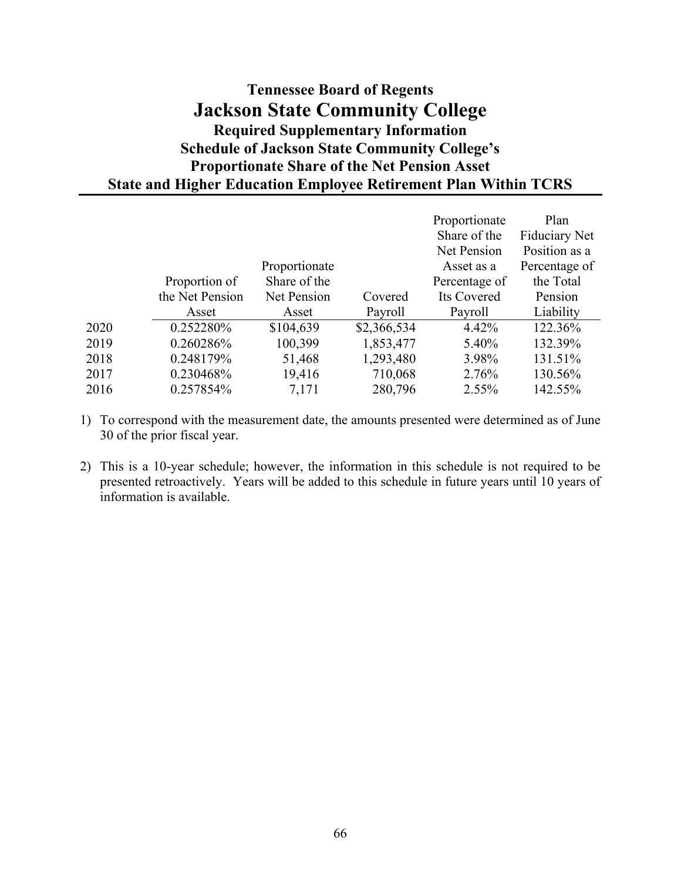# Tennessee Board of Regents
# Jackson State Community College
## Required Supplementary Information
## Schedule of Jackson State Community College's Proportionate Share of the Net Pension Asset
## State and Higher Education Employee Retirement Plan Within TCRS

| | Proportion of the Net Pension Asset | Proportionate Share of the Net Pension Asset | Covered Payroll | Proportionate Share of the Net Pension Asset as a Percentage of Its Covered Payroll | Plan Fiduciary Net Position as a Percentage of the Total Pension Liability |
|---|---|---|---|---|---|
| 2020 | 0.252280% | $104,639 | $2,366,534 | 4.42% | 122.36% |
| 2019 | 0.260286% | 100,399 | 1,853,477 | 5.40% | 132.39% |
| 2018 | 0.248179% | 51,468 | 1,293,480 | 3.98% | 131.51% |
| 2017 | 0.230468% | 19,416 | 710,068 | 2.76% | 130.56% |
| 2016 | 0.257854% | 7,171 | 280,796 | 2.55% | 142.55% |

1) To correspond with the measurement date, the amounts presented were determined as of June 30 of the prior fiscal year.

2) This is a 10-year schedule; however, the information in this schedule is not required to be presented retroactively. Years will be added to this schedule in future years until 10 years of information is available.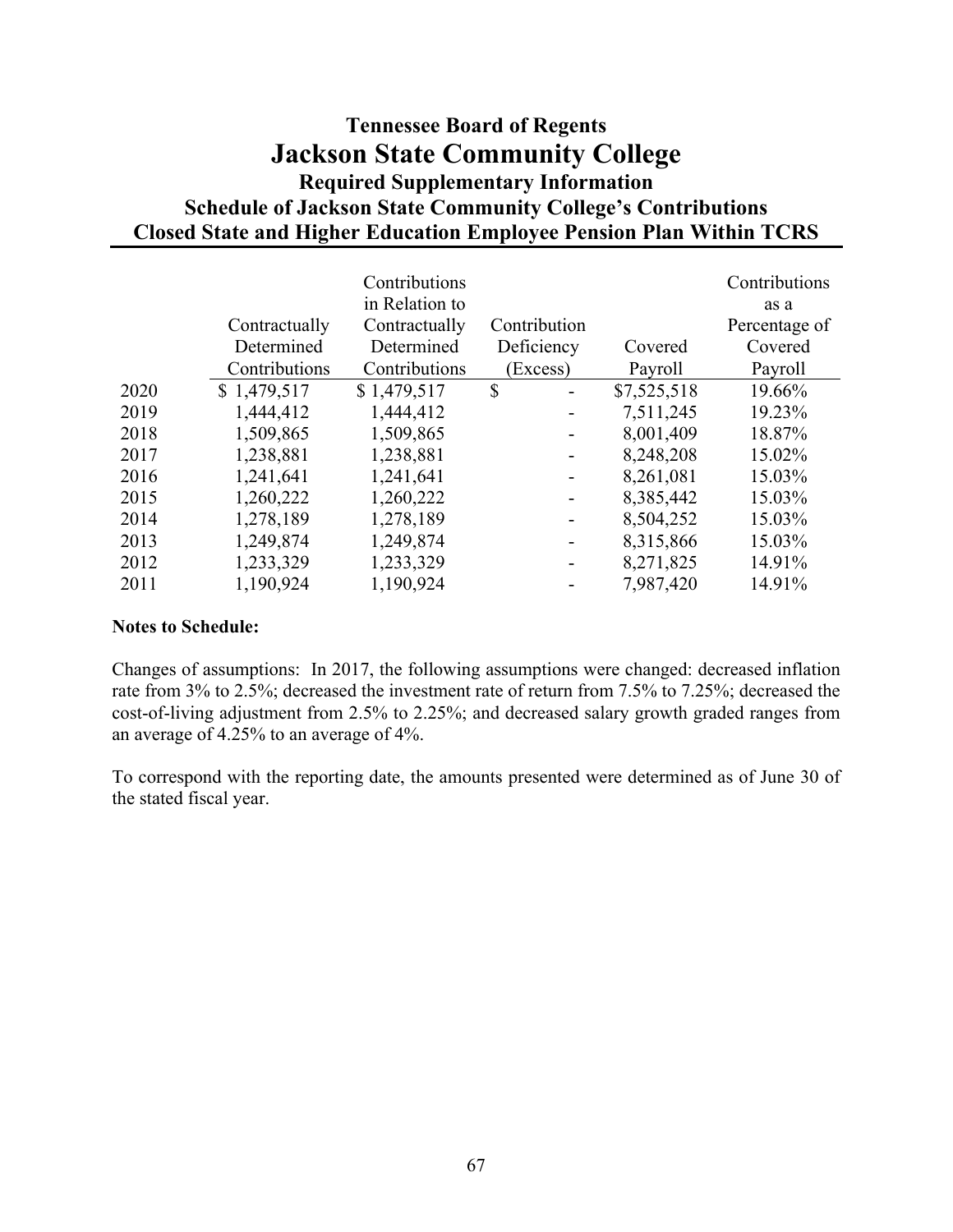# Tennessee Board of Regents
# Jackson State Community College
## Required Supplementary Information
## Schedule of Jackson State Community College's Contributions
## Closed State and Higher Education Employee Pension Plan Within TCRS

| | Contractually Determined Contributions | Contributions in Relation to Contractually Determined Contributions | Contribution Deficiency (Excess) | Covered Payroll | Contributions as a Percentage of Covered Payroll |
|---|---|---|---|---|---|
| 2020 | $ 1,479,517 | $ 1,479,517 | $ - | $7,525,518 | 19.66% |
| 2019 | 1,444,412 | 1,444,412 | - | 7,511,245 | 19.23% |
| 2018 | 1,509,865 | 1,509,865 | - | 8,001,409 | 18.87% |
| 2017 | 1,238,881 | 1,238,881 | - | 8,248,208 | 15.02% |
| 2016 | 1,241,641 | 1,241,641 | - | 8,261,081 | 15.03% |
| 2015 | 1,260,222 | 1,260,222 | - | 8,385,442 | 15.03% |
| 2014 | 1,278,189 | 1,278,189 | - | 8,504,252 | 15.03% |
| 2013 | 1,249,874 | 1,249,874 | - | 8,315,866 | 15.03% |
| 2012 | 1,233,329 | 1,233,329 | - | 8,271,825 | 14.91% |
| 2011 | 1,190,924 | 1,190,924 | - | 7,987,420 | 14.91% |

**Notes to Schedule:**

Changes of assumptions: In 2017, the following assumptions were changed: decreased inflation rate from 3% to 2.5%; decreased the investment rate of return from 7.5% to 7.25%; decreased the cost-of-living adjustment from 2.5% to 2.25%; and decreased salary growth graded ranges from an average of 4.25% to an average of 4%.

To correspond with the reporting date, the amounts presented were determined as of June 30 of the stated fiscal year.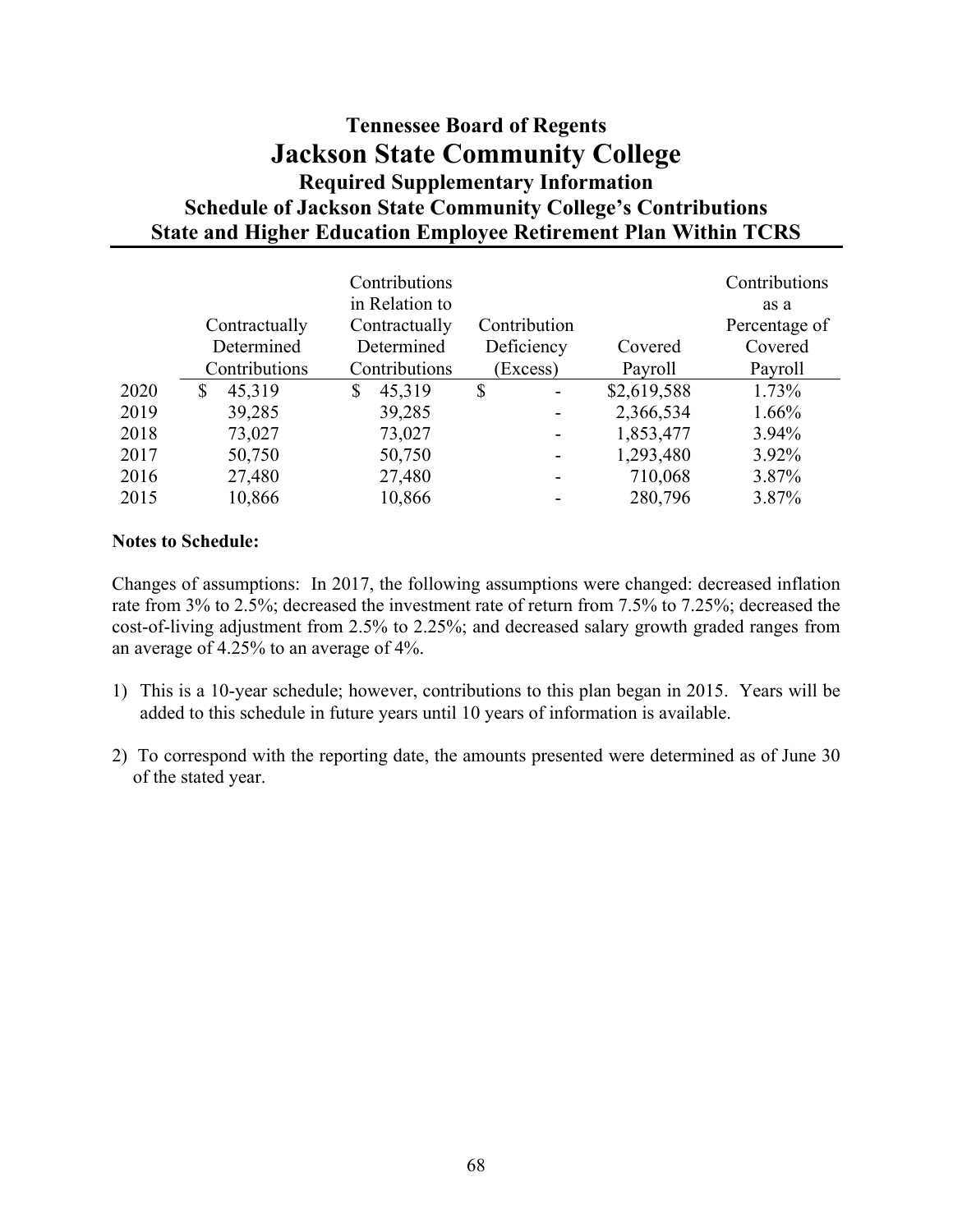# Tennessee Board of Regents

# Jackson State Community College

## Required Supplementary Information

## Schedule of Jackson State Community College's Contributions

## State and Higher Education Employee Retirement Plan Within TCRS

| | Contractually Determined Contributions | Contributions in Relation to Contractually Determined Contributions | Contribution Deficiency (Excess) | Covered Payroll | Contributions as a Percentage of Covered Payroll |
|---|---|---|---|---|---|
| 2020 | $ 45,319 | $ 45,319 | $ - | $2,619,588 | 1.73% |
| 2019 | 39,285 | 39,285 | - | 2,366,534 | 1.66% |
| 2018 | 73,027 | 73,027 | - | 1,853,477 | 3.94% |
| 2017 | 50,750 | 50,750 | - | 1,293,480 | 3.92% |
| 2016 | 27,480 | 27,480 | - | 710,068 | 3.87% |
| 2015 | 10,866 | 10,866 | - | 280,796 | 3.87% |

**Notes to Schedule:**

Changes of assumptions: In 2017, the following assumptions were changed: decreased inflation rate from 3% to 2.5%; decreased the investment rate of return from 7.5% to 7.25%; decreased the cost-of-living adjustment from 2.5% to 2.25%; and decreased salary growth graded ranges from an average of 4.25% to an average of 4%.

1) This is a 10-year schedule; however, contributions to this plan began in 2015. Years will be added to this schedule in future years until 10 years of information is available.

2) To correspond with the reporting date, the amounts presented were determined as of June 30 of the stated year.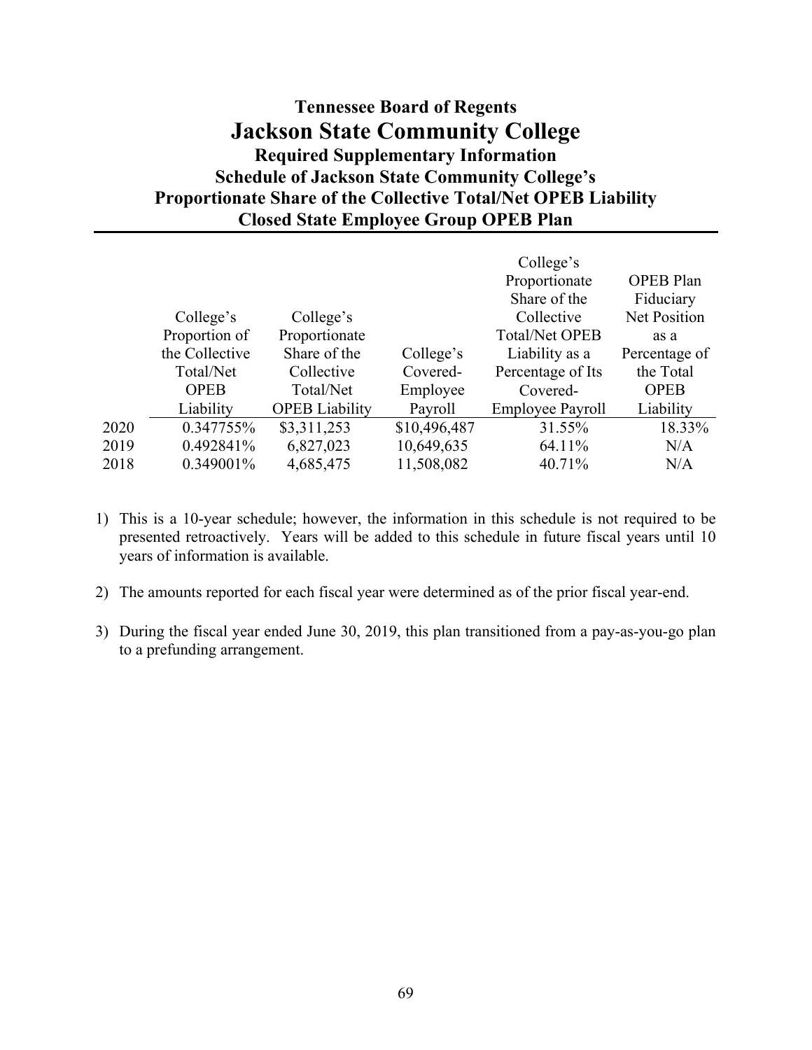# Tennessee Board of Regents
# Jackson State Community College
## Required Supplementary Information
## Schedule of Jackson State Community College's Proportionate Share of the Collective Total/Net OPEB Liability
## Closed State Employee Group OPEB Plan

| | College's Proportion of the Collective Total/Net OPEB Liability | College's Proportionate Share of the Collective Total/Net OPEB Liability | College's Covered-Employee Payroll | College's Proportionate Share of the Collective Total/Net OPEB Liability as a Percentage of Its Covered-Employee Payroll | OPEB Plan Fiduciary Net Position as a Percentage of the Total OPEB Liability |
|---|---|---|---|---|---|
| 2020 | 0.347755% | $3,311,253 | $10,496,487 | 31.55% | 18.33% |
| 2019 | 0.492841% | 6,827,023 | 10,649,635 | 64.11% | N/A |
| 2018 | 0.349001% | 4,685,475 | 11,508,082 | 40.71% | N/A |

1) This is a 10-year schedule; however, the information in this schedule is not required to be presented retroactively. Years will be added to this schedule in future fiscal years until 10 years of information is available.

2) The amounts reported for each fiscal year were determined as of the prior fiscal year-end.

3) During the fiscal year ended June 30, 2019, this plan transitioned from a pay-as-you-go plan to a prefunding arrangement.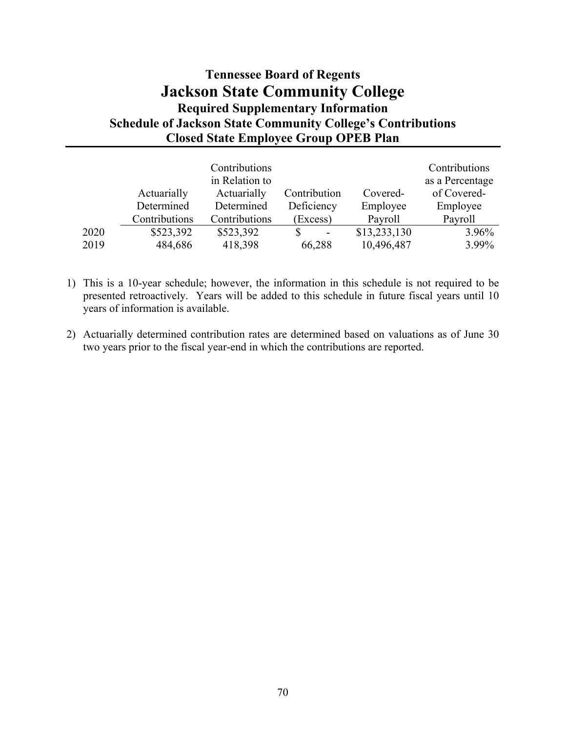# Tennessee Board of Regents
# Jackson State Community College
## Required Supplementary Information
## Schedule of Jackson State Community College's Contributions
## Closed State Employee Group OPEB Plan

| | Actuarially Determined Contributions | Contributions in Relation to Actuarially Determined Contributions | Contribution Deficiency (Excess) | Covered-Employee Payroll | Contributions as a Percentage of Covered-Employee Payroll |
|---|---|---|---|---|---|
| 2020 | $523,392 | $523,392 | $ - | $13,233,130 | 3.96% |
| 2019 | 484,686 | 418,398 | 66,288 | 10,496,487 | 3.99% |

1) This is a 10-year schedule; however, the information in this schedule is not required to be presented retroactively. Years will be added to this schedule in future fiscal years until 10 years of information is available.

2) Actuarially determined contribution rates are determined based on valuations as of June 30 two years prior to the fiscal year-end in which the contributions are reported.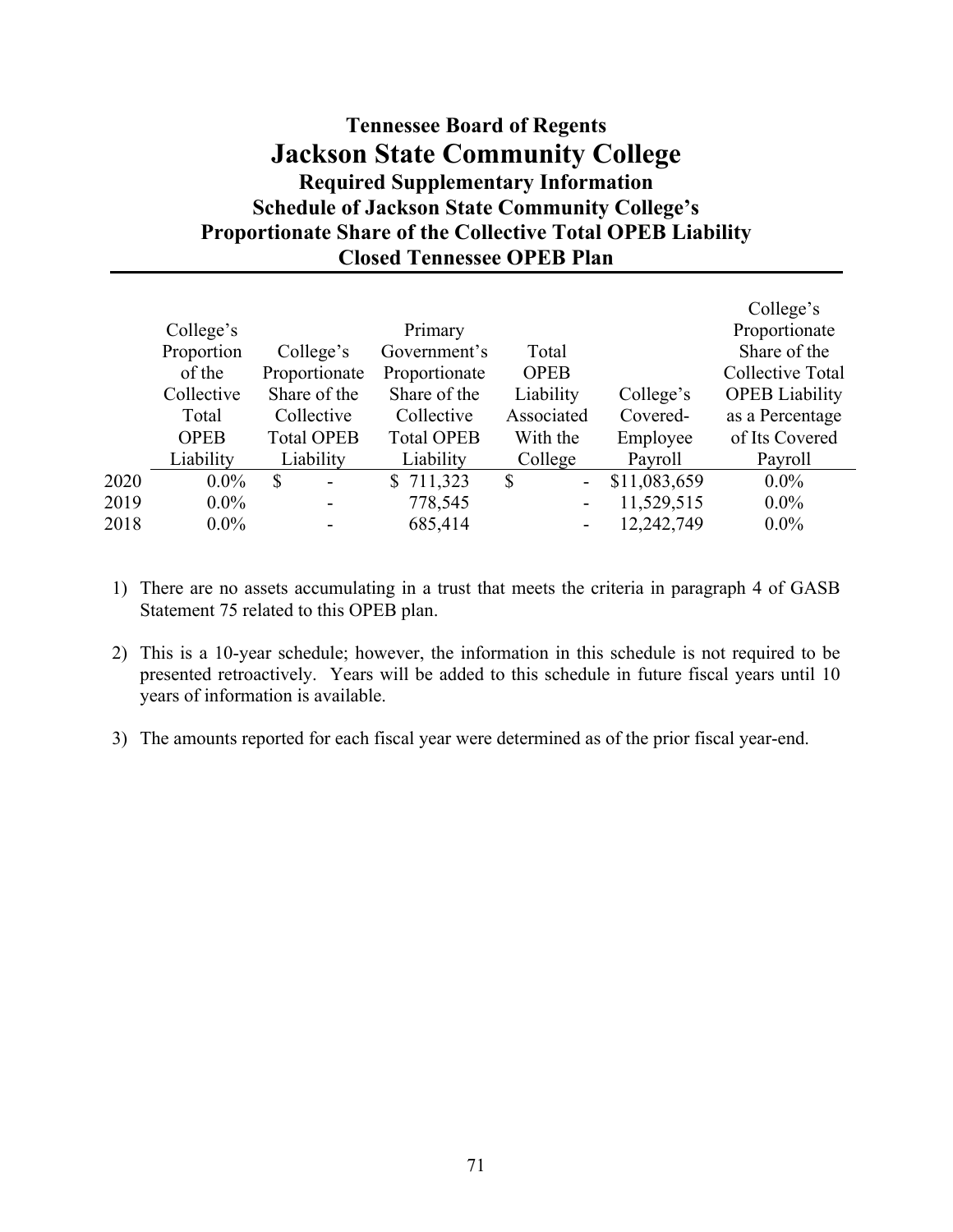# Tennessee Board of Regents
# Jackson State Community College
## Required Supplementary Information
## Schedule of Jackson State Community College's Proportionate Share of the Collective Total OPEB Liability
## Closed Tennessee OPEB Plan

| | College's Proportion of the Collective Total OPEB Liability | College's Proportionate Share of the Collective Total OPEB Liability | Primary Government's Proportionate Share of the Collective Total OPEB Liability | Total OPEB Liability Associated With the College | College's Covered-Employee Payroll | College's Proportionate Share of the Collective Total OPEB Liability as a Percentage of Its Covered Payroll |
|---|---|---|---|---|---|---|
| 2020 | 0.0% | $ - | $ 711,323 | $ - | $11,083,659 | 0.0% |
| 2019 | 0.0% | - | 778,545 | - | 11,529,515 | 0.0% |
| 2018 | 0.0% | - | 685,414 | - | 12,242,749 | 0.0% |

1) There are no assets accumulating in a trust that meets the criteria in paragraph 4 of GASB Statement 75 related to this OPEB plan.

2) This is a 10-year schedule; however, the information in this schedule is not required to be presented retroactively. Years will be added to this schedule in future fiscal years until 10 years of information is available.

3) The amounts reported for each fiscal year were determined as of the prior fiscal year-end.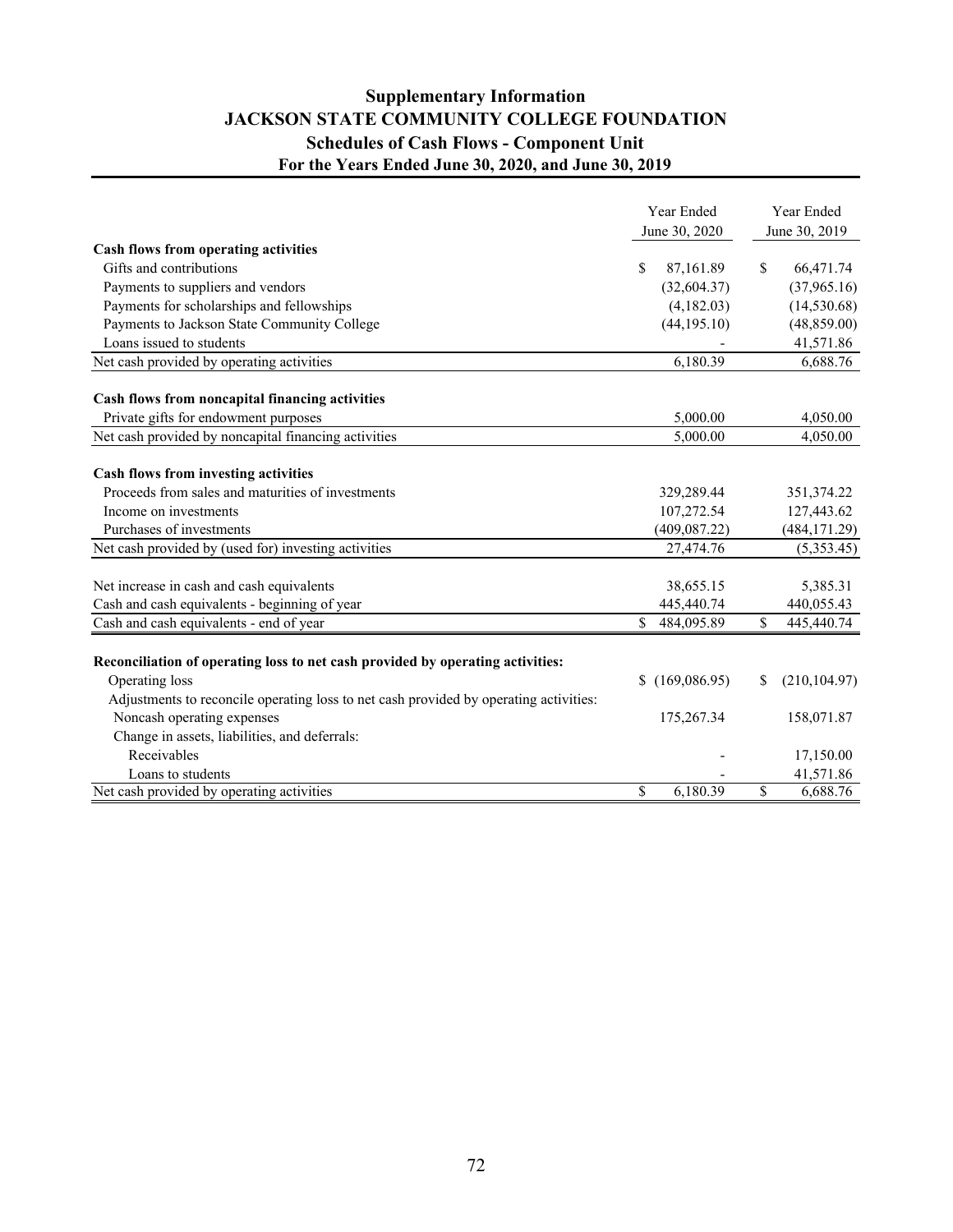# Supplementary Information

## JACKSON STATE COMMUNITY COLLEGE FOUNDATION

### Schedules of Cash Flows - Component Unit

### For the Years Ended June 30, 2020, and June 30, 2019

| | Year Ended June 30, 2020 | Year Ended June 30, 2019 |
|---|---|---|
| **Cash flows from operating activities** | | |
| Gifts and contributions | $ 87,161.89 | $ 66,471.74 |
| Payments to suppliers and vendors | (32,604.37) | (37,965.16) |
| Payments for scholarships and fellowships | (4,182.03) | (14,530.68) |
| Payments to Jackson State Community College | (44,195.10) | (48,859.00) |
| Loans issued to students | - | 41,571.86 |
| Net cash provided by operating activities | 6,180.39 | 6,688.76 |
| **Cash flows from noncapital financing activities** | | |
| Private gifts for endowment purposes | 5,000.00 | 4,050.00 |
| Net cash provided by noncapital financing activities | 5,000.00 | 4,050.00 |
| **Cash flows from investing activities** | | |
| Proceeds from sales and maturities of investments | 329,289.44 | 351,374.22 |
| Income on investments | 107,272.54 | 127,443.62 |
| Purchases of investments | (409,087.22) | (484,171.29) |
| Net cash provided by (used for) investing activities | 27,474.76 | (5,353.45) |
| Net increase in cash and cash equivalents | 38,655.15 | 5,385.31 |
| Cash and cash equivalents - beginning of year | 445,440.74 | 440,055.43 |
| Cash and cash equivalents - end of year | $ 484,095.89 | $ 445,440.74 |
| **Reconciliation of operating loss to net cash provided by operating activities:** | | |
| Operating loss | $ (169,086.95) | $ (210,104.97) |
| Adjustments to reconcile operating loss to net cash provided by operating activities: | | |
| Noncash operating expenses | 175,267.34 | 158,071.87 |
| Change in assets, liabilities, and deferrals: | | |
| Receivables | - | 17,150.00 |
| Loans to students | - | 41,571.86 |
| Net cash provided by operating activities | $ 6,180.39 | $ 6,688.76 |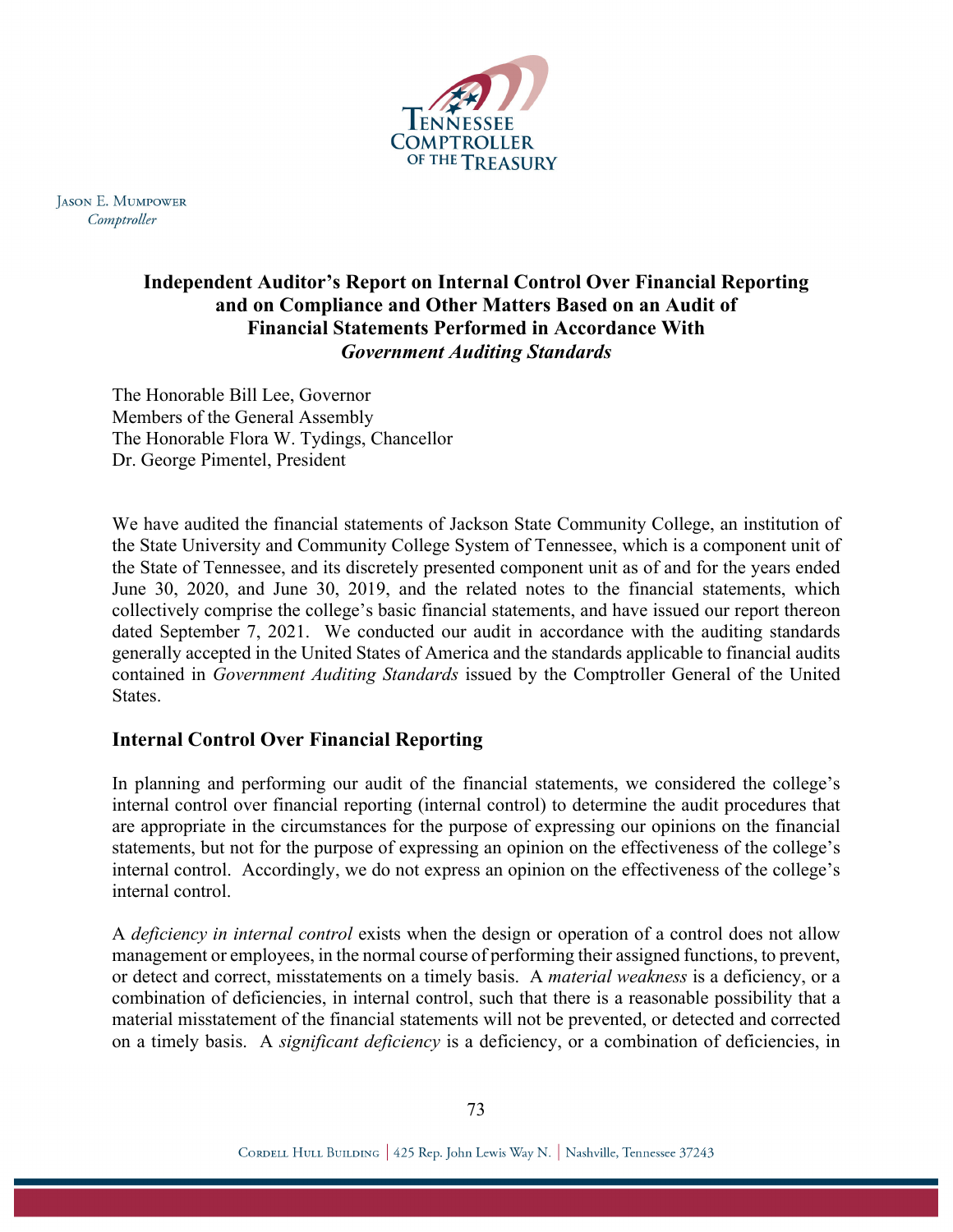Jason E. Mumpower
*Comptroller*

**Independent Auditor's Report on Internal Control Over Financial Reporting and on Compliance and Other Matters Based on an Audit of Financial Statements Performed in Accordance With *Government Auditing Standards***

The Honorable Bill Lee, Governor
Members of the General Assembly
The Honorable Flora W. Tydings, Chancellor
Dr. George Pimentel, President

We have audited the financial statements of Jackson State Community College, an institution of the State University and Community College System of Tennessee, which is a component unit of the State of Tennessee, and its discretely presented component unit as of and for the years ended June 30, 2020, and June 30, 2019, and the related notes to the financial statements, which collectively comprise the college's basic financial statements, and have issued our report thereon dated September 7, 2021. We conducted our audit in accordance with the auditing standards generally accepted in the United States of America and the standards applicable to financial audits contained in *Government Auditing Standards* issued by the Comptroller General of the United States.

## Internal Control Over Financial Reporting

In planning and performing our audit of the financial statements, we considered the college's internal control over financial reporting (internal control) to determine the audit procedures that are appropriate in the circumstances for the purpose of expressing our opinions on the financial statements, but not for the purpose of expressing an opinion on the effectiveness of the college's internal control. Accordingly, we do not express an opinion on the effectiveness of the college's internal control.

A *deficiency in internal control* exists when the design or operation of a control does not allow management or employees, in the normal course of performing their assigned functions, to prevent, or detect and correct, misstatements on a timely basis. A *material weakness* is a deficiency, or a combination of deficiencies, in internal control, such that there is a reasonable possibility that a material misstatement of the financial statements will not be prevented, or detected and corrected on a timely basis. A *significant deficiency* is a deficiency, or a combination of deficiencies, in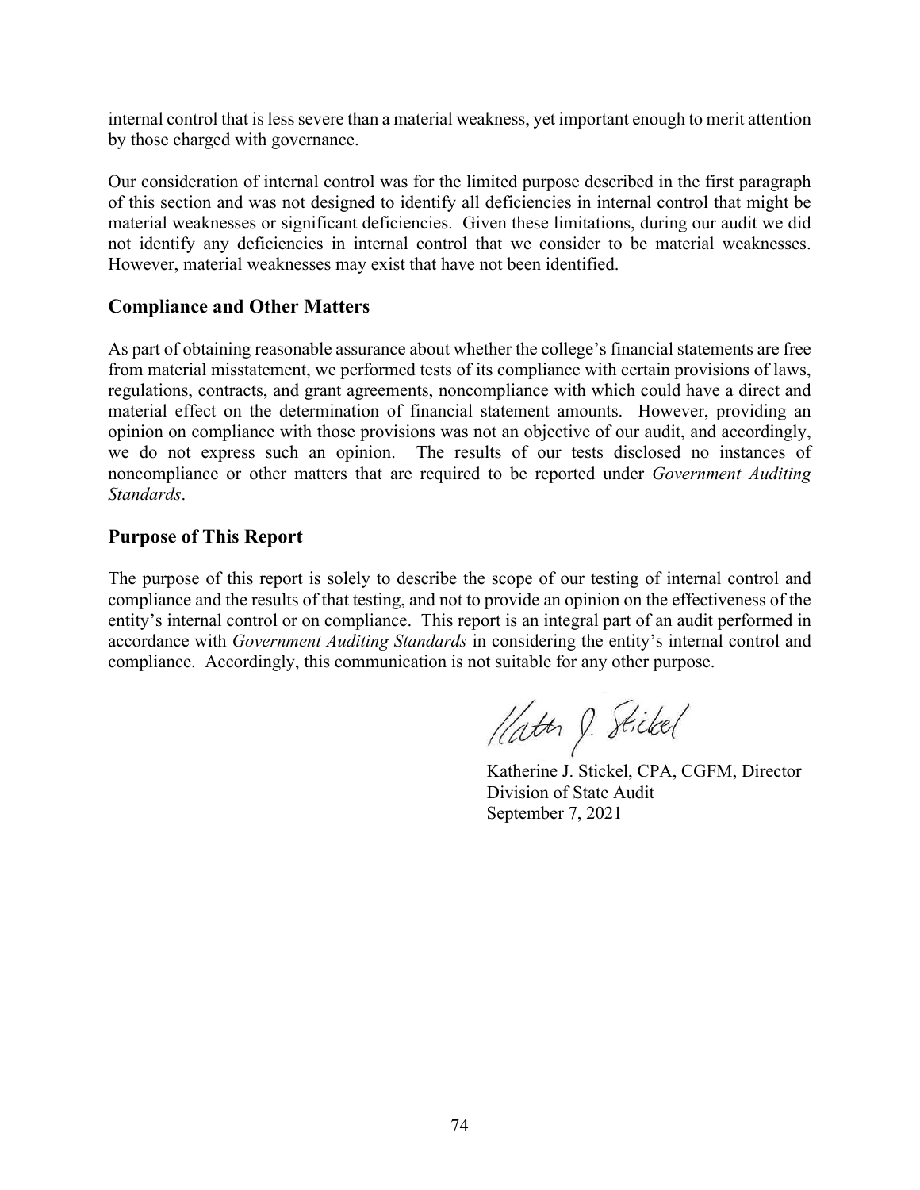internal control that is less severe than a material weakness, yet important enough to merit attention by those charged with governance.

Our consideration of internal control was for the limited purpose described in the first paragraph of this section and was not designed to identify all deficiencies in internal control that might be material weaknesses or significant deficiencies. Given these limitations, during our audit we did not identify any deficiencies in internal control that we consider to be material weaknesses. However, material weaknesses may exist that have not been identified.

## Compliance and Other Matters

As part of obtaining reasonable assurance about whether the college's financial statements are free from material misstatement, we performed tests of its compliance with certain provisions of laws, regulations, contracts, and grant agreements, noncompliance with which could have a direct and material effect on the determination of financial statement amounts. However, providing an opinion on compliance with those provisions was not an objective of our audit, and accordingly, we do not express such an opinion. The results of our tests disclosed no instances of noncompliance or other matters that are required to be reported under *Government Auditing Standards*.

## Purpose of This Report

The purpose of this report is solely to describe the scope of our testing of internal control and compliance and the results of that testing, and not to provide an opinion on the effectiveness of the entity's internal control or on compliance. This report is an integral part of an audit performed in accordance with *Government Auditing Standards* in considering the entity's internal control and compliance. Accordingly, this communication is not suitable for any other purpose.

Katherine J. Stickel, CPA, CGFM, Director
Division of State Audit
September 7, 2021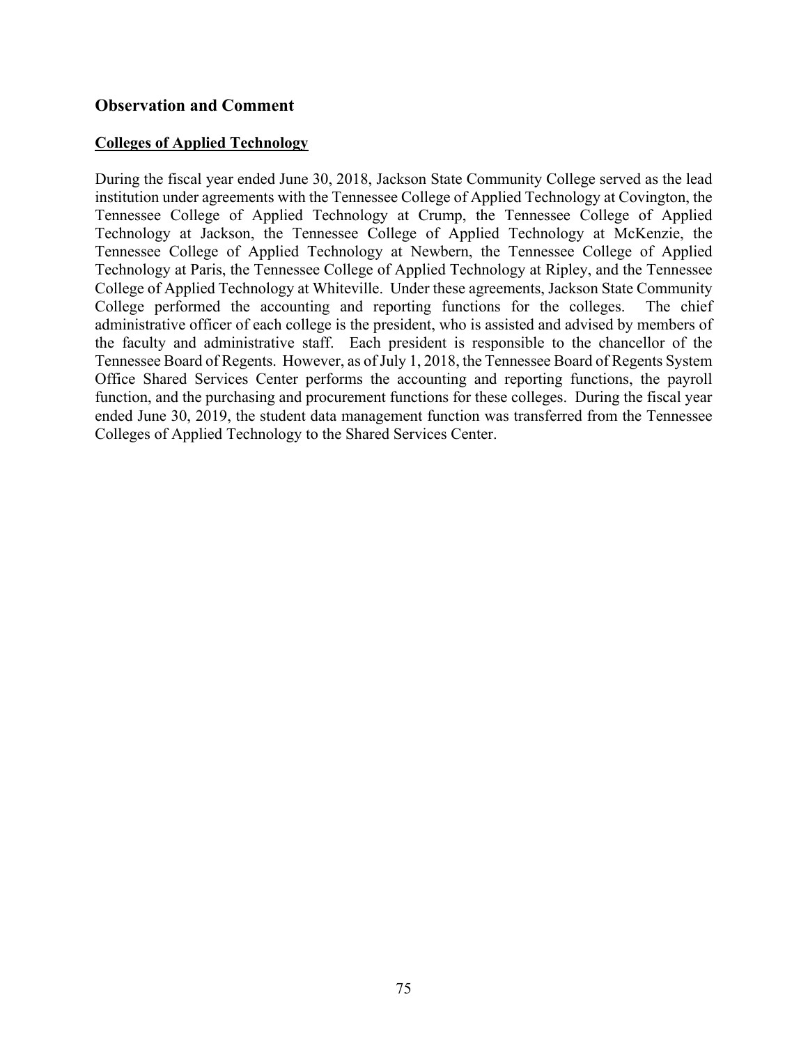## Observation and Comment

**Colleges of Applied Technology**

During the fiscal year ended June 30, 2018, Jackson State Community College served as the lead institution under agreements with the Tennessee College of Applied Technology at Covington, the Tennessee College of Applied Technology at Crump, the Tennessee College of Applied Technology at Jackson, the Tennessee College of Applied Technology at McKenzie, the Tennessee College of Applied Technology at Newbern, the Tennessee College of Applied Technology at Paris, the Tennessee College of Applied Technology at Ripley, and the Tennessee College of Applied Technology at Whiteville. Under these agreements, Jackson State Community College performed the accounting and reporting functions for the colleges. The chief administrative officer of each college is the president, who is assisted and advised by members of the faculty and administrative staff. Each president is responsible to the chancellor of the Tennessee Board of Regents. However, as of July 1, 2018, the Tennessee Board of Regents System Office Shared Services Center performs the accounting and reporting functions, the payroll function, and the purchasing and procurement functions for these colleges. During the fiscal year ended June 30, 2019, the student data management function was transferred from the Tennessee Colleges of Applied Technology to the Shared Services Center.